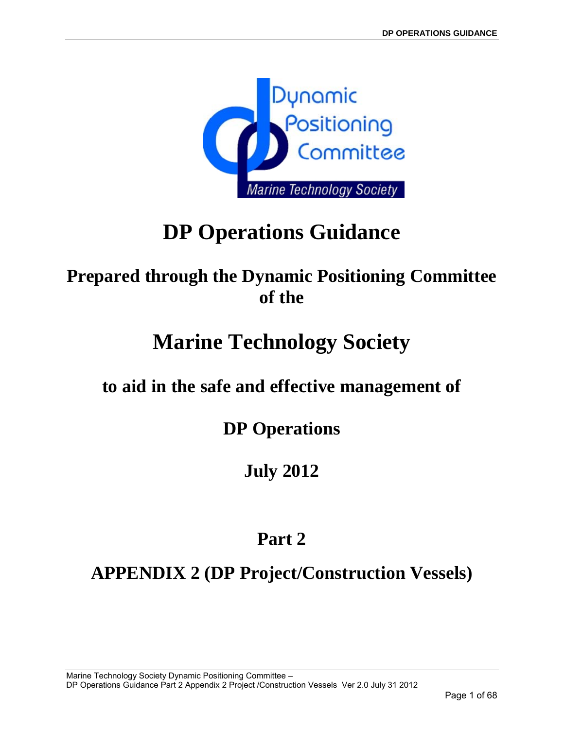# DP Operations Guidance

## Prepared through the Dynamic Positioning Committee of the

# Marine Technology Society

## to aid in the safe and effective management of

## DP Operations

## July 2012

## Part 2

## APPENDIX 2 (DP Project/Construction Vessels)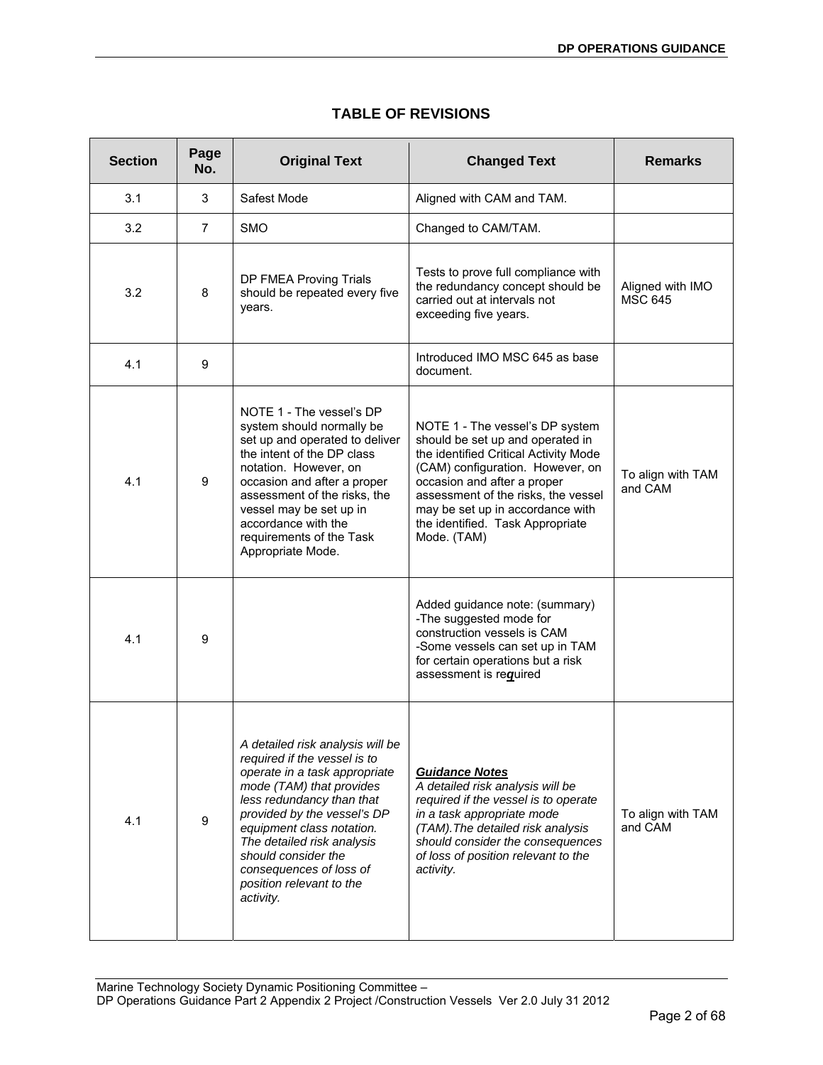## TABLE OF REVISIONS

| Section | Page No. | Original Text | Changed Text | Remarks |
|---|---|---|---|---|
| 3.1 | 3 | Safest Mode | Aligned with CAM and TAM. | |
| 3.2 | 7 | SMO | Changed to CAM/TAM. | |
| 3.2 | 8 | DP FMEA Proving Trials should be repeated every five years. | Tests to prove full compliance with the redundancy concept should be carried out at intervals not exceeding five years. | Aligned with IMO MSC 645 |
| 4.1 | 9 | | Introduced IMO MSC 645 as base document. | |
| 4.1 | 9 | NOTE 1 - The vessel's DP system should normally be set up and operated to deliver the intent of the DP class notation. However, on occasion and after a proper assessment of the risks, the vessel may be set up in accordance with the requirements of the Task Appropriate Mode. | NOTE 1 - The vessel's DP system should be set up and operated in the identified Critical Activity Mode (CAM) configuration. However, on occasion and after a proper assessment of the risks, the vessel may be set up in accordance with the identified. Task Appropriate Mode. (TAM) | To align with TAM and CAM |
| 4.1 | 9 | | Added guidance note: (summary) -The suggested mode for construction vessels is CAM -Some vessels can set up in TAM for certain operations but a risk assessment is re**q**uired | |
| 4.1 | 9 | *A detailed risk analysis will be required if the vessel is to operate in a task appropriate mode (TAM) that provides less redundancy than that provided by the vessel's DP equipment class notation. The detailed risk analysis should consider the consequences of loss of position relevant to the activity.* | ***Guidance Notes*** *A detailed risk analysis will be required if the vessel is to operate in a task appropriate mode (TAM).The detailed risk analysis should consider the consequences of loss of position relevant to the activity.* | To align with TAM and CAM |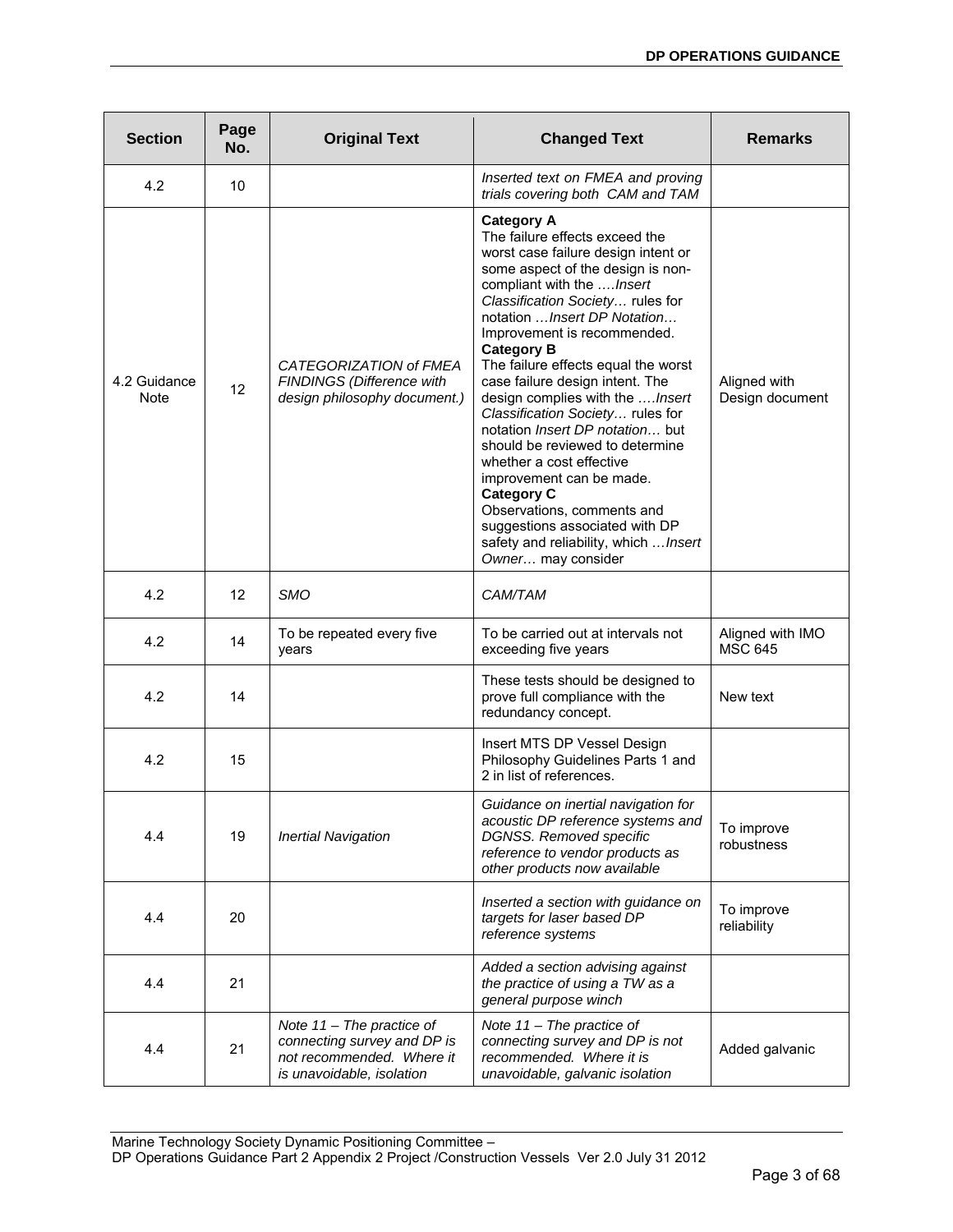| Section | Page No. | Original Text | Changed Text | Remarks |
|---|---|---|---|---|
| 4.2 | 10 | | *Inserted text on FMEA and proving trials covering both CAM and TAM* | |
| 4.2 Guidance Note | 12 | *CATEGORIZATION of FMEA FINDINGS (Difference with design philosophy document.)* | **Category A** The failure effects exceed the worst case failure design intent or some aspect of the design is non-compliant with the ….*Insert Classification Society…* rules for notation …*Insert DP Notation…* Improvement is recommended. **Category B** The failure effects equal the worst case failure design intent. The design complies with the ….*Insert Classification Society…* rules for notation *Insert DP notation…* but should be reviewed to determine whether a cost effective improvement can be made. **Category C** Observations, comments and suggestions associated with DP safety and reliability, which …*Insert Owner…* may consider | Aligned with Design document |
| 4.2 | 12 | *SMO* | *CAM/TAM* | |
| 4.2 | 14 | To be repeated every five years | To be carried out at intervals not exceeding five years | Aligned with IMO MSC 645 |
| 4.2 | 14 | | These tests should be designed to prove full compliance with the redundancy concept. | New text |
| 4.2 | 15 | | Insert MTS DP Vessel Design Philosophy Guidelines Parts 1 and 2 in list of references. | |
| 4.4 | 19 | *Inertial Navigation* | *Guidance on inertial navigation for acoustic DP reference systems and DGNSS. Removed specific reference to vendor products as other products now available* | To improve robustness |
| 4.4 | 20 | | *Inserted a section with guidance on targets for laser based DP reference systems* | To improve reliability |
| 4.4 | 21 | | *Added a section advising against the practice of using a TW as a general purpose winch* | |
| 4.4 | 21 | *Note 11 – The practice of connecting survey and DP is not recommended. Where it is unavoidable, isolation* | *Note 11 – The practice of connecting survey and DP is not recommended. Where it is unavoidable, galvanic isolation* | Added galvanic |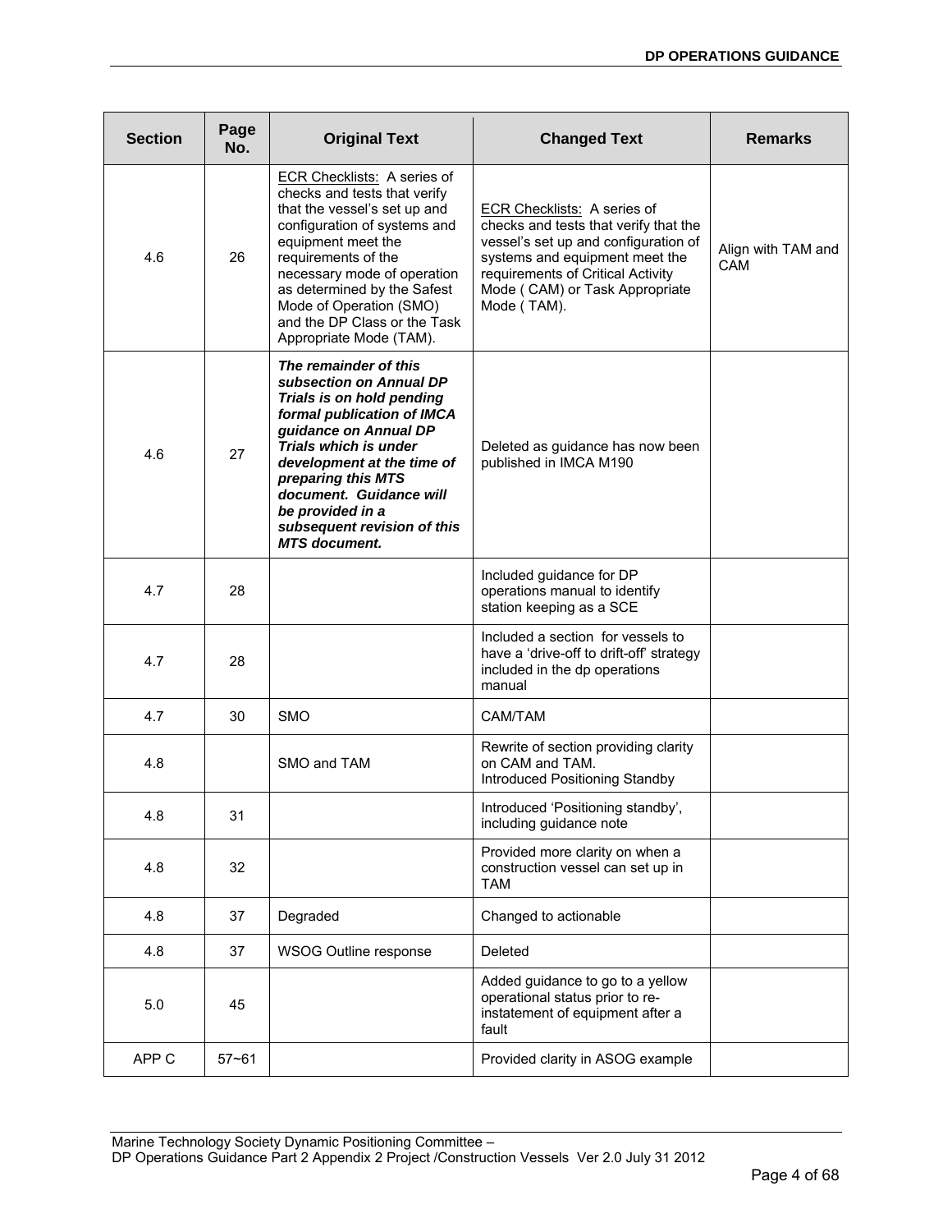| Section | Page No. | Original Text | Changed Text | Remarks |
|---|---|---|---|---|
| 4.6 | 26 | ECR Checklists: A series of checks and tests that verify that the vessel's set up and configuration of systems and equipment meet the requirements of the necessary mode of operation as determined by the Safest Mode of Operation (SMO) and the DP Class or the Task Appropriate Mode (TAM). | ECR Checklists: A series of checks and tests that verify that the vessel's set up and configuration of systems and equipment meet the requirements of Critical Activity Mode ( CAM) or Task Appropriate Mode ( TAM). | Align with TAM and CAM |
| 4.6 | 27 | ***The remainder of this subsection on Annual DP Trials is on hold pending formal publication of IMCA guidance on Annual DP Trials which is under development at the time of preparing this MTS document. Guidance will be provided in a subsequent revision of this MTS document.*** | Deleted as guidance has now been published in IMCA M190 | |
| 4.7 | 28 | | Included guidance for DP operations manual to identify station keeping as a SCE | |
| 4.7 | 28 | | Included a section for vessels to have a 'drive-off to drift-off' strategy included in the dp operations manual | |
| 4.7 | 30 | SMO | CAM/TAM | |
| 4.8 | | SMO and TAM | Rewrite of section providing clarity on CAM and TAM.<br>Introduced Positioning Standby | |
| 4.8 | 31 | | Introduced 'Positioning standby', including guidance note | |
| 4.8 | 32 | | Provided more clarity on when a construction vessel can set up in TAM | |
| 4.8 | 37 | Degraded | Changed to actionable | |
| 4.8 | 37 | WSOG Outline response | Deleted | |
| 5.0 | 45 | | Added guidance to go to a yellow operational status prior to re-instatement of equipment after a fault | |
| APP C | 57~61 | | Provided clarity in ASOG example | |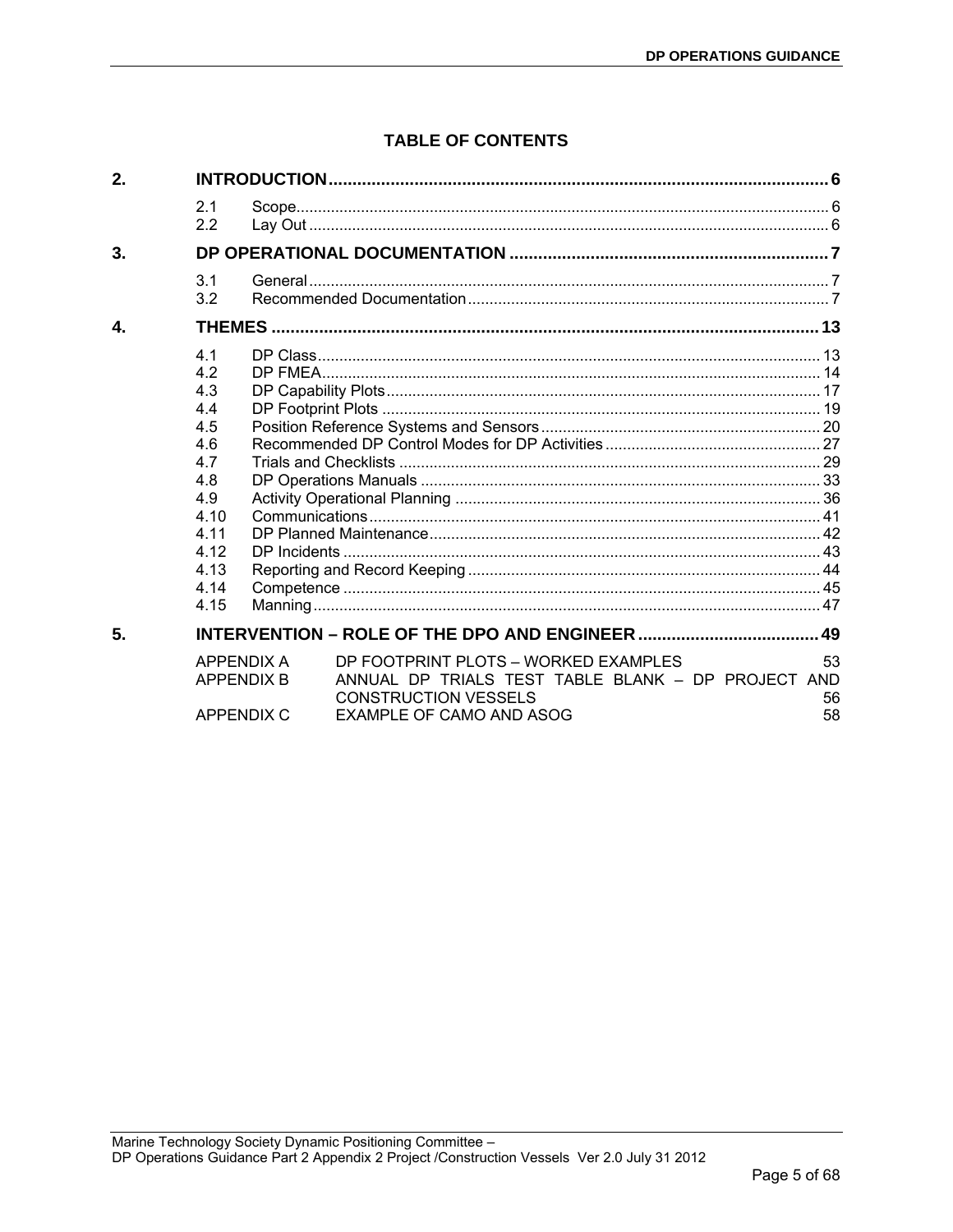# TABLE OF CONTENTS

| | | | |
|---|---|---|---|
| **2.** | **INTRODUCTION** | | **6** |
| | 2.1 | Scope | 6 |
| | 2.2 | Lay Out | 6 |
| **3.** | **DP OPERATIONAL DOCUMENTATION** | | **7** |
| | 3.1 | General | 7 |
| | 3.2 | Recommended Documentation | 7 |
| **4.** | **THEMES** | | **13** |
| | 4.1 | DP Class | 13 |
| | 4.2 | DP FMEA | 14 |
| | 4.3 | DP Capability Plots | 17 |
| | 4.4 | DP Footprint Plots | 19 |
| | 4.5 | Position Reference Systems and Sensors | 20 |
| | 4.6 | Recommended DP Control Modes for DP Activities | 27 |
| | 4.7 | Trials and Checklists | 29 |
| | 4.8 | DP Operations Manuals | 33 |
| | 4.9 | Activity Operational Planning | 36 |
| | 4.10 | Communications | 41 |
| | 4.11 | DP Planned Maintenance | 42 |
| | 4.12 | DP Incidents | 43 |
| | 4.13 | Reporting and Record Keeping | 44 |
| | 4.14 | Competence | 45 |
| | 4.15 | Manning | 47 |
| **5.** | **INTERVENTION – ROLE OF THE DPO AND ENGINEER** | | **49** |
| | APPENDIX A | DP FOOTPRINT PLOTS – WORKED EXAMPLES | 53 |
| | APPENDIX B | ANNUAL DP TRIALS TEST TABLE BLANK – DP PROJECT AND CONSTRUCTION VESSELS | 56 |
| | APPENDIX C | EXAMPLE OF CAMO AND ASOG | 58 |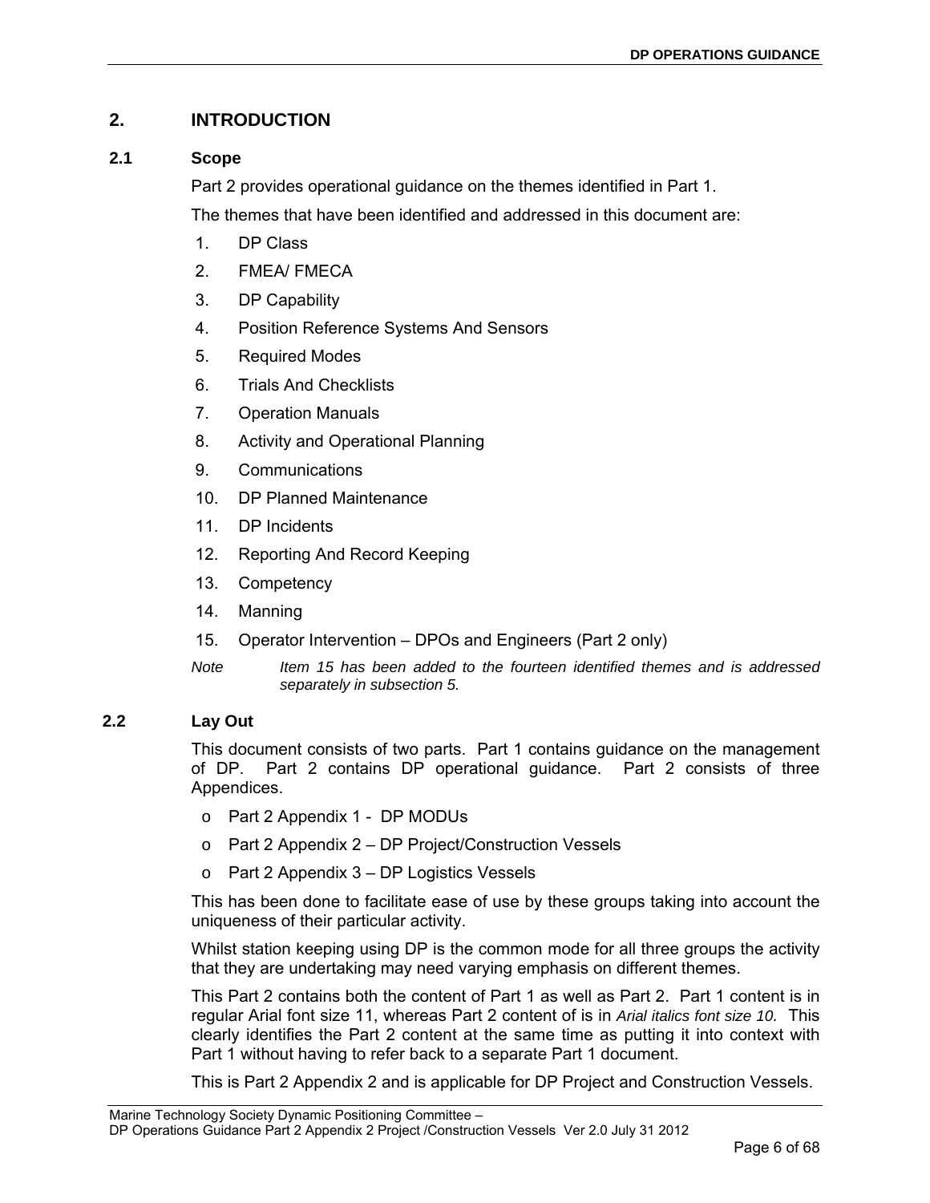## 2. INTRODUCTION

### 2.1 Scope

Part 2 provides operational guidance on the themes identified in Part 1.

The themes that have been identified and addressed in this document are:

1. DP Class
2. FMEA/ FMECA
3. DP Capability
4. Position Reference Systems And Sensors
5. Required Modes
6. Trials And Checklists
7. Operation Manuals
8. Activity and Operational Planning
9. Communications
10. DP Planned Maintenance
11. DP Incidents
12. Reporting And Record Keeping
13. Competency
14. Manning
15. Operator Intervention – DPOs and Engineers (Part 2 only)

*Note Item 15 has been added to the fourteen identified themes and is addressed separately in subsection 5.*

### 2.2 Lay Out

This document consists of two parts. Part 1 contains guidance on the management of DP. Part 2 contains DP operational guidance. Part 2 consists of three Appendices.

- Part 2 Appendix 1 - DP MODUs
- Part 2 Appendix 2 – DP Project/Construction Vessels
- Part 2 Appendix 3 – DP Logistics Vessels

This has been done to facilitate ease of use by these groups taking into account the uniqueness of their particular activity.

Whilst station keeping using DP is the common mode for all three groups the activity that they are undertaking may need varying emphasis on different themes.

This Part 2 contains both the content of Part 1 as well as Part 2. Part 1 content is in regular Arial font size 11, whereas Part 2 content of is in *Arial italics font size 10.* This clearly identifies the Part 2 content at the same time as putting it into context with Part 1 without having to refer back to a separate Part 1 document.

This is Part 2 Appendix 2 and is applicable for DP Project and Construction Vessels.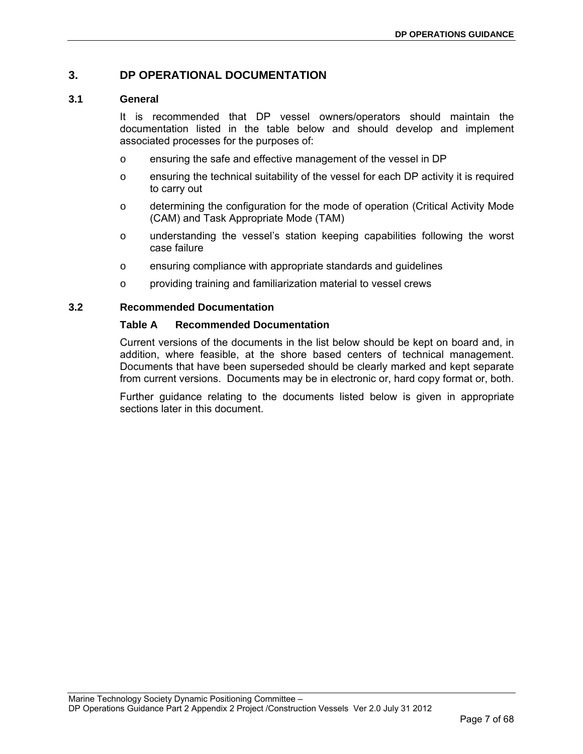# 3. DP OPERATIONAL DOCUMENTATION

## 3.1 General

It is recommended that DP vessel owners/operators should maintain the documentation listed in the table below and should develop and implement associated processes for the purposes of:

- ensuring the safe and effective management of the vessel in DP
- ensuring the technical suitability of the vessel for each DP activity it is required to carry out
- determining the configuration for the mode of operation (Critical Activity Mode (CAM) and Task Appropriate Mode (TAM)
- understanding the vessel's station keeping capabilities following the worst case failure
- ensuring compliance with appropriate standards and guidelines
- providing training and familiarization material to vessel crews

## 3.2 Recommended Documentation

### Table A Recommended Documentation

Current versions of the documents in the list below should be kept on board and, in addition, where feasible, at the shore based centers of technical management. Documents that have been superseded should be clearly marked and kept separate from current versions. Documents may be in electronic or, hard copy format or, both.

Further guidance relating to the documents listed below is given in appropriate sections later in this document.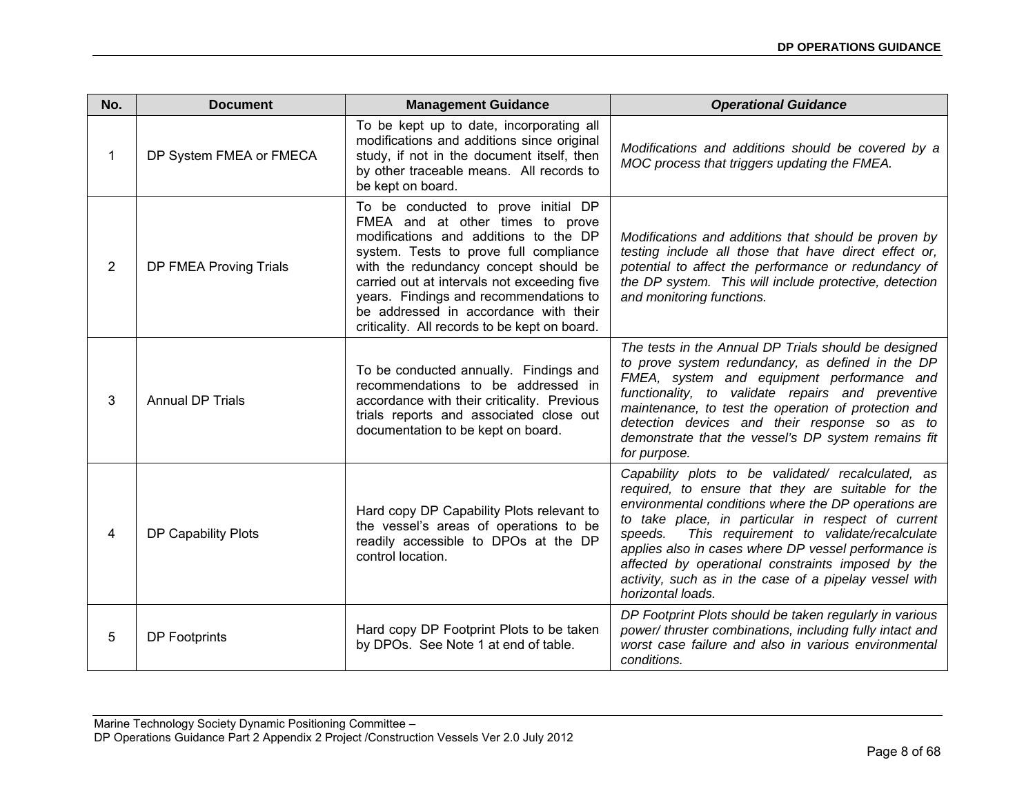| No. | Document | Management Guidance | *Operational Guidance* |
|---|---|---|---|
| 1 | DP System FMEA or FMECA | To be kept up to date, incorporating all modifications and additions since original study, if not in the document itself, then by other traceable means. All records to be kept on board. | *Modifications and additions should be covered by a MOC process that triggers updating the FMEA.* |
| 2 | DP FMEA Proving Trials | To be conducted to prove initial DP FMEA and at other times to prove modifications and additions to the DP system. Tests to prove full compliance with the redundancy concept should be carried out at intervals not exceeding five years. Findings and recommendations to be addressed in accordance with their criticality. All records to be kept on board. | *Modifications and additions that should be proven by testing include all those that have direct effect or, potential to affect the performance or redundancy of the DP system. This will include protective, detection and monitoring functions.* |
| 3 | Annual DP Trials | To be conducted annually. Findings and recommendations to be addressed in accordance with their criticality. Previous trials reports and associated close out documentation to be kept on board. | *The tests in the Annual DP Trials should be designed to prove system redundancy, as defined in the DP FMEA, system and equipment performance and functionality, to validate repairs and preventive maintenance, to test the operation of protection and detection devices and their response so as to demonstrate that the vessel's DP system remains fit for purpose.* |
| 4 | DP Capability Plots | Hard copy DP Capability Plots relevant to the vessel's areas of operations to be readily accessible to DPOs at the DP control location. | *Capability plots to be validated/ recalculated, as required, to ensure that they are suitable for the environmental conditions where the DP operations are to take place, in particular in respect of current speeds. This requirement to validate/recalculate applies also in cases where DP vessel performance is affected by operational constraints imposed by the activity, such as in the case of a pipelay vessel with horizontal loads.* |
| 5 | DP Footprints | Hard copy DP Footprint Plots to be taken by DPOs. See Note 1 at end of table. | *DP Footprint Plots should be taken regularly in various power/ thruster combinations, including fully intact and worst case failure and also in various environmental conditions.* |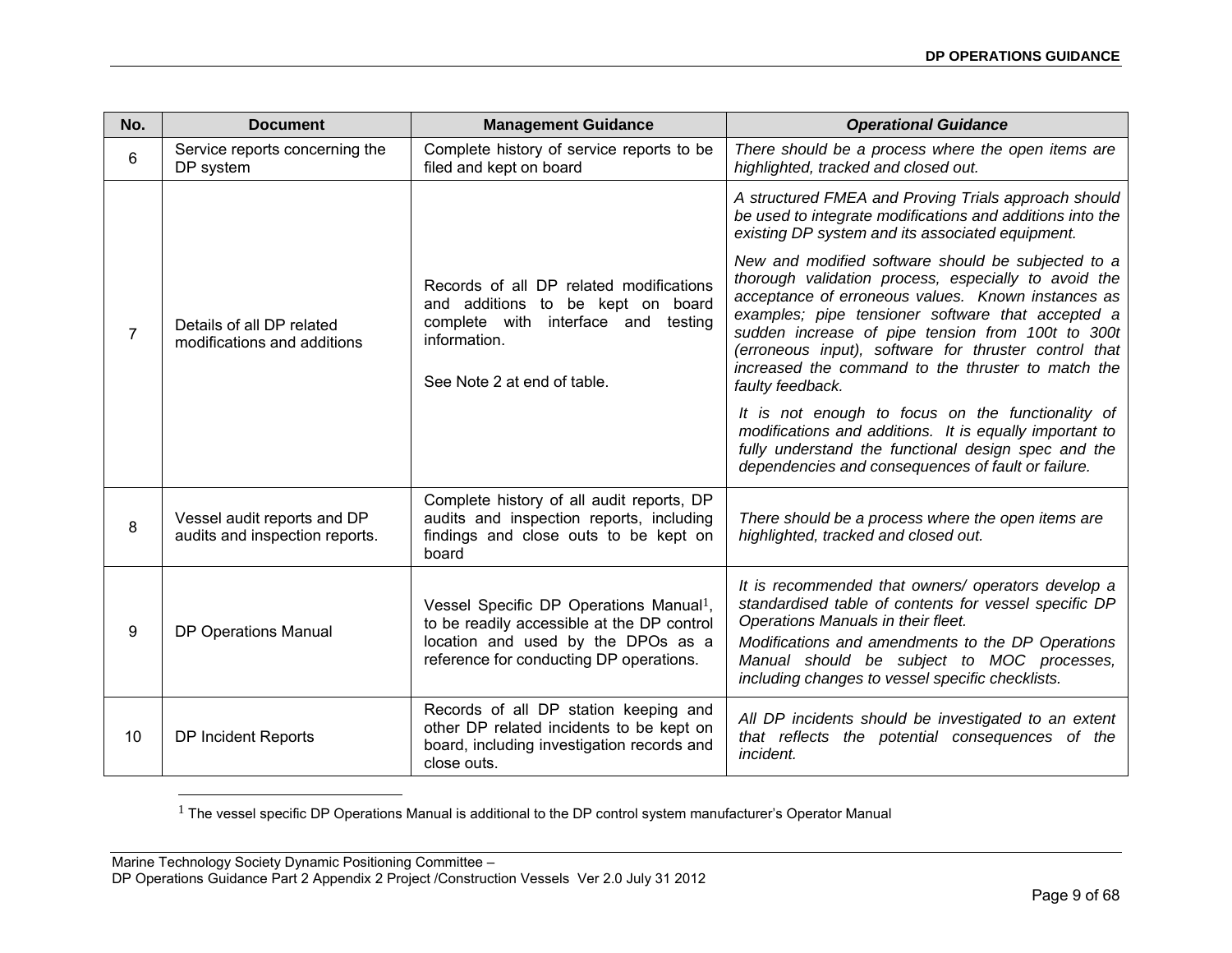| No. | Document | Management Guidance | *Operational Guidance* |
|---|---|---|---|
| 6 | Service reports concerning the DP system | Complete history of service reports to be filed and kept on board | *There should be a process where the open items are highlighted, tracked and closed out.* |
| 7 | Details of all DP related modifications and additions | Records of all DP related modifications and additions to be kept on board complete with interface and testing information.<br><br>See Note 2 at end of table. | *A structured FMEA and Proving Trials approach should be used to integrate modifications and additions into the existing DP system and its associated equipment.*<br><br>*New and modified software should be subjected to a thorough validation process, especially to avoid the acceptance of erroneous values. Known instances as examples; pipe tensioner software that accepted a sudden increase of pipe tension from 100t to 300t (erroneous input), software for thruster control that increased the command to the thruster to match the faulty feedback.*<br><br>*It is not enough to focus on the functionality of modifications and additions. It is equally important to fully understand the functional design spec and the dependencies and consequences of fault or failure.* |
| 8 | Vessel audit reports and DP audits and inspection reports. | Complete history of all audit reports, DP audits and inspection reports, including findings and close outs to be kept on board | *There should be a process where the open items are highlighted, tracked and closed out.* |
| 9 | DP Operations Manual | Vessel Specific DP Operations Manual[1], to be readily accessible at the DP control location and used by the DPOs as a reference for conducting DP operations. | *It is recommended that owners/ operators develop a standardised table of contents for vessel specific DP Operations Manuals in their fleet.*<br><br>*Modifications and amendments to the DP Operations Manual should be subject to MOC processes, including changes to vessel specific checklists.* |
| 10 | DP Incident Reports | Records of all DP station keeping and other DP related incidents to be kept on board, including investigation records and close outs. | *All DP incidents should be investigated to an extent that reflects the potential consequences of the incident.* |

[1] The vessel specific DP Operations Manual is additional to the DP control system manufacturer's Operator Manual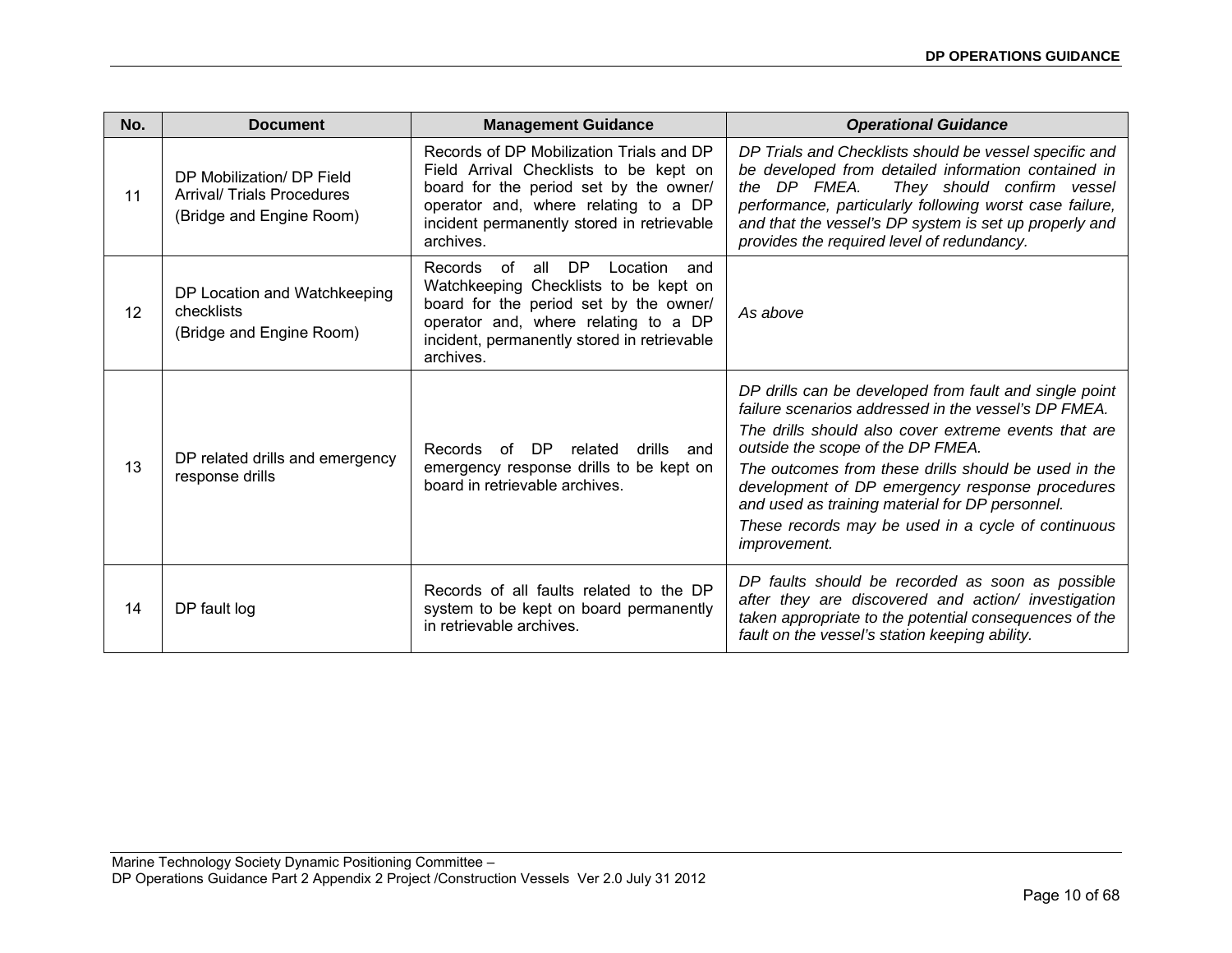| No. | Document | Management Guidance | *Operational Guidance* |
|---|---|---|---|
| 11 | DP Mobilization/ DP Field Arrival/ Trials Procedures (Bridge and Engine Room) | Records of DP Mobilization Trials and DP Field Arrival Checklists to be kept on board for the period set by the owner/ operator and, where relating to a DP incident permanently stored in retrievable archives. | *DP Trials and Checklists should be vessel specific and be developed from detailed information contained in the DP FMEA. They should confirm vessel performance, particularly following worst case failure, and that the vessel's DP system is set up properly and provides the required level of redundancy.* |
| 12 | DP Location and Watchkeeping checklists (Bridge and Engine Room) | Records of all DP Location and Watchkeeping Checklists to be kept on board for the period set by the owner/ operator and, where relating to a DP incident, permanently stored in retrievable archives. | *As above* |
| 13 | DP related drills and emergency response drills | Records of DP related drills and emergency response drills to be kept on board in retrievable archives. | *DP drills can be developed from fault and single point failure scenarios addressed in the vessel's DP FMEA.* <br> *The drills should also cover extreme events that are outside the scope of the DP FMEA.* <br> *The outcomes from these drills should be used in the development of DP emergency response procedures and used as training material for DP personnel.* <br> *These records may be used in a cycle of continuous improvement.* |
| 14 | DP fault log | Records of all faults related to the DP system to be kept on board permanently in retrievable archives. | *DP faults should be recorded as soon as possible after they are discovered and action/ investigation taken appropriate to the potential consequences of the fault on the vessel's station keeping ability.* |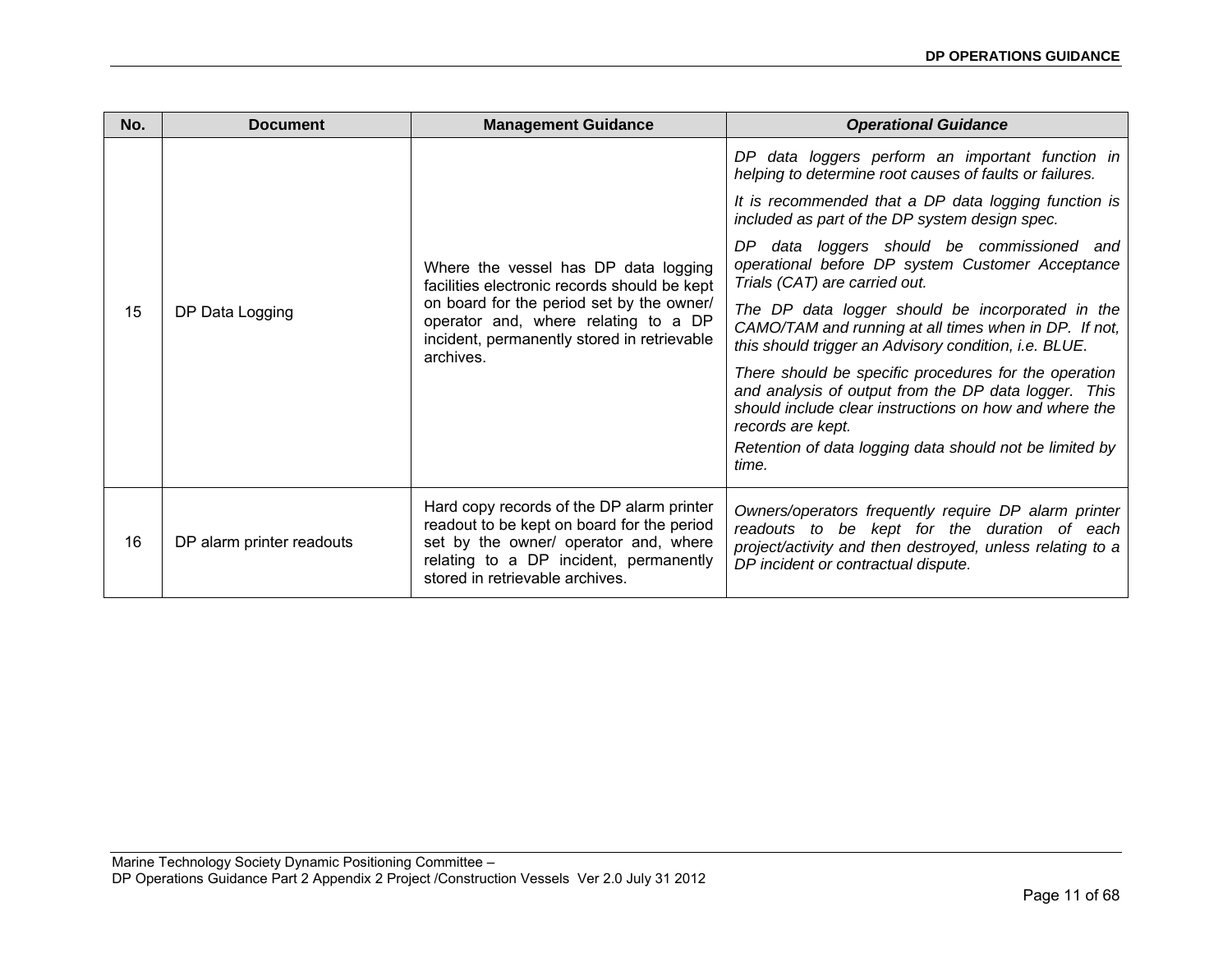| No. | Document | Management Guidance | *Operational Guidance* |
|---|---|---|---|
| 15 | DP Data Logging | Where the vessel has DP data logging facilities electronic records should be kept on board for the period set by the owner/ operator and, where relating to a DP incident, permanently stored in retrievable archives. | *DP data loggers perform an important function in helping to determine root causes of faults or failures.* <br> *It is recommended that a DP data logging function is included as part of the DP system design spec.* <br> *DP data loggers should be commissioned and operational before DP system Customer Acceptance Trials (CAT) are carried out.* <br> *The DP data logger should be incorporated in the CAMO/TAM and running at all times when in DP. If not, this should trigger an Advisory condition, i.e. BLUE.* <br> *There should be specific procedures for the operation and analysis of output from the DP data logger. This should include clear instructions on how and where the records are kept.* <br> *Retention of data logging data should not be limited by time.* |
| 16 | DP alarm printer readouts | Hard copy records of the DP alarm printer readout to be kept on board for the period set by the owner/ operator and, where relating to a DP incident, permanently stored in retrievable archives. | *Owners/operators frequently require DP alarm printer readouts to be kept for the duration of each project/activity and then destroyed, unless relating to a DP incident or contractual dispute.* |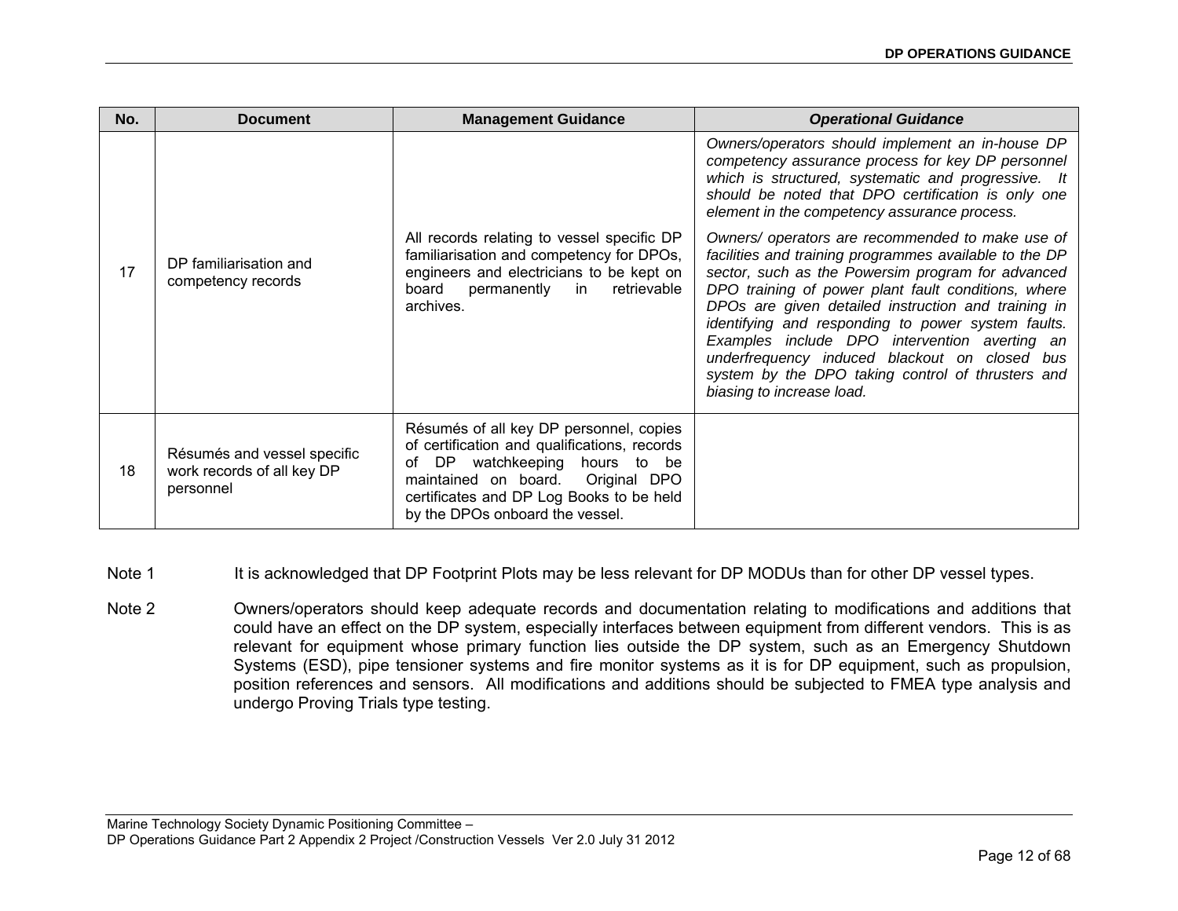| No. | Document | Management Guidance | *Operational Guidance* |
|---|---|---|---|
| 17 | DP familiarisation and competency records | All records relating to vessel specific DP familiarisation and competency for DPOs, engineers and electricians to be kept on board permanently in retrievable archives. | *Owners/operators should implement an in-house DP competency assurance process for key DP personnel which is structured, systematic and progressive. It should be noted that DPO certification is only one element in the competency assurance process.*<br><br>*Owners/ operators are recommended to make use of facilities and training programmes available to the DP sector, such as the Powersim program for advanced DPO training of power plant fault conditions, where DPOs are given detailed instruction and training in identifying and responding to power system faults. Examples include DPO intervention averting an underfrequency induced blackout on closed bus system by the DPO taking control of thrusters and biasing to increase load.* |
| 18 | Résumés and vessel specific work records of all key DP personnel | Résumés of all key DP personnel, copies of certification and qualifications, records of DP watchkeeping hours to be maintained on board. Original DPO certificates and DP Log Books to be held by the DPOs onboard the vessel. | |

Note 1 It is acknowledged that DP Footprint Plots may be less relevant for DP MODUs than for other DP vessel types.

Note 2 Owners/operators should keep adequate records and documentation relating to modifications and additions that could have an effect on the DP system, especially interfaces between equipment from different vendors. This is as relevant for equipment whose primary function lies outside the DP system, such as an Emergency Shutdown Systems (ESD), pipe tensioner systems and fire monitor systems as it is for DP equipment, such as propulsion, position references and sensors. All modifications and additions should be subjected to FMEA type analysis and undergo Proving Trials type testing.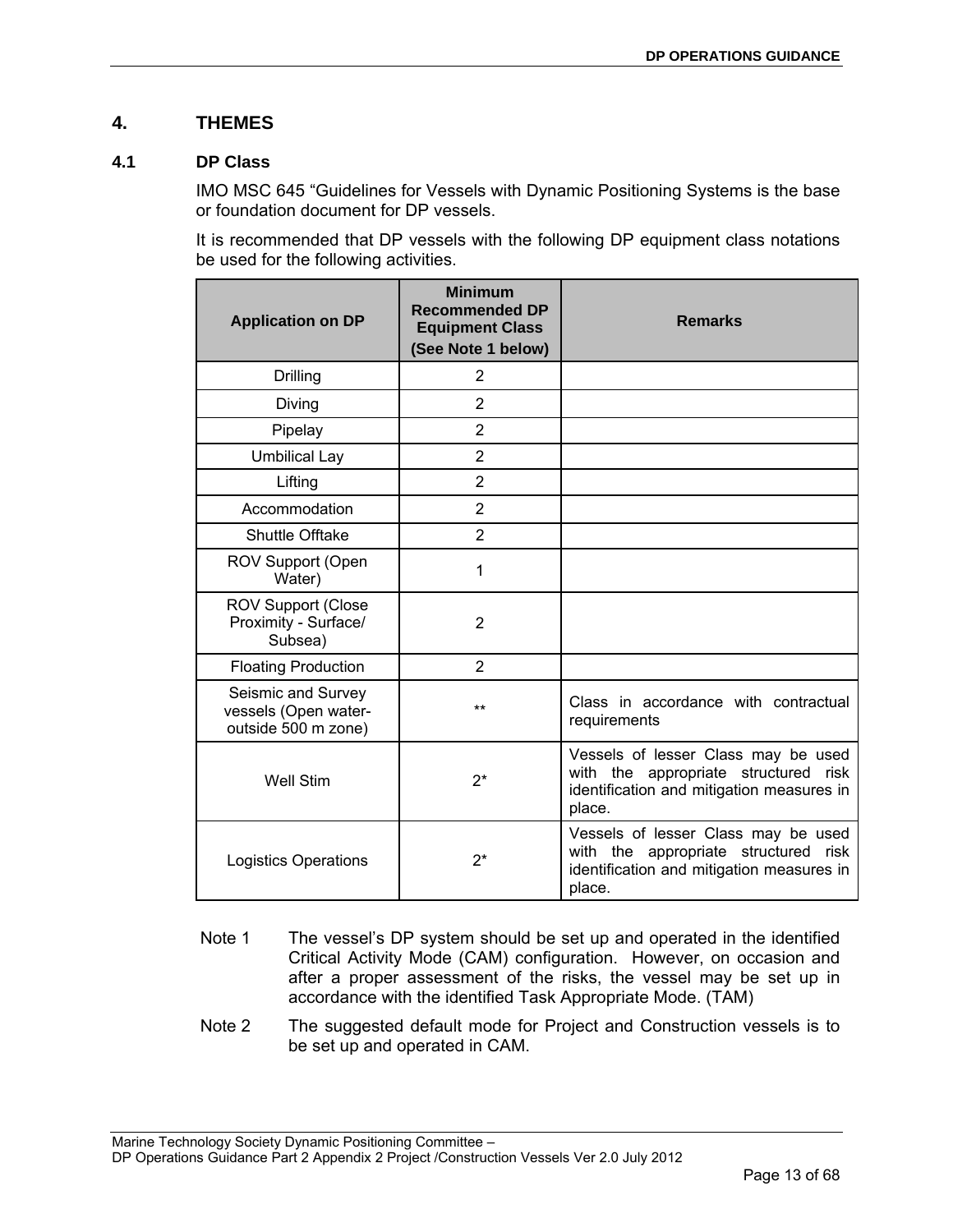## 4. THEMES

### 4.1 DP Class

IMO MSC 645 “Guidelines for Vessels with Dynamic Positioning Systems is the base or foundation document for DP vessels.

It is recommended that DP vessels with the following DP equipment class notations be used for the following activities.

| Application on DP | Minimum Recommended DP Equipment Class (See Note 1 below) | Remarks |
|---|---|---|
| Drilling | 2 | |
| Diving | 2 | |
| Pipelay | 2 | |
| Umbilical Lay | 2 | |
| Lifting | 2 | |
| Accommodation | 2 | |
| Shuttle Offtake | 2 | |
| ROV Support (Open Water) | 1 | |
| ROV Support (Close Proximity - Surface/ Subsea) | 2 | |
| Floating Production | 2 | |
| Seismic and Survey vessels (Open water- outside 500 m zone) | ** | Class in accordance with contractual requirements |
| Well Stim | 2* | Vessels of lesser Class may be used with the appropriate structured risk identification and mitigation measures in place. |
| Logistics Operations | 2* | Vessels of lesser Class may be used with the appropriate structured risk identification and mitigation measures in place. |

Note 1 The vessel’s DP system should be set up and operated in the identified Critical Activity Mode (CAM) configuration. However, on occasion and after a proper assessment of the risks, the vessel may be set up in accordance with the identified Task Appropriate Mode. (TAM)

Note 2 The suggested default mode for Project and Construction vessels is to be set up and operated in CAM.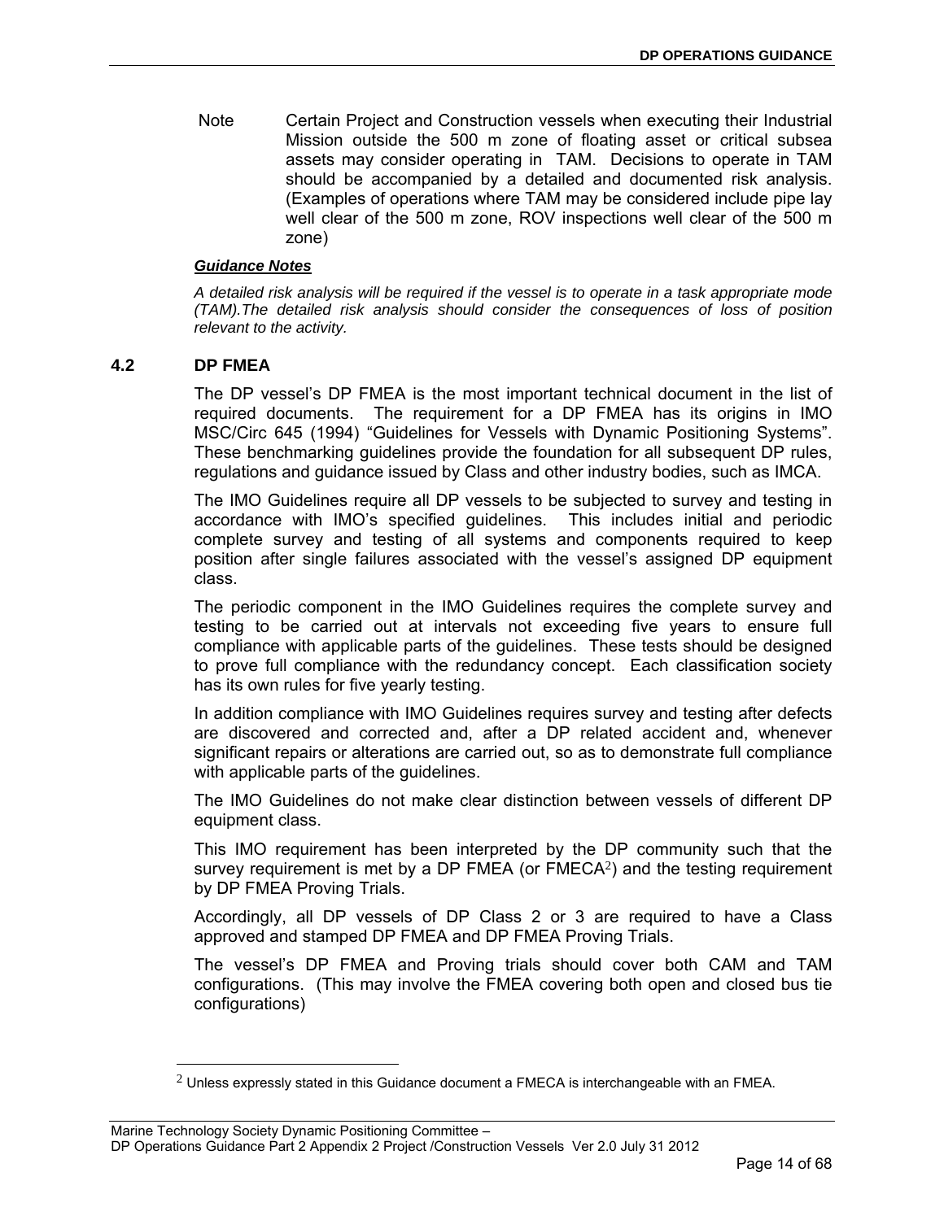Note  Certain Project and Construction vessels when executing their Industrial Mission outside the 500 m zone of floating asset or critical subsea assets may consider operating in TAM. Decisions to operate in TAM should be accompanied by a detailed and documented risk analysis. (Examples of operations where TAM may be considered include pipe lay well clear of the 500 m zone, ROV inspections well clear of the 500 m zone)

***Guidance Notes***

*A detailed risk analysis will be required if the vessel is to operate in a task appropriate mode (TAM).The detailed risk analysis should consider the consequences of loss of position relevant to the activity.*

## 4.2 DP FMEA

The DP vessel's DP FMEA is the most important technical document in the list of required documents. The requirement for a DP FMEA has its origins in IMO MSC/Circ 645 (1994) "Guidelines for Vessels with Dynamic Positioning Systems". These benchmarking guidelines provide the foundation for all subsequent DP rules, regulations and guidance issued by Class and other industry bodies, such as IMCA.

The IMO Guidelines require all DP vessels to be subjected to survey and testing in accordance with IMO's specified guidelines. This includes initial and periodic complete survey and testing of all systems and components required to keep position after single failures associated with the vessel's assigned DP equipment class.

The periodic component in the IMO Guidelines requires the complete survey and testing to be carried out at intervals not exceeding five years to ensure full compliance with applicable parts of the guidelines. These tests should be designed to prove full compliance with the redundancy concept. Each classification society has its own rules for five yearly testing.

In addition compliance with IMO Guidelines requires survey and testing after defects are discovered and corrected and, after a DP related accident and, whenever significant repairs or alterations are carried out, so as to demonstrate full compliance with applicable parts of the guidelines.

The IMO Guidelines do not make clear distinction between vessels of different DP equipment class.

This IMO requirement has been interpreted by the DP community such that the survey requirement is met by a DP FMEA (or FMECA[2]) and the testing requirement by DP FMEA Proving Trials.

Accordingly, all DP vessels of DP Class 2 or 3 are required to have a Class approved and stamped DP FMEA and DP FMEA Proving Trials.

The vessel's DP FMEA and Proving trials should cover both CAM and TAM configurations. (This may involve the FMEA covering both open and closed bus tie configurations)

[2] Unless expressly stated in this Guidance document a FMECA is interchangeable with an FMEA.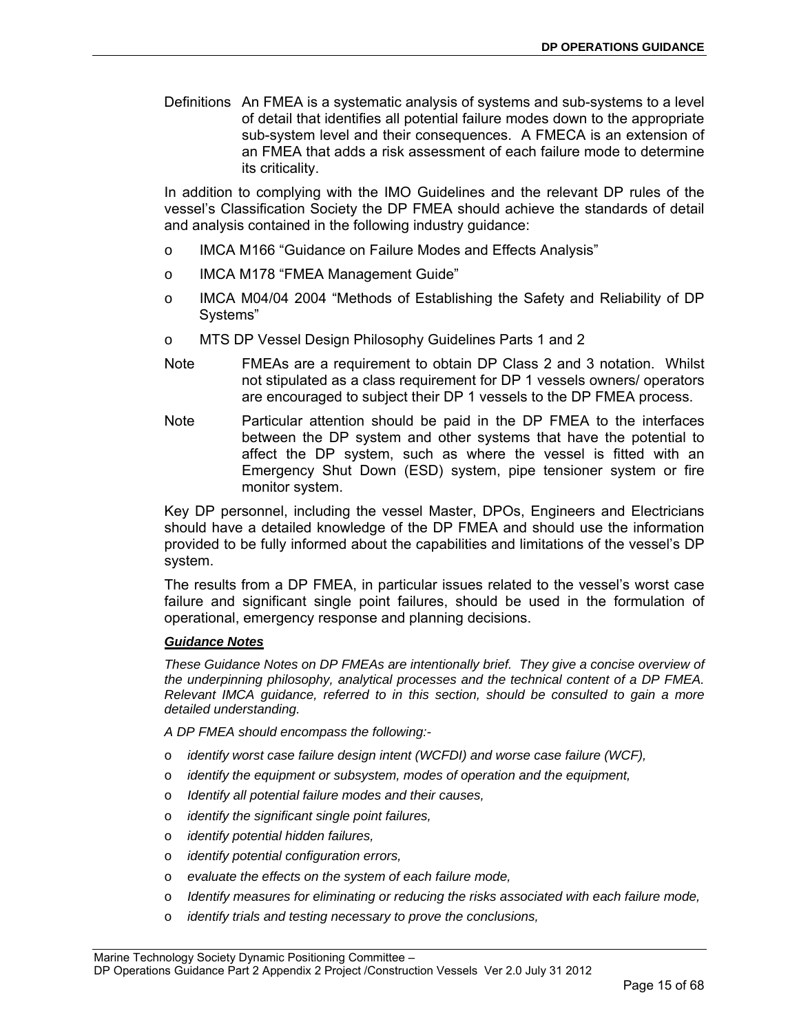Definitions An FMEA is a systematic analysis of systems and sub-systems to a level of detail that identifies all potential failure modes down to the appropriate sub-system level and their consequences. A FMECA is an extension of an FMEA that adds a risk assessment of each failure mode to determine its criticality.

In addition to complying with the IMO Guidelines and the relevant DP rules of the vessel's Classification Society the DP FMEA should achieve the standards of detail and analysis contained in the following industry guidance:

- IMCA M166 "Guidance on Failure Modes and Effects Analysis"
- IMCA M178 "FMEA Management Guide"
- IMCA M04/04 2004 "Methods of Establishing the Safety and Reliability of DP Systems"
- MTS DP Vessel Design Philosophy Guidelines Parts 1 and 2

Note FMEAs are a requirement to obtain DP Class 2 and 3 notation. Whilst not stipulated as a class requirement for DP 1 vessels owners/ operators are encouraged to subject their DP 1 vessels to the DP FMEA process.

Note Particular attention should be paid in the DP FMEA to the interfaces between the DP system and other systems that have the potential to affect the DP system, such as where the vessel is fitted with an Emergency Shut Down (ESD) system, pipe tensioner system or fire monitor system.

Key DP personnel, including the vessel Master, DPOs, Engineers and Electricians should have a detailed knowledge of the DP FMEA and should use the information provided to be fully informed about the capabilities and limitations of the vessel's DP system.

The results from a DP FMEA, in particular issues related to the vessel's worst case failure and significant single point failures, should be used in the formulation of operational, emergency response and planning decisions.

***Guidance Notes***

*These Guidance Notes on DP FMEAs are intentionally brief. They give a concise overview of the underpinning philosophy, analytical processes and the technical content of a DP FMEA. Relevant IMCA guidance, referred to in this section, should be consulted to gain a more detailed understanding.*

*A DP FMEA should encompass the following:-*

- *identify worst case failure design intent (WCFDI) and worse case failure (WCF),*
- *identify the equipment or subsystem, modes of operation and the equipment,*
- *Identify all potential failure modes and their causes,*
- *identify the significant single point failures,*
- *identify potential hidden failures,*
- *identify potential configuration errors,*
- *evaluate the effects on the system of each failure mode,*
- *Identify measures for eliminating or reducing the risks associated with each failure mode,*
- *identify trials and testing necessary to prove the conclusions,*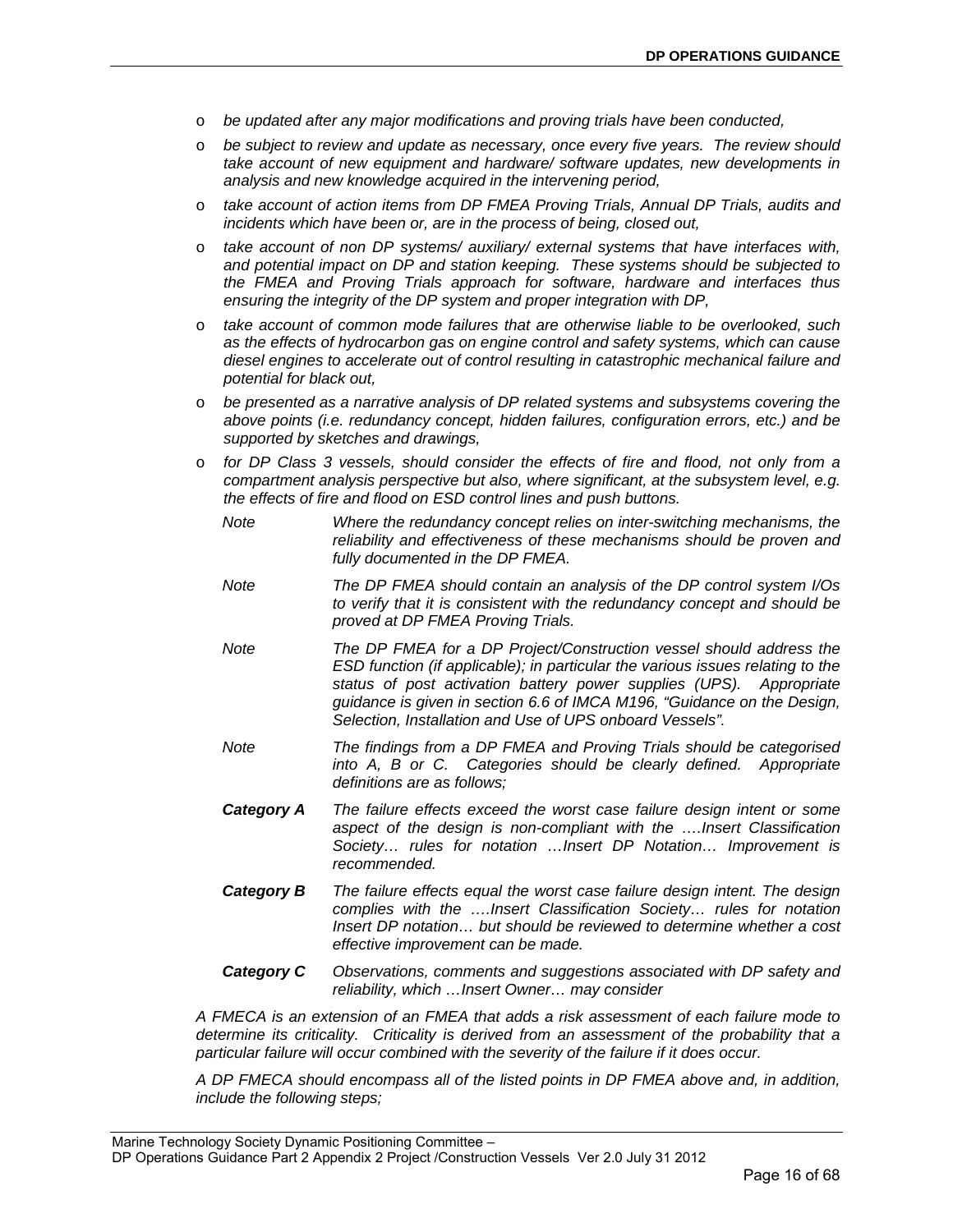- *be updated after any major modifications and proving trials have been conducted,*
- *be subject to review and update as necessary, once every five years. The review should take account of new equipment and hardware/ software updates, new developments in analysis and new knowledge acquired in the intervening period,*
- *take account of action items from DP FMEA Proving Trials, Annual DP Trials, audits and incidents which have been or, are in the process of being, closed out,*
- *take account of non DP systems/ auxiliary/ external systems that have interfaces with, and potential impact on DP and station keeping. These systems should be subjected to the FMEA and Proving Trials approach for software, hardware and interfaces thus ensuring the integrity of the DP system and proper integration with DP,*
- *take account of common mode failures that are otherwise liable to be overlooked, such as the effects of hydrocarbon gas on engine control and safety systems, which can cause diesel engines to accelerate out of control resulting in catastrophic mechanical failure and potential for black out,*
- *be presented as a narrative analysis of DP related systems and subsystems covering the above points (i.e. redundancy concept, hidden failures, configuration errors, etc.) and be supported by sketches and drawings,*
- *for DP Class 3 vessels, should consider the effects of fire and flood, not only from a compartment analysis perspective but also, where significant, at the subsystem level, e.g. the effects of fire and flood on ESD control lines and push buttons.*

*Note* — *Where the redundancy concept relies on inter-switching mechanisms, the reliability and effectiveness of these mechanisms should be proven and fully documented in the DP FMEA.*

*Note* — *The DP FMEA should contain an analysis of the DP control system I/Os to verify that it is consistent with the redundancy concept and should be proved at DP FMEA Proving Trials.*

*Note* — *The DP FMEA for a DP Project/Construction vessel should address the ESD function (if applicable); in particular the various issues relating to the status of post activation battery power supplies (UPS). Appropriate guidance is given in section 6.6 of IMCA M196, "Guidance on the Design, Selection, Installation and Use of UPS onboard Vessels".*

*Note* — *The findings from a DP FMEA and Proving Trials should be categorised into A, B or C. Categories should be clearly defined. Appropriate definitions are as follows;*

***Category A*** — *The failure effects exceed the worst case failure design intent or some aspect of the design is non-compliant with the ….Insert Classification Society… rules for notation …Insert DP Notation… Improvement is recommended.*

***Category B*** — *The failure effects equal the worst case failure design intent. The design complies with the ….Insert Classification Society… rules for notation Insert DP notation… but should be reviewed to determine whether a cost effective improvement can be made.*

***Category C*** — *Observations, comments and suggestions associated with DP safety and reliability, which …Insert Owner… may consider*

*A FMECA is an extension of an FMEA that adds a risk assessment of each failure mode to determine its criticality. Criticality is derived from an assessment of the probability that a particular failure will occur combined with the severity of the failure if it does occur.*

*A DP FMECA should encompass all of the listed points in DP FMEA above and, in addition, include the following steps;*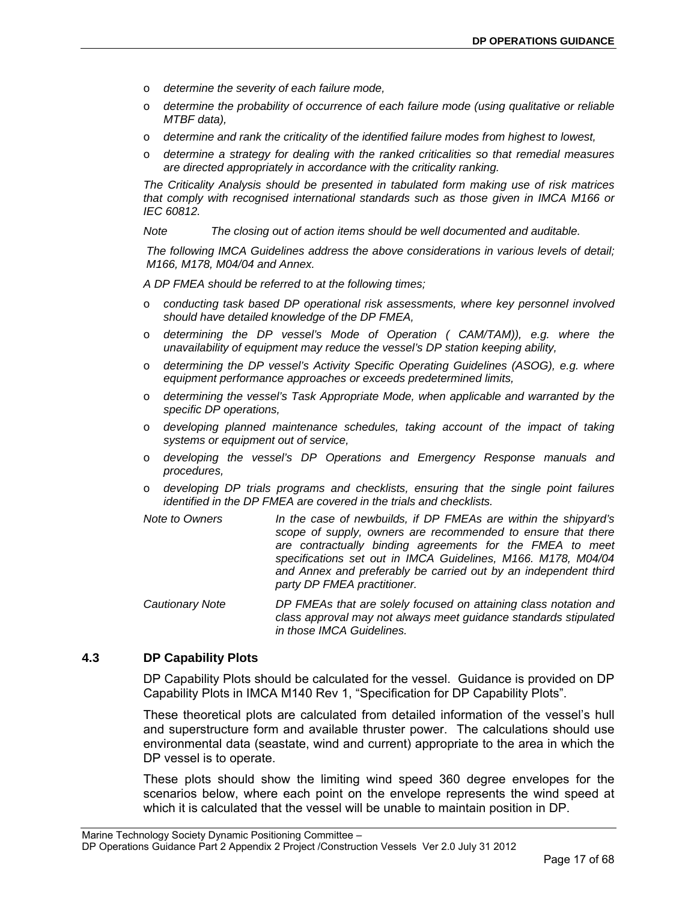- *determine the severity of each failure mode,*
- *determine the probability of occurrence of each failure mode (using qualitative or reliable MTBF data),*
- *determine and rank the criticality of the identified failure modes from highest to lowest,*
- *determine a strategy for dealing with the ranked criticalities so that remedial measures are directed appropriately in accordance with the criticality ranking.*

*The Criticality Analysis should be presented in tabulated form making use of risk matrices that comply with recognised international standards such as those given in IMCA M166 or IEC 60812.*

*Note The closing out of action items should be well documented and auditable.*

*The following IMCA Guidelines address the above considerations in various levels of detail; M166, M178, M04/04 and Annex.*

*A DP FMEA should be referred to at the following times;*

- *conducting task based DP operational risk assessments, where key personnel involved should have detailed knowledge of the DP FMEA,*
- *determining the DP vessel's Mode of Operation ( CAM/TAM)), e.g. where the unavailability of equipment may reduce the vessel's DP station keeping ability,*
- *determining the DP vessel's Activity Specific Operating Guidelines (ASOG), e.g. where equipment performance approaches or exceeds predetermined limits,*
- *determining the vessel's Task Appropriate Mode, when applicable and warranted by the specific DP operations,*
- *developing planned maintenance schedules, taking account of the impact of taking systems or equipment out of service,*
- *developing the vessel's DP Operations and Emergency Response manuals and procedures,*
- *developing DP trials programs and checklists, ensuring that the single point failures identified in the DP FMEA are covered in the trials and checklists.*

*Note to Owners In the case of newbuilds, if DP FMEAs are within the shipyard's scope of supply, owners are recommended to ensure that there are contractually binding agreements for the FMEA to meet specifications set out in IMCA Guidelines, M166. M178, M04/04 and Annex and preferably be carried out by an independent third party DP FMEA practitioner.*

*Cautionary Note DP FMEAs that are solely focused on attaining class notation and class approval may not always meet guidance standards stipulated in those IMCA Guidelines.*

## 4.3 DP Capability Plots

DP Capability Plots should be calculated for the vessel. Guidance is provided on DP Capability Plots in IMCA M140 Rev 1, "Specification for DP Capability Plots".

These theoretical plots are calculated from detailed information of the vessel's hull and superstructure form and available thruster power. The calculations should use environmental data (seastate, wind and current) appropriate to the area in which the DP vessel is to operate.

These plots should show the limiting wind speed 360 degree envelopes for the scenarios below, where each point on the envelope represents the wind speed at which it is calculated that the vessel will be unable to maintain position in DP.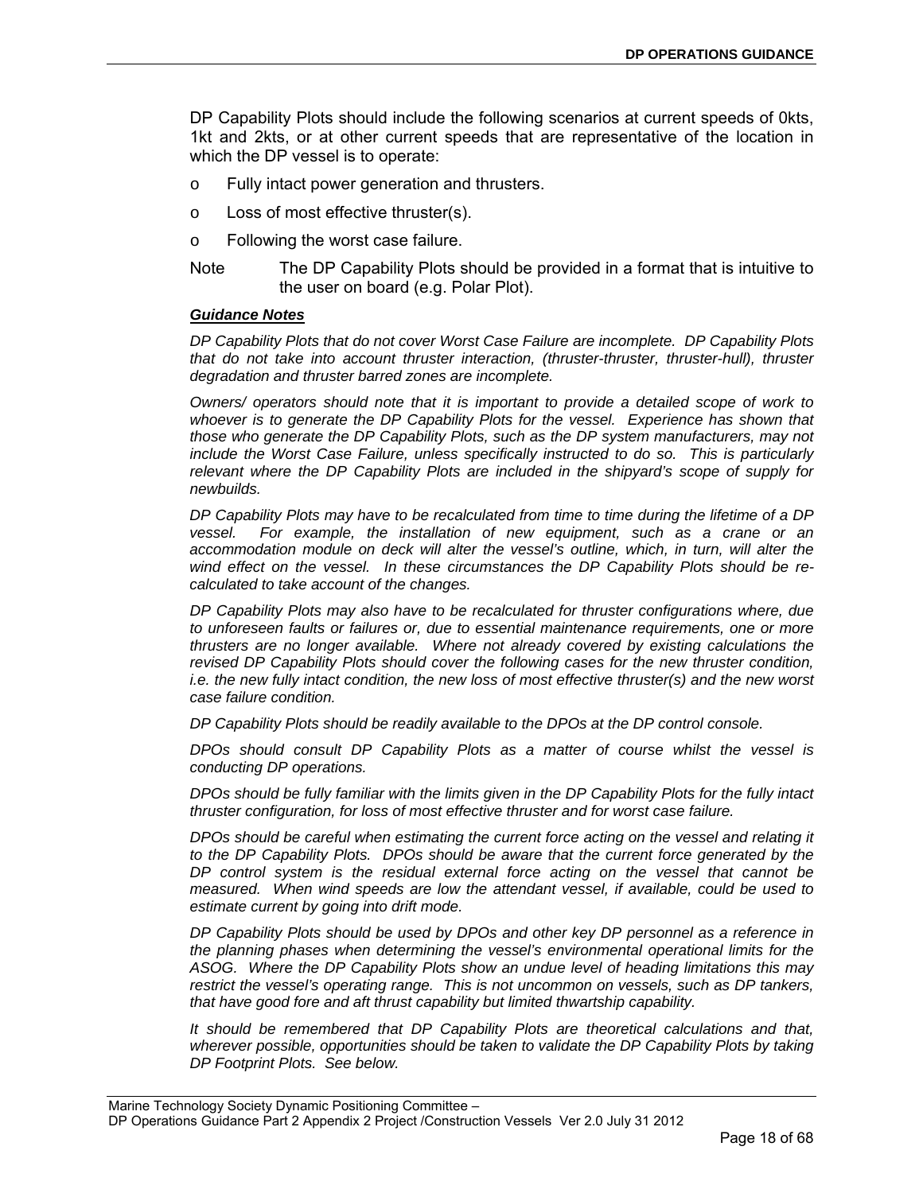DP Capability Plots should include the following scenarios at current speeds of 0kts, 1kt and 2kts, or at other current speeds that are representative of the location in which the DP vessel is to operate:

- Fully intact power generation and thrusters.
- Loss of most effective thruster(s).
- Following the worst case failure.

Note The DP Capability Plots should be provided in a format that is intuitive to the user on board (e.g. Polar Plot).

***Guidance Notes***

*DP Capability Plots that do not cover Worst Case Failure are incomplete. DP Capability Plots that do not take into account thruster interaction, (thruster-thruster, thruster-hull), thruster degradation and thruster barred zones are incomplete.*

*Owners/ operators should note that it is important to provide a detailed scope of work to whoever is to generate the DP Capability Plots for the vessel. Experience has shown that those who generate the DP Capability Plots, such as the DP system manufacturers, may not include the Worst Case Failure, unless specifically instructed to do so. This is particularly relevant where the DP Capability Plots are included in the shipyard's scope of supply for newbuilds.*

*DP Capability Plots may have to be recalculated from time to time during the lifetime of a DP vessel. For example, the installation of new equipment, such as a crane or an accommodation module on deck will alter the vessel's outline, which, in turn, will alter the wind effect on the vessel. In these circumstances the DP Capability Plots should be re-calculated to take account of the changes.*

*DP Capability Plots may also have to be recalculated for thruster configurations where, due to unforeseen faults or failures or, due to essential maintenance requirements, one or more thrusters are no longer available. Where not already covered by existing calculations the revised DP Capability Plots should cover the following cases for the new thruster condition, i.e. the new fully intact condition, the new loss of most effective thruster(s) and the new worst case failure condition.*

*DP Capability Plots should be readily available to the DPOs at the DP control console.*

*DPOs should consult DP Capability Plots as a matter of course whilst the vessel is conducting DP operations.*

*DPOs should be fully familiar with the limits given in the DP Capability Plots for the fully intact thruster configuration, for loss of most effective thruster and for worst case failure.*

*DPOs should be careful when estimating the current force acting on the vessel and relating it to the DP Capability Plots. DPOs should be aware that the current force generated by the DP control system is the residual external force acting on the vessel that cannot be measured. When wind speeds are low the attendant vessel, if available, could be used to estimate current by going into drift mode.*

*DP Capability Plots should be used by DPOs and other key DP personnel as a reference in the planning phases when determining the vessel's environmental operational limits for the ASOG. Where the DP Capability Plots show an undue level of heading limitations this may restrict the vessel's operating range. This is not uncommon on vessels, such as DP tankers, that have good fore and aft thrust capability but limited thwartship capability.*

*It should be remembered that DP Capability Plots are theoretical calculations and that, wherever possible, opportunities should be taken to validate the DP Capability Plots by taking DP Footprint Plots. See below.*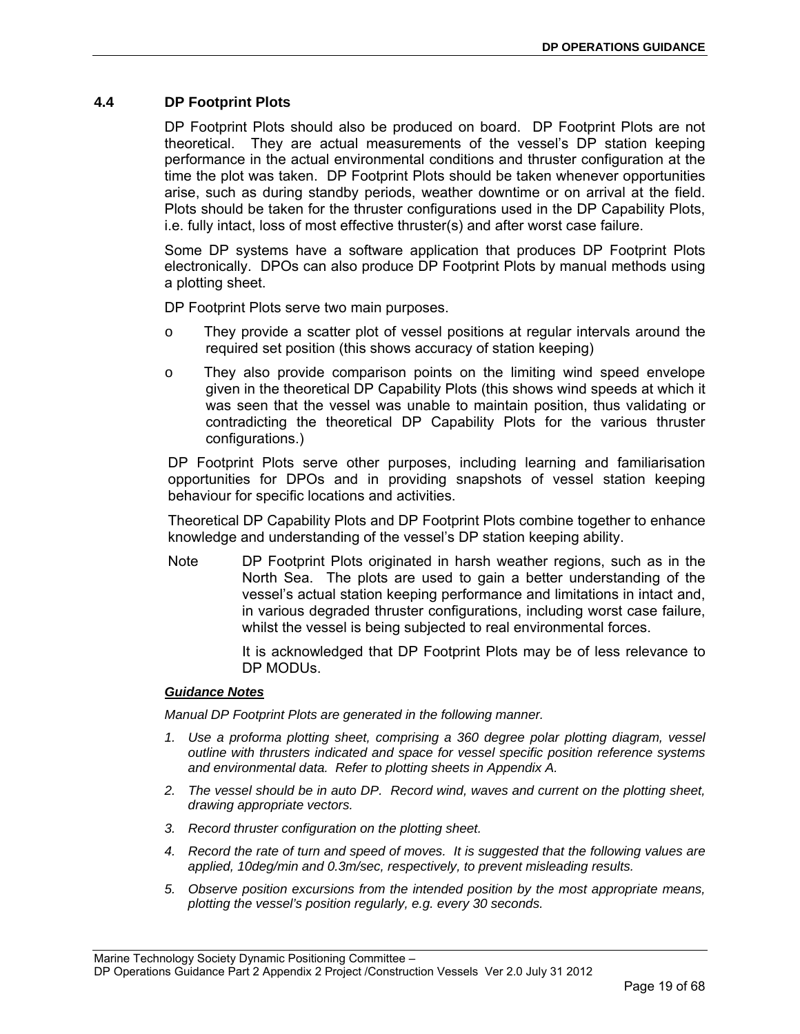## 4.4 DP Footprint Plots

DP Footprint Plots should also be produced on board. DP Footprint Plots are not theoretical. They are actual measurements of the vessel's DP station keeping performance in the actual environmental conditions and thruster configuration at the time the plot was taken. DP Footprint Plots should be taken whenever opportunities arise, such as during standby periods, weather downtime or on arrival at the field. Plots should be taken for the thruster configurations used in the DP Capability Plots, i.e. fully intact, loss of most effective thruster(s) and after worst case failure.

Some DP systems have a software application that produces DP Footprint Plots electronically. DPOs can also produce DP Footprint Plots by manual methods using a plotting sheet.

DP Footprint Plots serve two main purposes.

- They provide a scatter plot of vessel positions at regular intervals around the required set position (this shows accuracy of station keeping)
- They also provide comparison points on the limiting wind speed envelope given in the theoretical DP Capability Plots (this shows wind speeds at which it was seen that the vessel was unable to maintain position, thus validating or contradicting the theoretical DP Capability Plots for the various thruster configurations.)

DP Footprint Plots serve other purposes, including learning and familiarisation opportunities for DPOs and in providing snapshots of vessel station keeping behaviour for specific locations and activities.

Theoretical DP Capability Plots and DP Footprint Plots combine together to enhance knowledge and understanding of the vessel's DP station keeping ability.

Note DP Footprint Plots originated in harsh weather regions, such as in the North Sea. The plots are used to gain a better understanding of the vessel's actual station keeping performance and limitations in intact and, in various degraded thruster configurations, including worst case failure, whilst the vessel is being subjected to real environmental forces.

It is acknowledged that DP Footprint Plots may be of less relevance to DP MODUs.

***Guidance Notes***

*Manual DP Footprint Plots are generated in the following manner.*

1. *Use a proforma plotting sheet, comprising a 360 degree polar plotting diagram, vessel outline with thrusters indicated and space for vessel specific position reference systems and environmental data. Refer to plotting sheets in Appendix A.*
2. *The vessel should be in auto DP. Record wind, waves and current on the plotting sheet, drawing appropriate vectors.*
3. *Record thruster configuration on the plotting sheet.*
4. *Record the rate of turn and speed of moves. It is suggested that the following values are applied, 10deg/min and 0.3m/sec, respectively, to prevent misleading results.*
5. *Observe position excursions from the intended position by the most appropriate means, plotting the vessel's position regularly, e.g. every 30 seconds.*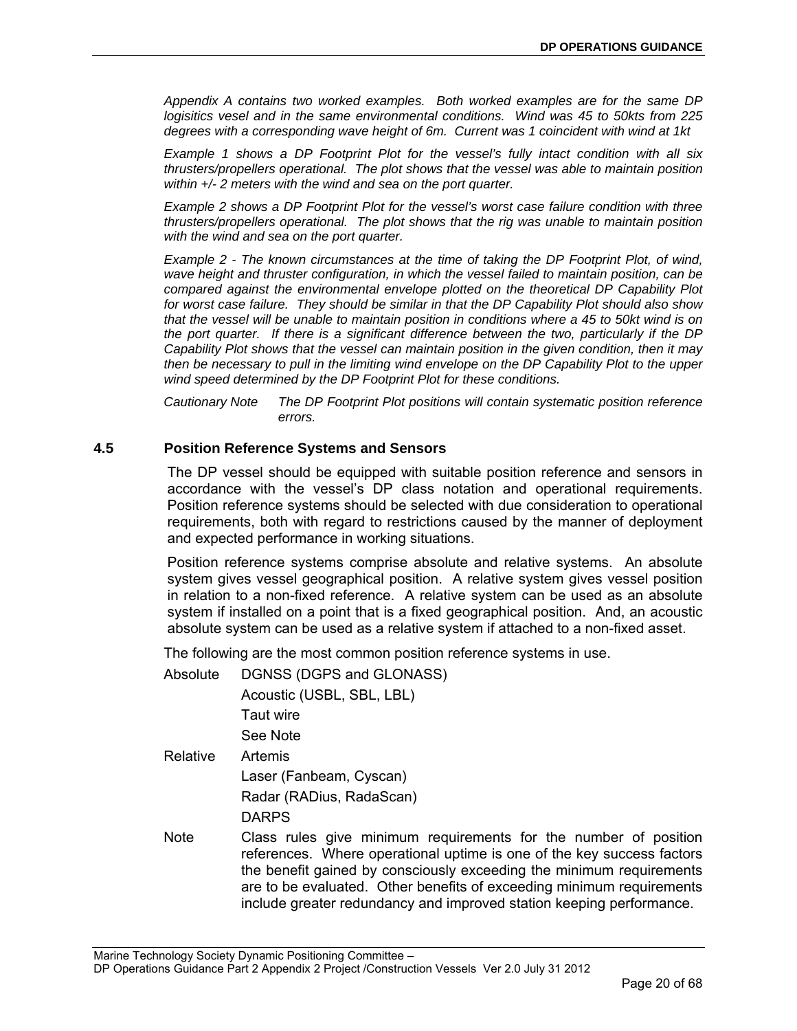*Appendix A contains two worked examples. Both worked examples are for the same DP logisitics vesel and in the same environmental conditions. Wind was 45 to 50kts from 225 degrees with a corresponding wave height of 6m. Current was 1 coincident with wind at 1kt*

*Example 1 shows a DP Footprint Plot for the vessel's fully intact condition with all six thrusters/propellers operational. The plot shows that the vessel was able to maintain position within +/- 2 meters with the wind and sea on the port quarter.*

*Example 2 shows a DP Footprint Plot for the vessel's worst case failure condition with three thrusters/propellers operational. The plot shows that the rig was unable to maintain position with the wind and sea on the port quarter.*

*Example 2 - The known circumstances at the time of taking the DP Footprint Plot, of wind, wave height and thruster configuration, in which the vessel failed to maintain position, can be compared against the environmental envelope plotted on the theoretical DP Capability Plot for worst case failure. They should be similar in that the DP Capability Plot should also show that the vessel will be unable to maintain position in conditions where a 45 to 50kt wind is on the port quarter. If there is a significant difference between the two, particularly if the DP Capability Plot shows that the vessel can maintain position in the given condition, then it may then be necessary to pull in the limiting wind envelope on the DP Capability Plot to the upper wind speed determined by the DP Footprint Plot for these conditions.*

*Cautionary Note* *The DP Footprint Plot positions will contain systematic position reference errors.*

## 4.5 Position Reference Systems and Sensors

The DP vessel should be equipped with suitable position reference and sensors in accordance with the vessel's DP class notation and operational requirements. Position reference systems should be selected with due consideration to operational requirements, both with regard to restrictions caused by the manner of deployment and expected performance in working situations.

Position reference systems comprise absolute and relative systems. An absolute system gives vessel geographical position. A relative system gives vessel position in relation to a non-fixed reference. A relative system can be used as an absolute system if installed on a point that is a fixed geographical position. And, an acoustic absolute system can be used as a relative system if attached to a non-fixed asset.

The following are the most common position reference systems in use.

Absolute
- DGNSS (DGPS and GLONASS)
- Acoustic (USBL, SBL, LBL)
- Taut wire
- See Note

Relative
- Artemis
- Laser (Fanbeam, Cyscan)
- Radar (RADius, RadaScan)
- DARPS

Note: Class rules give minimum requirements for the number of position references. Where operational uptime is one of the key success factors the benefit gained by consciously exceeding the minimum requirements are to be evaluated. Other benefits of exceeding minimum requirements include greater redundancy and improved station keeping performance.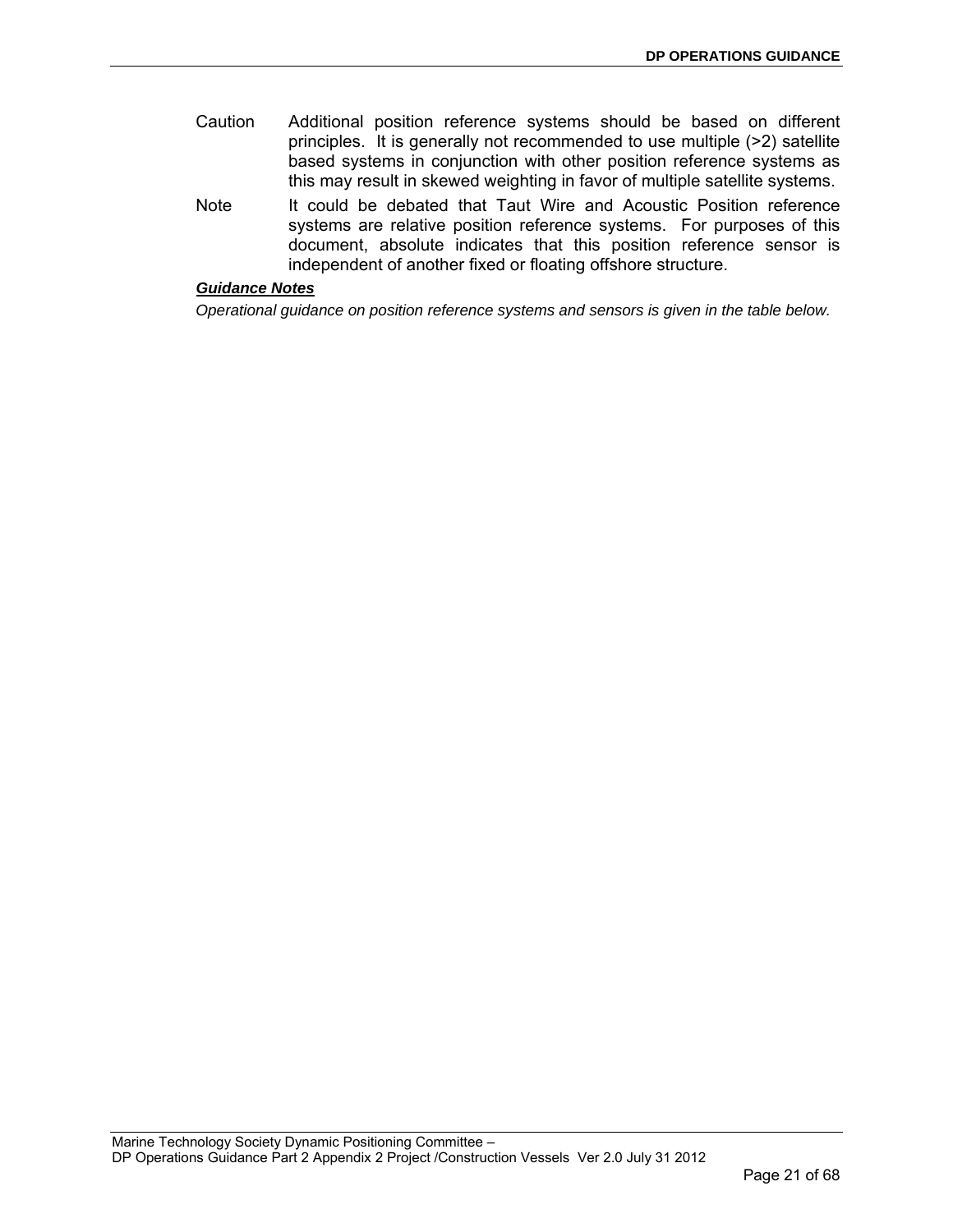Caution Additional position reference systems should be based on different principles. It is generally not recommended to use multiple (>2) satellite based systems in conjunction with other position reference systems as this may result in skewed weighting in favor of multiple satellite systems.

Note It could be debated that Taut Wire and Acoustic Position reference systems are relative position reference systems. For purposes of this document, absolute indicates that this position reference sensor is independent of another fixed or floating offshore structure.

***Guidance Notes***

*Operational guidance on position reference systems and sensors is given in the table below.*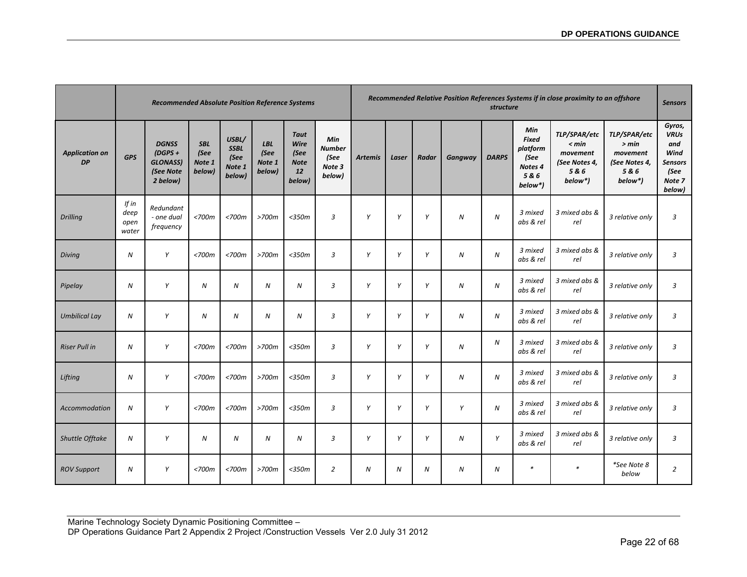| | Recommended Absolute Position Reference Systems | | | | | | | Recommended Relative Position References Systems if in close proximity to an offshore structure | | | | | | | | Sensors |
|---|---|---|---|---|---|---|---|---|---|---|---|---|---|---|---|---|
| *Application on DP* | *GPS* | *DGNSS (DGPS + GLONASS) (See Note 2 below)* | *SBL (See Note 1 below)* | *USBL/ SSBL (See Note 1 below)* | *LBL (See Note 1 below)* | *Taut Wire (See Note 12 below)* | *Min Number (See Note 3 below)* | *Artemis* | *Laser* | *Radar* | *Gangway* | *DARPS* | *Min Fixed platform (See Notes 4 5 & 6 below*)* | *TLP/SPAR/etc < min movement (See Notes 4, 5 & 6 below*)* | *TLP/SPAR/etc > min movement (See Notes 4, 5 & 6 below*)* | *Gyros, VRUs and Wind Sensors (See Note 7 below)* |
| *Drilling* | *If in deep open water* | *Redundant - one dual frequency* | *<700m* | *<700m* | *>700m* | *<350m* | *3* | *Y* | *Y* | *Y* | *N* | *N* | *3 mixed abs & rel* | *3 mixed abs & rel* | *3 relative only* | *3* |
| *Diving* | *N* | *Y* | *<700m* | *<700m* | *>700m* | *<350m* | *3* | *Y* | *Y* | *Y* | *N* | *N* | *3 mixed abs & rel* | *3 mixed abs & rel* | *3 relative only* | *3* |
| *Pipelay* | *N* | *Y* | *N* | *N* | *N* | *N* | *3* | *Y* | *Y* | *Y* | *N* | *N* | *3 mixed abs & rel* | *3 mixed abs & rel* | *3 relative only* | *3* |
| *Umbilical Lay* | *N* | *Y* | *N* | *N* | *N* | *N* | *3* | *Y* | *Y* | *Y* | *N* | *N* | *3 mixed abs & rel* | *3 mixed abs & rel* | *3 relative only* | *3* |
| *Riser Pull in* | *N* | *Y* | *<700m* | *<700m* | *>700m* | *<350m* | *3* | *Y* | *Y* | *Y* | *N* | *N* | *3 mixed abs & rel* | *3 mixed abs & rel* | *3 relative only* | *3* |
| *Lifting* | *N* | *Y* | *<700m* | *<700m* | *>700m* | *<350m* | *3* | *Y* | *Y* | *Y* | *N* | *N* | *3 mixed abs & rel* | *3 mixed abs & rel* | *3 relative only* | *3* |
| *Accommodation* | *N* | *Y* | *<700m* | *<700m* | *>700m* | *<350m* | *3* | *Y* | *Y* | *Y* | *Y* | *N* | *3 mixed abs & rel* | *3 mixed abs & rel* | *3 relative only* | *3* |
| *Shuttle Offtake* | *N* | *Y* | *N* | *N* | *N* | *N* | *3* | *Y* | *Y* | *Y* | *N* | *Y* | *3 mixed abs & rel* | *3 mixed abs & rel* | *3 relative only* | *3* |
| *ROV Support* | *N* | *Y* | *<700m* | *<700m* | *>700m* | *<350m* | *2* | *N* | *N* | *N* | *N* | *N* | *** | *** | **See Note 8 below* | *2* |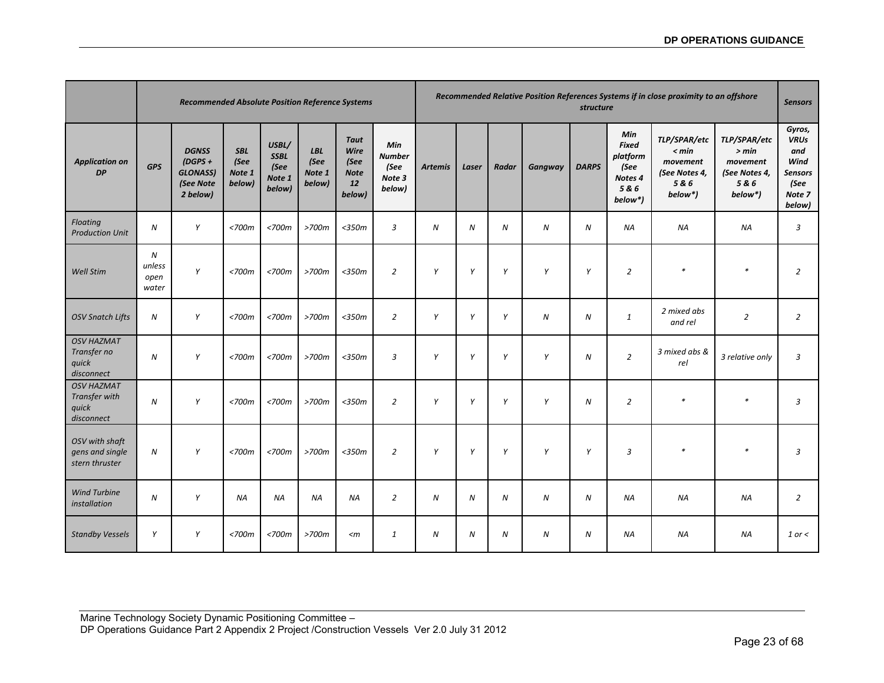| | *Recommended Absolute Position Reference Systems* | | | | | | | *Recommended Relative Position References Systems if in close proximity to an offshore structure* | | | | | | | | *Sensors* |
|---|---|---|---|---|---|---|---|---|---|---|---|---|---|---|---|---|
| ***Application on DP*** | ***GPS*** | ***DGNSS (DGPS + GLONASS) (See Note 2 below)*** | ***SBL (See Note 1 below)*** | ***USBL/ SSBL (See Note 1 below)*** | ***LBL (See Note 1 below)*** | ***Taut Wire (See Note 12 below)*** | ***Min Number (See Note 3 below)*** | ***Artemis*** | ***Laser*** | ***Radar*** | ***Gangway*** | ***DARPS*** | ***Min Fixed platform (See Notes 4 5 & 6 below*)*** | ***TLP/SPAR/etc < min movement (See Notes 4, 5 & 6 below*)*** | ***TLP/SPAR/etc > min movement (See Notes 4, 5 & 6 below*)*** | ***Gyros, VRUs and Wind Sensors (See Note 7 below)*** |
| *Floating Production Unit* | *N* | *Y* | *<700m* | *<700m* | *>700m* | *<350m* | *3* | *N* | *N* | *N* | *N* | *N* | *NA* | *NA* | *NA* | *3* |
| *Well Stim* | *N unless open water* | *Y* | *<700m* | *<700m* | *>700m* | *<350m* | *2* | *Y* | *Y* | *Y* | *Y* | *Y* | *2* | *** | *** | *2* |
| *OSV Snatch Lifts* | *N* | *Y* | *<700m* | *<700m* | *>700m* | *<350m* | *2* | *Y* | *Y* | *Y* | *N* | *N* | *1* | *2 mixed abs and rel* | *2* | *2* |
| *OSV HAZMAT Transfer no quick disconnect* | *N* | *Y* | *<700m* | *<700m* | *>700m* | *<350m* | *3* | *Y* | *Y* | *Y* | *Y* | *N* | *2* | *3 mixed abs & rel* | *3 relative only* | *3* |
| *OSV HAZMAT Transfer with quick disconnect* | *N* | *Y* | *<700m* | *<700m* | *>700m* | *<350m* | *2* | *Y* | *Y* | *Y* | *Y* | *N* | *2* | *** | *** | *3* |
| *OSV with shaft gens and single stern thruster* | *N* | *Y* | *<700m* | *<700m* | *>700m* | *<350m* | *2* | *Y* | *Y* | *Y* | *Y* | *Y* | *3* | *** | *** | *3* |
| *Wind Turbine installation* | *N* | *Y* | *NA* | *NA* | *NA* | *NA* | *2* | *N* | *N* | *N* | *N* | *N* | *NA* | *NA* | *NA* | *2* |
| *Standby Vessels* | *Y* | *Y* | *<700m* | *<700m* | *>700m* | *<m* | *1* | *N* | *N* | *N* | *N* | *N* | *NA* | *NA* | *NA* | *1 or <* |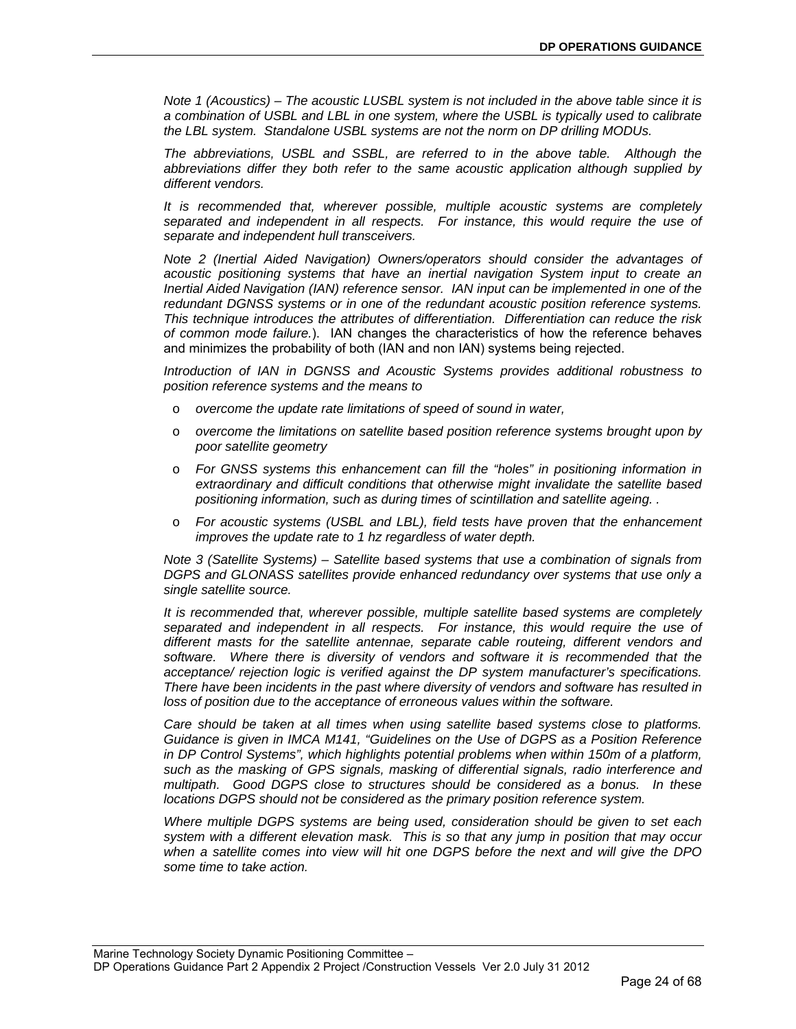*Note 1 (Acoustics) – The acoustic LUSBL system is not included in the above table since it is a combination of USBL and LBL in one system, where the USBL is typically used to calibrate the LBL system. Standalone USBL systems are not the norm on DP drilling MODUs.*

*The abbreviations, USBL and SSBL, are referred to in the above table. Although the abbreviations differ they both refer to the same acoustic application although supplied by different vendors.*

*It is recommended that, wherever possible, multiple acoustic systems are completely separated and independent in all respects. For instance, this would require the use of separate and independent hull transceivers.*

*Note 2 (Inertial Aided Navigation) Owners/operators should consider the advantages of acoustic positioning systems that have an inertial navigation System input to create an Inertial Aided Navigation (IAN) reference sensor. IAN input can be implemented in one of the redundant DGNSS systems or in one of the redundant acoustic position reference systems. This technique introduces the attributes of differentiation. Differentiation can reduce the risk of common mode failure.*). IAN changes the characteristics of how the reference behaves and minimizes the probability of both (IAN and non IAN) systems being rejected.

*Introduction of IAN in DGNSS and Acoustic Systems provides additional robustness to position reference systems and the means to*

- *overcome the update rate limitations of speed of sound in water,*
- *overcome the limitations on satellite based position reference systems brought upon by poor satellite geometry*
- *For GNSS systems this enhancement can fill the "holes" in positioning information in extraordinary and difficult conditions that otherwise might invalidate the satellite based positioning information, such as during times of scintillation and satellite ageing. .*
- *For acoustic systems (USBL and LBL), field tests have proven that the enhancement improves the update rate to 1 hz regardless of water depth.*

*Note 3 (Satellite Systems) – Satellite based systems that use a combination of signals from DGPS and GLONASS satellites provide enhanced redundancy over systems that use only a single satellite source.*

*It is recommended that, wherever possible, multiple satellite based systems are completely separated and independent in all respects. For instance, this would require the use of different masts for the satellite antennae, separate cable routeing, different vendors and software. Where there is diversity of vendors and software it is recommended that the acceptance/ rejection logic is verified against the DP system manufacturer's specifications. There have been incidents in the past where diversity of vendors and software has resulted in loss of position due to the acceptance of erroneous values within the software.*

*Care should be taken at all times when using satellite based systems close to platforms. Guidance is given in IMCA M141, "Guidelines on the Use of DGPS as a Position Reference in DP Control Systems", which highlights potential problems when within 150m of a platform, such as the masking of GPS signals, masking of differential signals, radio interference and multipath. Good DGPS close to structures should be considered as a bonus. In these locations DGPS should not be considered as the primary position reference system.*

*Where multiple DGPS systems are being used, consideration should be given to set each system with a different elevation mask. This is so that any jump in position that may occur when a satellite comes into view will hit one DGPS before the next and will give the DPO some time to take action.*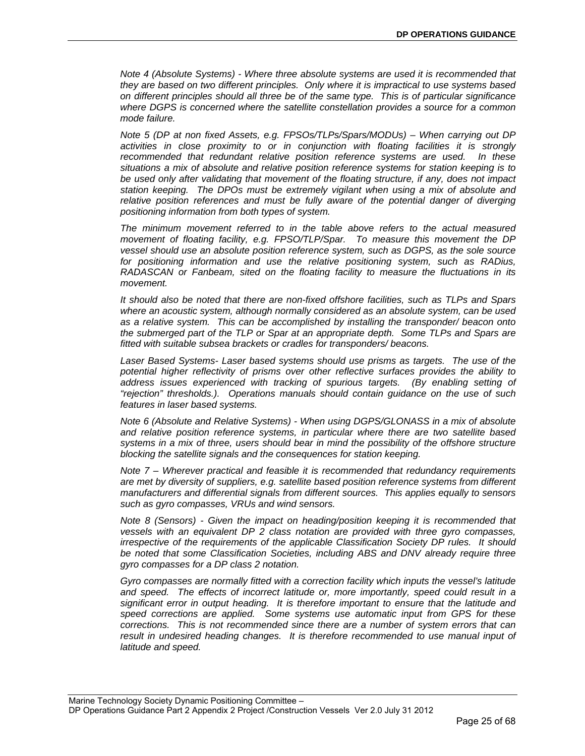*Note 4 (Absolute Systems) - Where three absolute systems are used it is recommended that they are based on two different principles. Only where it is impractical to use systems based on different principles should all three be of the same type. This is of particular significance where DGPS is concerned where the satellite constellation provides a source for a common mode failure.*

*Note 5 (DP at non fixed Assets, e.g. FPSOs/TLPs/Spars/MODUs) – When carrying out DP activities in close proximity to or in conjunction with floating facilities it is strongly recommended that redundant relative position reference systems are used. In these situations a mix of absolute and relative position reference systems for station keeping is to be used only after validating that movement of the floating structure, if any, does not impact station keeping. The DPOs must be extremely vigilant when using a mix of absolute and relative position references and must be fully aware of the potential danger of diverging positioning information from both types of system.*

*The minimum movement referred to in the table above refers to the actual measured movement of floating facility, e.g. FPSO/TLP/Spar. To measure this movement the DP vessel should use an absolute position reference system, such as DGPS, as the sole source for positioning information and use the relative positioning system, such as RADius, RADASCAN or Fanbeam, sited on the floating facility to measure the fluctuations in its movement.*

*It should also be noted that there are non-fixed offshore facilities, such as TLPs and Spars where an acoustic system, although normally considered as an absolute system, can be used as a relative system. This can be accomplished by installing the transponder/ beacon onto the submerged part of the TLP or Spar at an appropriate depth. Some TLPs and Spars are fitted with suitable subsea brackets or cradles for transponders/ beacons.*

*Laser Based Systems- Laser based systems should use prisms as targets. The use of the potential higher reflectivity of prisms over other reflective surfaces provides the ability to address issues experienced with tracking of spurious targets. (By enabling setting of "rejection" thresholds.). Operations manuals should contain guidance on the use of such features in laser based systems.*

*Note 6 (Absolute and Relative Systems) - When using DGPS/GLONASS in a mix of absolute and relative position reference systems, in particular where there are two satellite based systems in a mix of three, users should bear in mind the possibility of the offshore structure blocking the satellite signals and the consequences for station keeping.*

*Note 7 – Wherever practical and feasible it is recommended that redundancy requirements are met by diversity of suppliers, e.g. satellite based position reference systems from different manufacturers and differential signals from different sources. This applies equally to sensors such as gyro compasses, VRUs and wind sensors.*

*Note 8 (Sensors) - Given the impact on heading/position keeping it is recommended that vessels with an equivalent DP 2 class notation are provided with three gyro compasses, irrespective of the requirements of the applicable Classification Society DP rules. It should be noted that some Classification Societies, including ABS and DNV already require three gyro compasses for a DP class 2 notation.*

*Gyro compasses are normally fitted with a correction facility which inputs the vessel's latitude and speed. The effects of incorrect latitude or, more importantly, speed could result in a significant error in output heading. It is therefore important to ensure that the latitude and speed corrections are applied. Some systems use automatic input from GPS for these corrections. This is not recommended since there are a number of system errors that can result in undesired heading changes. It is therefore recommended to use manual input of latitude and speed.*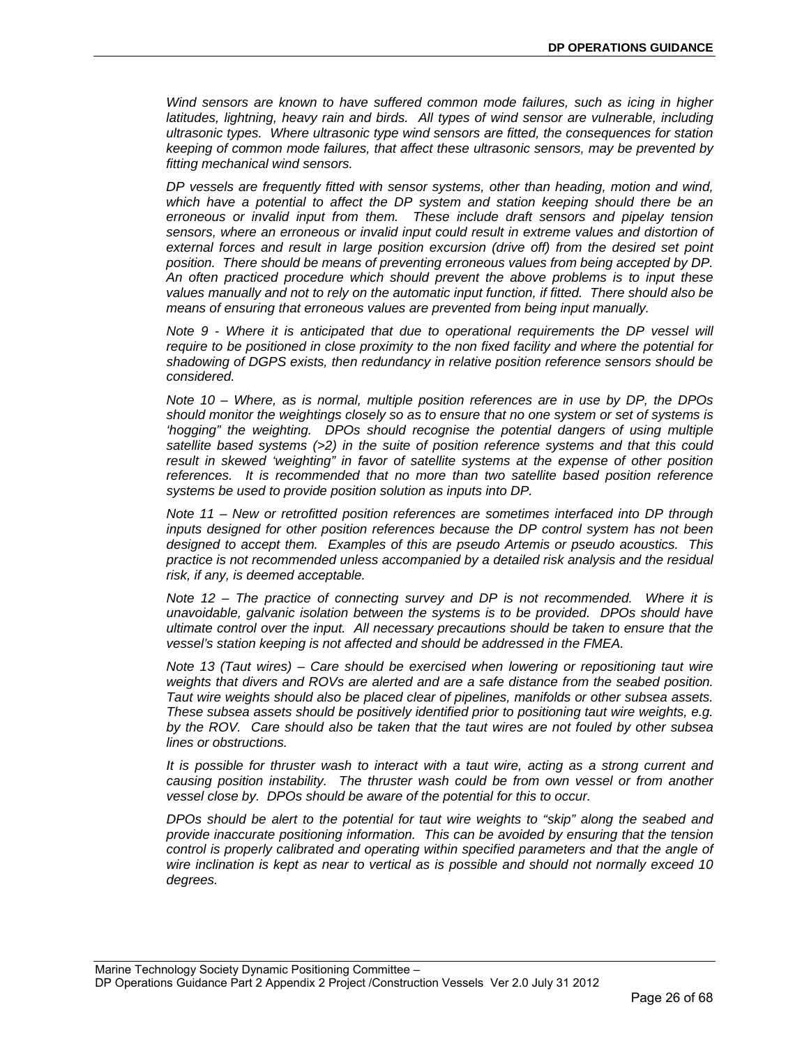*Wind sensors are known to have suffered common mode failures, such as icing in higher latitudes, lightning, heavy rain and birds. All types of wind sensor are vulnerable, including ultrasonic types. Where ultrasonic type wind sensors are fitted, the consequences for station keeping of common mode failures, that affect these ultrasonic sensors, may be prevented by fitting mechanical wind sensors.*

*DP vessels are frequently fitted with sensor systems, other than heading, motion and wind, which have a potential to affect the DP system and station keeping should there be an erroneous or invalid input from them. These include draft sensors and pipelay tension sensors, where an erroneous or invalid input could result in extreme values and distortion of external forces and result in large position excursion (drive off) from the desired set point position. There should be means of preventing erroneous values from being accepted by DP. An often practiced procedure which should prevent the above problems is to input these values manually and not to rely on the automatic input function, if fitted. There should also be means of ensuring that erroneous values are prevented from being input manually.*

*Note 9 - Where it is anticipated that due to operational requirements the DP vessel will require to be positioned in close proximity to the non fixed facility and where the potential for shadowing of DGPS exists, then redundancy in relative position reference sensors should be considered.*

*Note 10 – Where, as is normal, multiple position references are in use by DP, the DPOs should monitor the weightings closely so as to ensure that no one system or set of systems is 'hogging" the weighting. DPOs should recognise the potential dangers of using multiple satellite based systems (>2) in the suite of position reference systems and that this could result in skewed 'weighting" in favor of satellite systems at the expense of other position references. It is recommended that no more than two satellite based position reference systems be used to provide position solution as inputs into DP.*

*Note 11 – New or retrofitted position references are sometimes interfaced into DP through inputs designed for other position references because the DP control system has not been designed to accept them. Examples of this are pseudo Artemis or pseudo acoustics. This practice is not recommended unless accompanied by a detailed risk analysis and the residual risk, if any, is deemed acceptable.*

*Note 12 – The practice of connecting survey and DP is not recommended. Where it is unavoidable, galvanic isolation between the systems is to be provided. DPOs should have ultimate control over the input. All necessary precautions should be taken to ensure that the vessel's station keeping is not affected and should be addressed in the FMEA.*

*Note 13 (Taut wires) – Care should be exercised when lowering or repositioning taut wire weights that divers and ROVs are alerted and are a safe distance from the seabed position. Taut wire weights should also be placed clear of pipelines, manifolds or other subsea assets. These subsea assets should be positively identified prior to positioning taut wire weights, e.g. by the ROV. Care should also be taken that the taut wires are not fouled by other subsea lines or obstructions.*

*It is possible for thruster wash to interact with a taut wire, acting as a strong current and causing position instability. The thruster wash could be from own vessel or from another vessel close by. DPOs should be aware of the potential for this to occur.*

*DPOs should be alert to the potential for taut wire weights to "skip" along the seabed and provide inaccurate positioning information. This can be avoided by ensuring that the tension control is properly calibrated and operating within specified parameters and that the angle of wire inclination is kept as near to vertical as is possible and should not normally exceed 10 degrees.*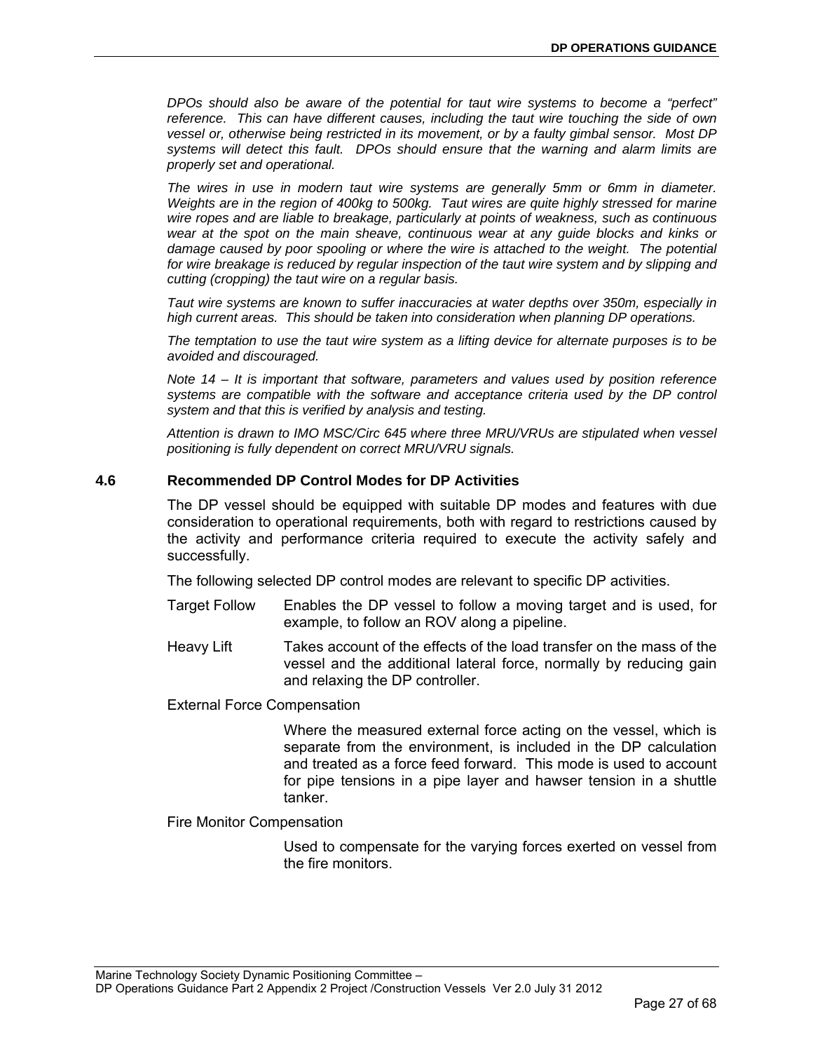*DPOs should also be aware of the potential for taut wire systems to become a "perfect" reference. This can have different causes, including the taut wire touching the side of own vessel or, otherwise being restricted in its movement, or by a faulty gimbal sensor. Most DP systems will detect this fault. DPOs should ensure that the warning and alarm limits are properly set and operational.*

*The wires in use in modern taut wire systems are generally 5mm or 6mm in diameter. Weights are in the region of 400kg to 500kg. Taut wires are quite highly stressed for marine wire ropes and are liable to breakage, particularly at points of weakness, such as continuous wear at the spot on the main sheave, continuous wear at any guide blocks and kinks or damage caused by poor spooling or where the wire is attached to the weight. The potential for wire breakage is reduced by regular inspection of the taut wire system and by slipping and cutting (cropping) the taut wire on a regular basis.*

*Taut wire systems are known to suffer inaccuracies at water depths over 350m, especially in high current areas. This should be taken into consideration when planning DP operations.*

*The temptation to use the taut wire system as a lifting device for alternate purposes is to be avoided and discouraged.*

*Note 14 – It is important that software, parameters and values used by position reference systems are compatible with the software and acceptance criteria used by the DP control system and that this is verified by analysis and testing.*

*Attention is drawn to IMO MSC/Circ 645 where three MRU/VRUs are stipulated when vessel positioning is fully dependent on correct MRU/VRU signals.*

## 4.6 Recommended DP Control Modes for DP Activities

The DP vessel should be equipped with suitable DP modes and features with due consideration to operational requirements, both with regard to restrictions caused by the activity and performance criteria required to execute the activity safely and successfully.

The following selected DP control modes are relevant to specific DP activities.

Target Follow — Enables the DP vessel to follow a moving target and is used, for example, to follow an ROV along a pipeline.

Heavy Lift — Takes account of the effects of the load transfer on the mass of the vessel and the additional lateral force, normally by reducing gain and relaxing the DP controller.

External Force Compensation

Where the measured external force acting on the vessel, which is separate from the environment, is included in the DP calculation and treated as a force feed forward. This mode is used to account for pipe tensions in a pipe layer and hawser tension in a shuttle tanker.

Fire Monitor Compensation

Used to compensate for the varying forces exerted on vessel from the fire monitors.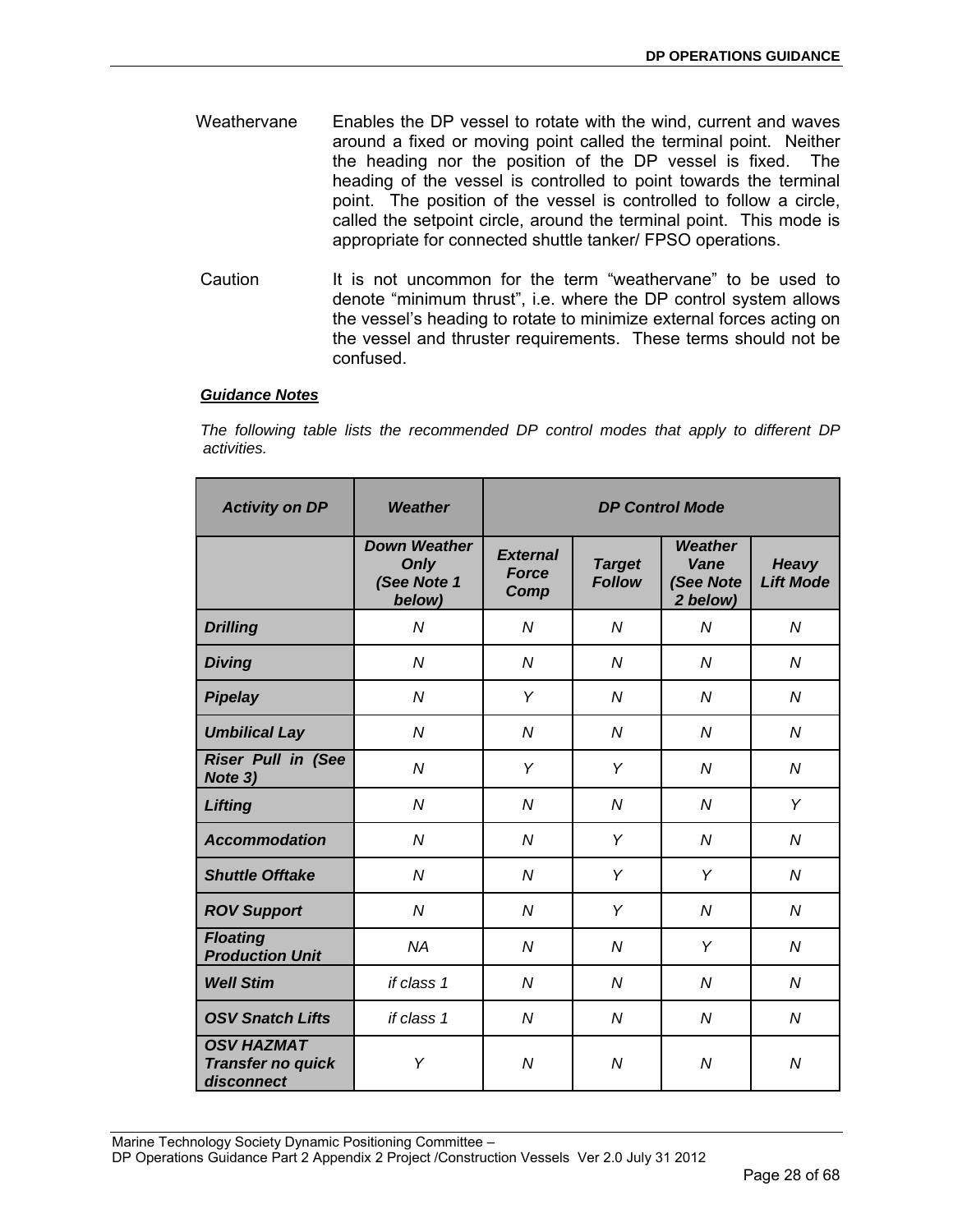Weathervane — Enables the DP vessel to rotate with the wind, current and waves around a fixed or moving point called the terminal point. Neither the heading nor the position of the DP vessel is fixed. The heading of the vessel is controlled to point towards the terminal point. The position of the vessel is controlled to follow a circle, called the setpoint circle, around the terminal point. This mode is appropriate for connected shuttle tanker/ FPSO operations.

Caution — It is not uncommon for the term "weathervane" to be used to denote "minimum thrust", i.e. where the DP control system allows the vessel's heading to rotate to minimize external forces acting on the vessel and thruster requirements. These terms should not be confused.

***Guidance Notes***

*The following table lists the recommended DP control modes that apply to different DP activities.*

| ***Activity on DP*** | ***Weather*** | ***DP Control Mode*** | | | |
|---|---|---|---|---|---|
| | ***Down Weather Only (See Note 1 below)*** | ***External Force Comp*** | ***Target Follow*** | ***Weather Vane (See Note 2 below)*** | ***Heavy Lift Mode*** |
| ***Drilling*** | *N* | *N* | *N* | *N* | *N* |
| ***Diving*** | *N* | *N* | *N* | *N* | *N* |
| ***Pipelay*** | *N* | *Y* | *N* | *N* | *N* |
| ***Umbilical Lay*** | *N* | *N* | *N* | *N* | *N* |
| ***Riser Pull in (See Note 3)*** | *N* | *Y* | *Y* | *N* | *N* |
| ***Lifting*** | *N* | *N* | *N* | *N* | *Y* |
| ***Accommodation*** | *N* | *N* | *Y* | *N* | *N* |
| ***Shuttle Offtake*** | *N* | *N* | *Y* | *Y* | *N* |
| ***ROV Support*** | *N* | *N* | *Y* | *N* | *N* |
| ***Floating Production Unit*** | *NA* | *N* | *N* | *Y* | *N* |
| ***Well Stim*** | *if class 1* | *N* | *N* | *N* | *N* |
| ***OSV Snatch Lifts*** | *if class 1* | *N* | *N* | *N* | *N* |
| ***OSV HAZMAT Transfer no quick disconnect*** | *Y* | *N* | *N* | *N* | *N* |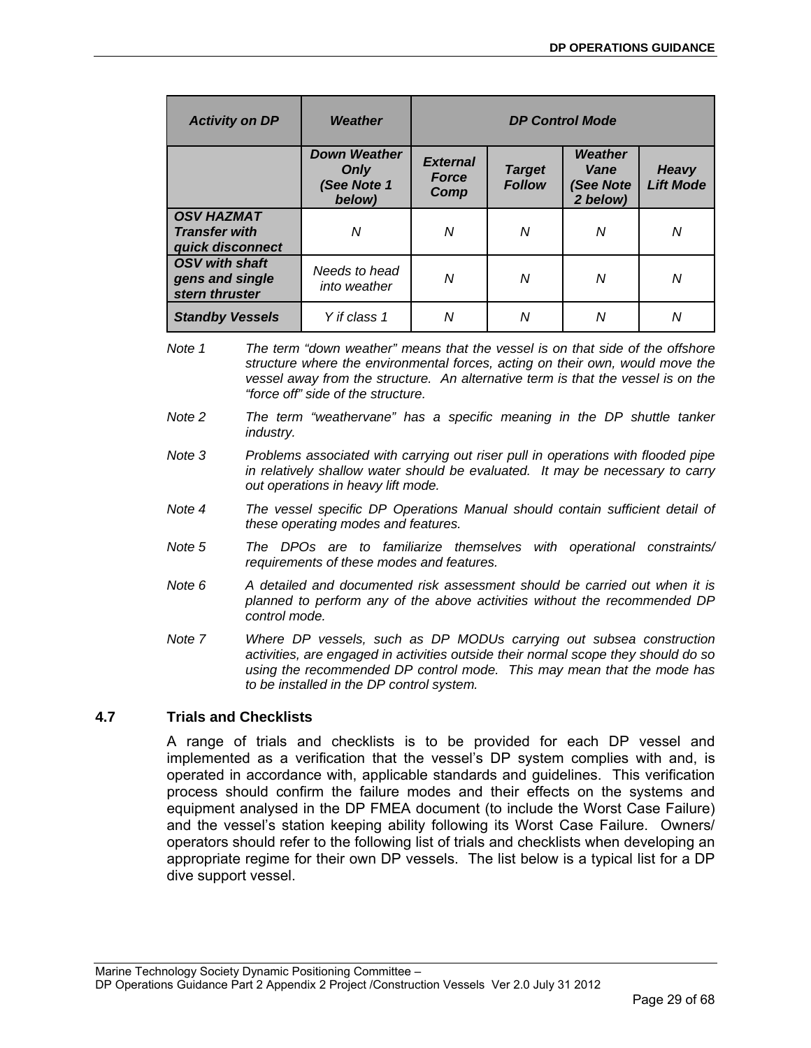| *Activity on DP* | *Weather* | *DP Control Mode* | | | |
|---|---|---|---|---|---|
| | ***Down Weather Only (See Note 1 below)*** | ***External Force Comp*** | ***Target Follow*** | ***Weather Vane (See Note 2 below)*** | ***Heavy Lift Mode*** |
| ***OSV HAZMAT Transfer with quick disconnect*** | *N* | *N* | *N* | *N* | *N* |
| ***OSV with shaft gens and single stern thruster*** | *Needs to head into weather* | *N* | *N* | *N* | *N* |
| ***Standby Vessels*** | *Y if class 1* | *N* | *N* | *N* | *N* |

*Note 1 The term "down weather" means that the vessel is on that side of the offshore structure where the environmental forces, acting on their own, would move the vessel away from the structure. An alternative term is that the vessel is on the "force off" side of the structure.*

*Note 2 The term "weathervane" has a specific meaning in the DP shuttle tanker industry.*

*Note 3 Problems associated with carrying out riser pull in operations with flooded pipe in relatively shallow water should be evaluated. It may be necessary to carry out operations in heavy lift mode.*

*Note 4 The vessel specific DP Operations Manual should contain sufficient detail of these operating modes and features.*

*Note 5 The DPOs are to familiarize themselves with operational constraints/ requirements of these modes and features.*

*Note 6 A detailed and documented risk assessment should be carried out when it is planned to perform any of the above activities without the recommended DP control mode.*

*Note 7 Where DP vessels, such as DP MODUs carrying out subsea construction activities, are engaged in activities outside their normal scope they should do so using the recommended DP control mode. This may mean that the mode has to be installed in the DP control system.*

## 4.7 Trials and Checklists

A range of trials and checklists is to be provided for each DP vessel and implemented as a verification that the vessel's DP system complies with and, is operated in accordance with, applicable standards and guidelines. This verification process should confirm the failure modes and their effects on the systems and equipment analysed in the DP FMEA document (to include the Worst Case Failure) and the vessel's station keeping ability following its Worst Case Failure. Owners/ operators should refer to the following list of trials and checklists when developing an appropriate regime for their own DP vessels. The list below is a typical list for a DP dive support vessel.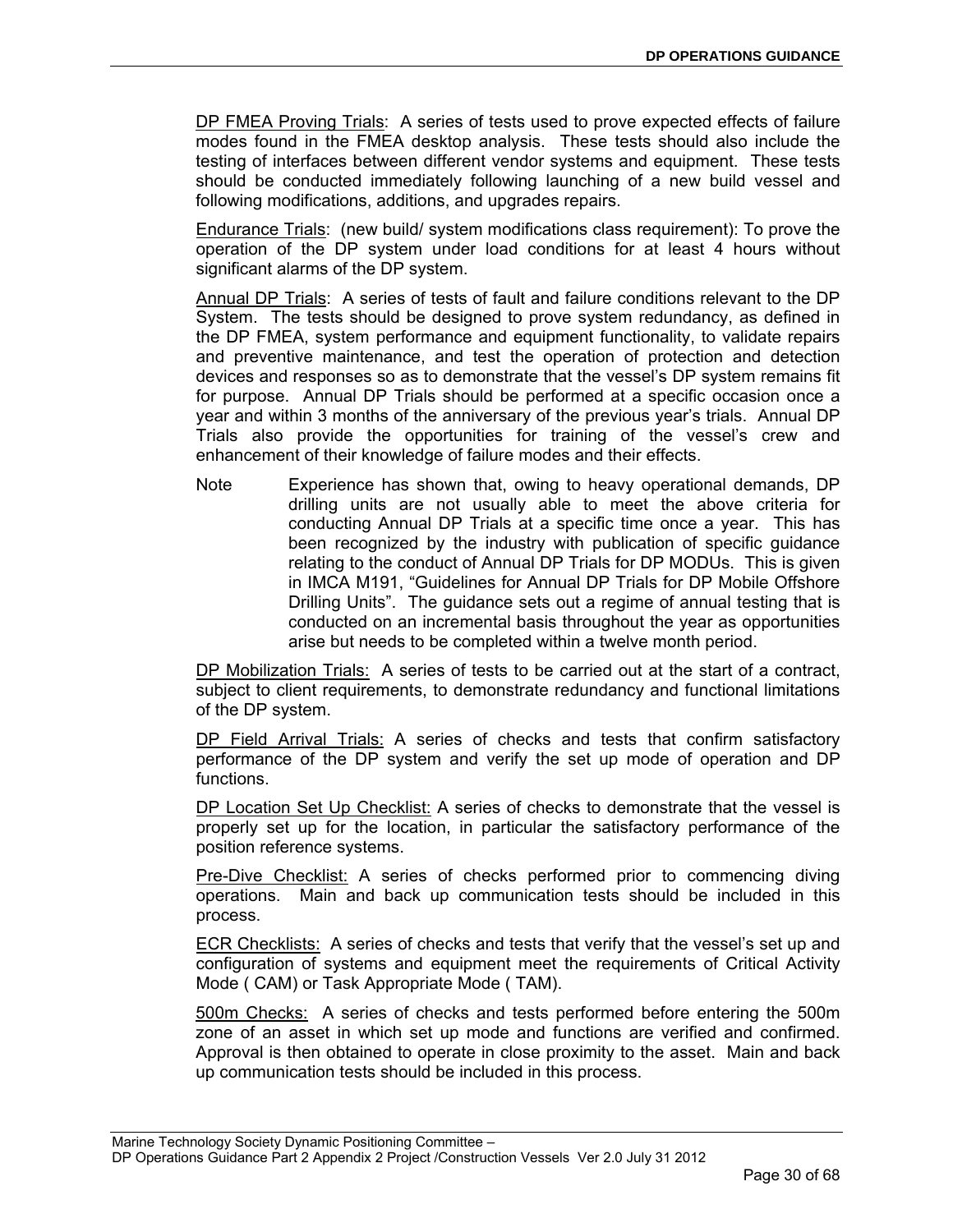<u>DP FMEA Proving Trials</u>: A series of tests used to prove expected effects of failure modes found in the FMEA desktop analysis. These tests should also include the testing of interfaces between different vendor systems and equipment. These tests should be conducted immediately following launching of a new build vessel and following modifications, additions, and upgrades repairs.

<u>Endurance Trials</u>: (new build/ system modifications class requirement): To prove the operation of the DP system under load conditions for at least 4 hours without significant alarms of the DP system.

<u>Annual DP Trials</u>: A series of tests of fault and failure conditions relevant to the DP System. The tests should be designed to prove system redundancy, as defined in the DP FMEA, system performance and equipment functionality, to validate repairs and preventive maintenance, and test the operation of protection and detection devices and responses so as to demonstrate that the vessel's DP system remains fit for purpose. Annual DP Trials should be performed at a specific occasion once a year and within 3 months of the anniversary of the previous year's trials. Annual DP Trials also provide the opportunities for training of the vessel's crew and enhancement of their knowledge of failure modes and their effects.

Note Experience has shown that, owing to heavy operational demands, DP drilling units are not usually able to meet the above criteria for conducting Annual DP Trials at a specific time once a year. This has been recognized by the industry with publication of specific guidance relating to the conduct of Annual DP Trials for DP MODUs. This is given in IMCA M191, "Guidelines for Annual DP Trials for DP Mobile Offshore Drilling Units". The guidance sets out a regime of annual testing that is conducted on an incremental basis throughout the year as opportunities arise but needs to be completed within a twelve month period.

<u>DP Mobilization Trials:</u> A series of tests to be carried out at the start of a contract, subject to client requirements, to demonstrate redundancy and functional limitations of the DP system.

<u>DP Field Arrival Trials:</u> A series of checks and tests that confirm satisfactory performance of the DP system and verify the set up mode of operation and DP functions.

<u>DP Location Set Up Checklist:</u> A series of checks to demonstrate that the vessel is properly set up for the location, in particular the satisfactory performance of the position reference systems.

<u>Pre-Dive Checklist:</u> A series of checks performed prior to commencing diving operations. Main and back up communication tests should be included in this process.

<u>ECR Checklists:</u> A series of checks and tests that verify that the vessel's set up and configuration of systems and equipment meet the requirements of Critical Activity Mode ( CAM) or Task Appropriate Mode ( TAM).

<u>500m Checks:</u> A series of checks and tests performed before entering the 500m zone of an asset in which set up mode and functions are verified and confirmed. Approval is then obtained to operate in close proximity to the asset. Main and back up communication tests should be included in this process.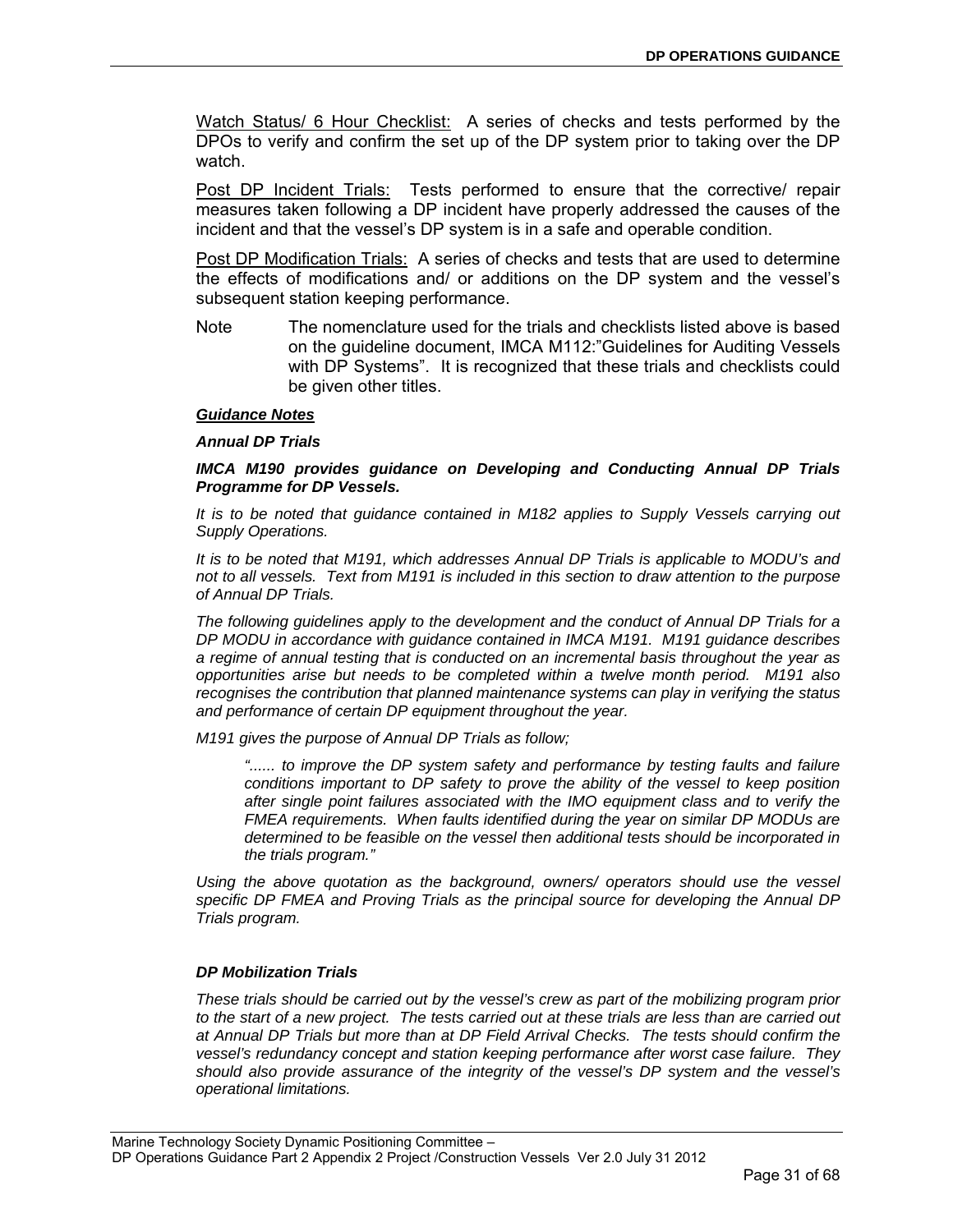Watch Status/ 6 Hour Checklist: A series of checks and tests performed by the DPOs to verify and confirm the set up of the DP system prior to taking over the DP watch.

Post DP Incident Trials: Tests performed to ensure that the corrective/ repair measures taken following a DP incident have properly addressed the causes of the incident and that the vessel's DP system is in a safe and operable condition.

Post DP Modification Trials: A series of checks and tests that are used to determine the effects of modifications and/ or additions on the DP system and the vessel's subsequent station keeping performance.

Note The nomenclature used for the trials and checklists listed above is based on the guideline document, IMCA M112:"Guidelines for Auditing Vessels with DP Systems". It is recognized that these trials and checklists could be given other titles.

***Guidance Notes***

***Annual DP Trials***

***IMCA M190 provides guidance on Developing and Conducting Annual DP Trials Programme for DP Vessels.***

*It is to be noted that guidance contained in M182 applies to Supply Vessels carrying out Supply Operations.*

*It is to be noted that M191, which addresses Annual DP Trials is applicable to MODU's and not to all vessels. Text from M191 is included in this section to draw attention to the purpose of Annual DP Trials.*

*The following guidelines apply to the development and the conduct of Annual DP Trials for a DP MODU in accordance with guidance contained in IMCA M191. M191 guidance describes a regime of annual testing that is conducted on an incremental basis throughout the year as opportunities arise but needs to be completed within a twelve month period. M191 also recognises the contribution that planned maintenance systems can play in verifying the status and performance of certain DP equipment throughout the year.*

*M191 gives the purpose of Annual DP Trials as follow;*

> *"...... to improve the DP system safety and performance by testing faults and failure conditions important to DP safety to prove the ability of the vessel to keep position after single point failures associated with the IMO equipment class and to verify the FMEA requirements. When faults identified during the year on similar DP MODUs are determined to be feasible on the vessel then additional tests should be incorporated in the trials program."*

*Using the above quotation as the background, owners/ operators should use the vessel specific DP FMEA and Proving Trials as the principal source for developing the Annual DP Trials program.*

***DP Mobilization Trials***

*These trials should be carried out by the vessel's crew as part of the mobilizing program prior to the start of a new project. The tests carried out at these trials are less than are carried out at Annual DP Trials but more than at DP Field Arrival Checks. The tests should confirm the vessel's redundancy concept and station keeping performance after worst case failure. They should also provide assurance of the integrity of the vessel's DP system and the vessel's operational limitations.*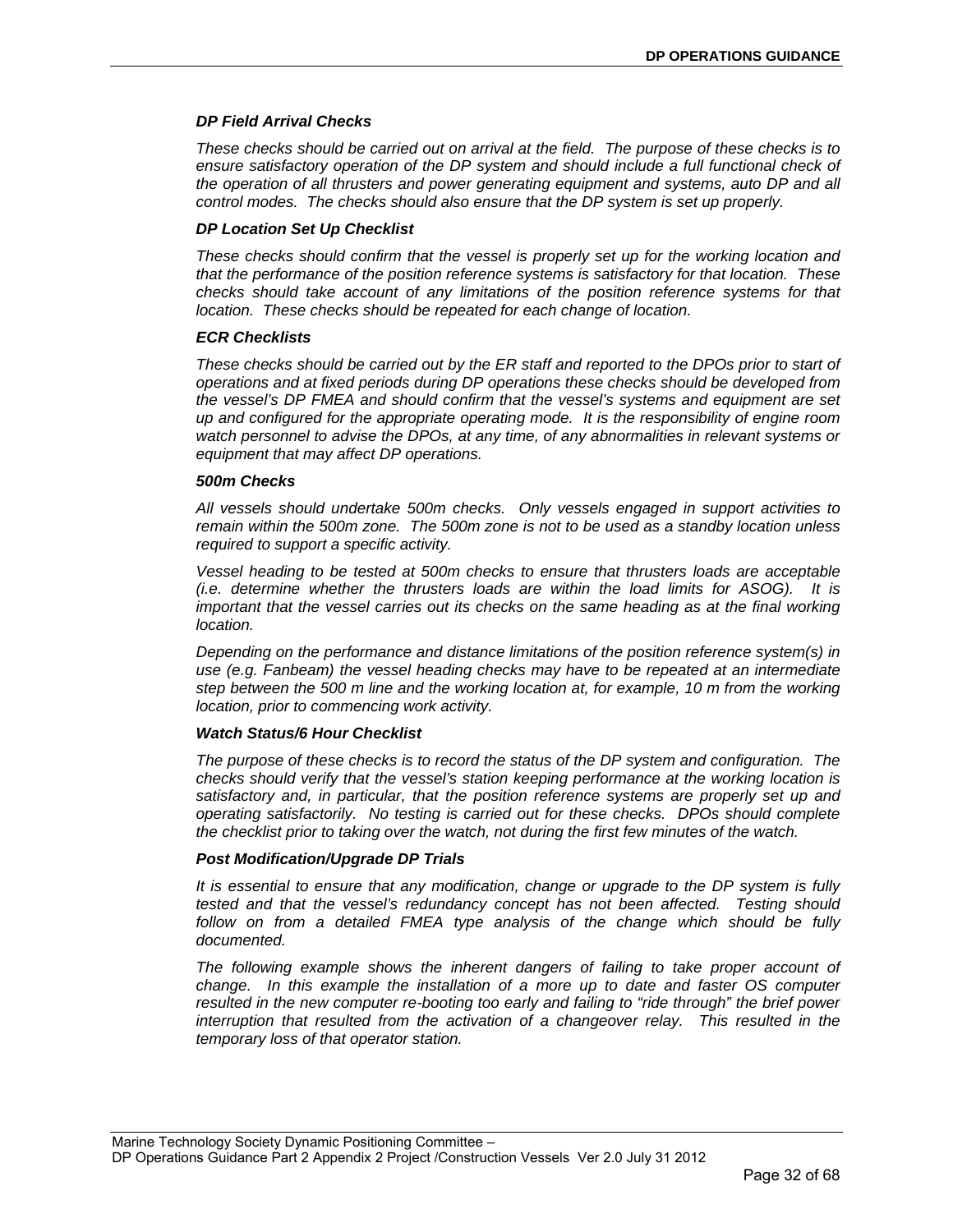### *DP Field Arrival Checks*

*These checks should be carried out on arrival at the field. The purpose of these checks is to ensure satisfactory operation of the DP system and should include a full functional check of the operation of all thrusters and power generating equipment and systems, auto DP and all control modes. The checks should also ensure that the DP system is set up properly.*

### *DP Location Set Up Checklist*

*These checks should confirm that the vessel is properly set up for the working location and that the performance of the position reference systems is satisfactory for that location. These checks should take account of any limitations of the position reference systems for that location. These checks should be repeated for each change of location.*

### *ECR Checklists*

*These checks should be carried out by the ER staff and reported to the DPOs prior to start of operations and at fixed periods during DP operations these checks should be developed from the vessel's DP FMEA and should confirm that the vessel's systems and equipment are set up and configured for the appropriate operating mode. It is the responsibility of engine room watch personnel to advise the DPOs, at any time, of any abnormalities in relevant systems or equipment that may affect DP operations.*

### *500m Checks*

*All vessels should undertake 500m checks. Only vessels engaged in support activities to remain within the 500m zone. The 500m zone is not to be used as a standby location unless required to support a specific activity.*

*Vessel heading to be tested at 500m checks to ensure that thrusters loads are acceptable (i.e. determine whether the thrusters loads are within the load limits for ASOG). It is important that the vessel carries out its checks on the same heading as at the final working location.*

*Depending on the performance and distance limitations of the position reference system(s) in use (e.g. Fanbeam) the vessel heading checks may have to be repeated at an intermediate step between the 500 m line and the working location at, for example, 10 m from the working location, prior to commencing work activity.*

### *Watch Status/6 Hour Checklist*

*The purpose of these checks is to record the status of the DP system and configuration. The checks should verify that the vessel's station keeping performance at the working location is satisfactory and, in particular, that the position reference systems are properly set up and operating satisfactorily. No testing is carried out for these checks. DPOs should complete the checklist prior to taking over the watch, not during the first few minutes of the watch.*

### *Post Modification/Upgrade DP Trials*

*It is essential to ensure that any modification, change or upgrade to the DP system is fully tested and that the vessel's redundancy concept has not been affected. Testing should follow on from a detailed FMEA type analysis of the change which should be fully documented.*

*The following example shows the inherent dangers of failing to take proper account of change. In this example the installation of a more up to date and faster OS computer resulted in the new computer re-booting too early and failing to "ride through" the brief power interruption that resulted from the activation of a changeover relay. This resulted in the temporary loss of that operator station.*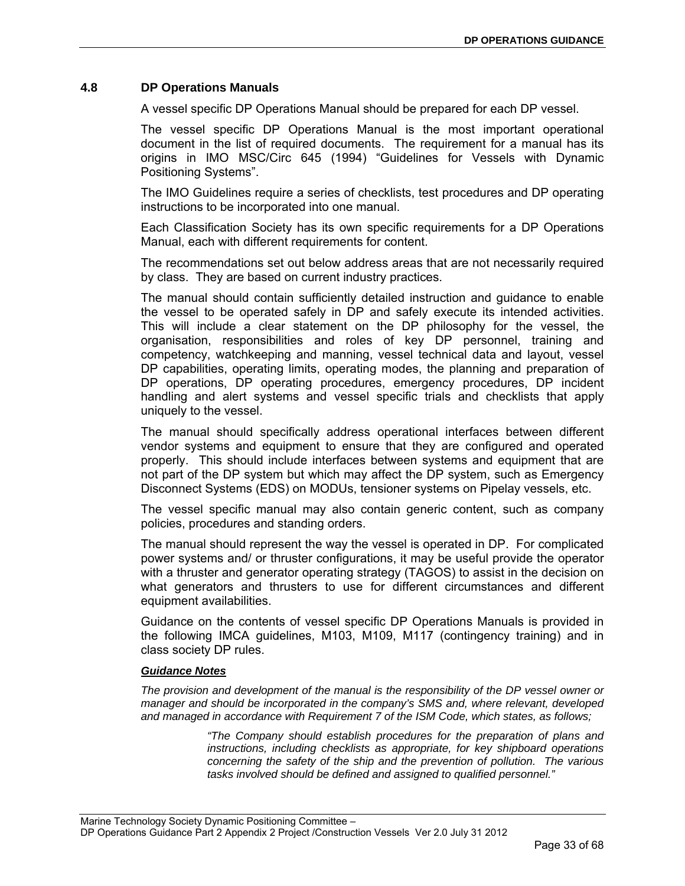## 4.8 DP Operations Manuals

A vessel specific DP Operations Manual should be prepared for each DP vessel.

The vessel specific DP Operations Manual is the most important operational document in the list of required documents. The requirement for a manual has its origins in IMO MSC/Circ 645 (1994) “Guidelines for Vessels with Dynamic Positioning Systems”.

The IMO Guidelines require a series of checklists, test procedures and DP operating instructions to be incorporated into one manual.

Each Classification Society has its own specific requirements for a DP Operations Manual, each with different requirements for content.

The recommendations set out below address areas that are not necessarily required by class. They are based on current industry practices.

The manual should contain sufficiently detailed instruction and guidance to enable the vessel to be operated safely in DP and safely execute its intended activities. This will include a clear statement on the DP philosophy for the vessel, the organisation, responsibilities and roles of key DP personnel, training and competency, watchkeeping and manning, vessel technical data and layout, vessel DP capabilities, operating limits, operating modes, the planning and preparation of DP operations, DP operating procedures, emergency procedures, DP incident handling and alert systems and vessel specific trials and checklists that apply uniquely to the vessel.

The manual should specifically address operational interfaces between different vendor systems and equipment to ensure that they are configured and operated properly. This should include interfaces between systems and equipment that are not part of the DP system but which may affect the DP system, such as Emergency Disconnect Systems (EDS) on MODUs, tensioner systems on Pipelay vessels, etc.

The vessel specific manual may also contain generic content, such as company policies, procedures and standing orders.

The manual should represent the way the vessel is operated in DP. For complicated power systems and/ or thruster configurations, it may be useful provide the operator with a thruster and generator operating strategy (TAGOS) to assist in the decision on what generators and thrusters to use for different circumstances and different equipment availabilities.

Guidance on the contents of vessel specific DP Operations Manuals is provided in the following IMCA guidelines, M103, M109, M117 (contingency training) and in class society DP rules.

***Guidance Notes***

*The provision and development of the manual is the responsibility of the DP vessel owner or manager and should be incorporated in the company's SMS and, where relevant, developed and managed in accordance with Requirement 7 of the ISM Code, which states, as follows;*

> *“The Company should establish procedures for the preparation of plans and instructions, including checklists as appropriate, for key shipboard operations concerning the safety of the ship and the prevention of pollution. The various tasks involved should be defined and assigned to qualified personnel.”*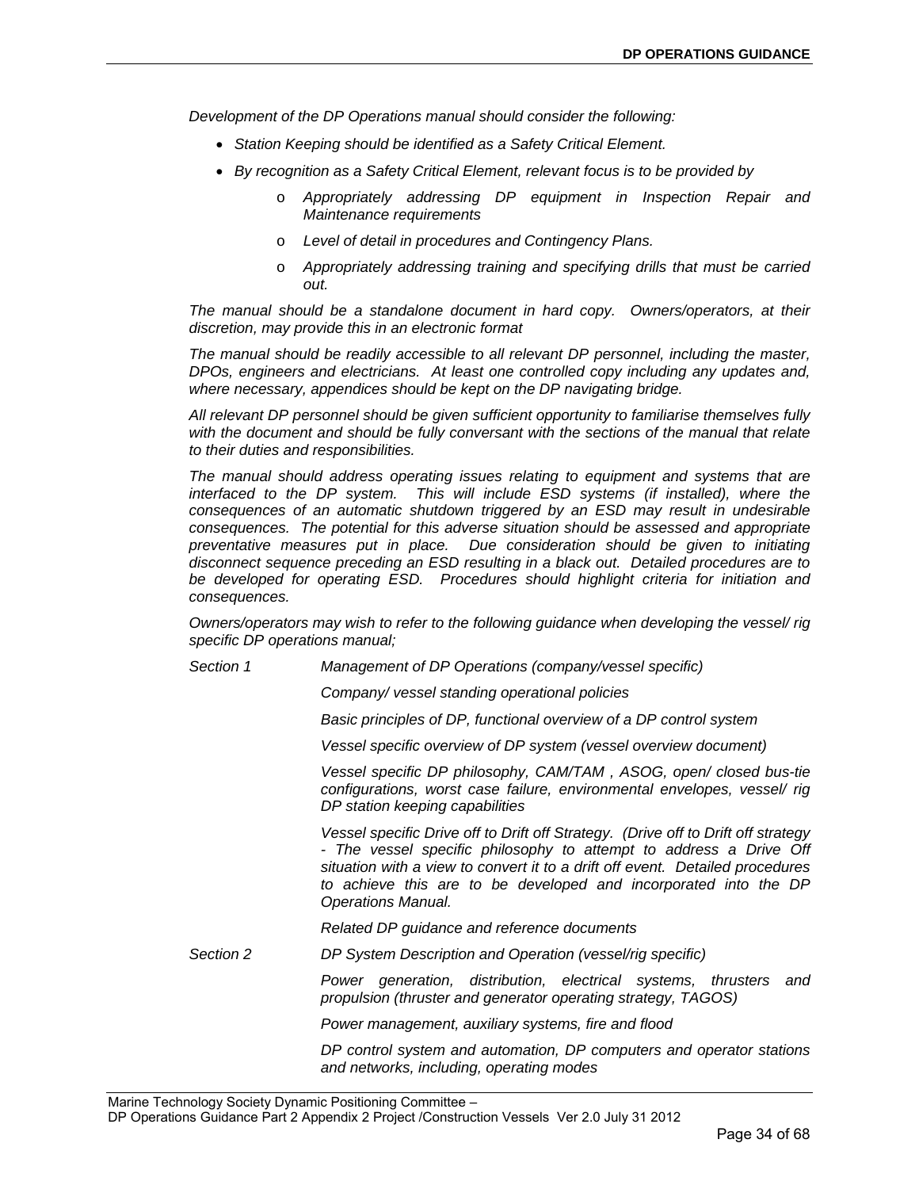*Development of the DP Operations manual should consider the following:*

- *Station Keeping should be identified as a Safety Critical Element.*
- *By recognition as a Safety Critical Element, relevant focus is to be provided by*
    - *Appropriately addressing DP equipment in Inspection Repair and Maintenance requirements*
    - *Level of detail in procedures and Contingency Plans.*
    - *Appropriately addressing training and specifying drills that must be carried out.*

*The manual should be a standalone document in hard copy. Owners/operators, at their discretion, may provide this in an electronic format*

*The manual should be readily accessible to all relevant DP personnel, including the master, DPOs, engineers and electricians. At least one controlled copy including any updates and, where necessary, appendices should be kept on the DP navigating bridge.*

*All relevant DP personnel should be given sufficient opportunity to familiarise themselves fully with the document and should be fully conversant with the sections of the manual that relate to their duties and responsibilities.*

*The manual should address operating issues relating to equipment and systems that are interfaced to the DP system. This will include ESD systems (if installed), where the consequences of an automatic shutdown triggered by an ESD may result in undesirable consequences. The potential for this adverse situation should be assessed and appropriate preventative measures put in place. Due consideration should be given to initiating disconnect sequence preceding an ESD resulting in a black out. Detailed procedures are to be developed for operating ESD. Procedures should highlight criteria for initiation and consequences.*

*Owners/operators may wish to refer to the following guidance when developing the vessel/ rig specific DP operations manual;*

| | |
|---|---|
| *Section 1* | *Management of DP Operations (company/vessel specific)* |
| | *Company/ vessel standing operational policies* |
| | *Basic principles of DP, functional overview of a DP control system* |
| | *Vessel specific overview of DP system (vessel overview document)* |
| | *Vessel specific DP philosophy, CAM/TAM , ASOG, open/ closed bus-tie configurations, worst case failure, environmental envelopes, vessel/ rig DP station keeping capabilities* |
| | *Vessel specific Drive off to Drift off Strategy. (Drive off to Drift off strategy - The vessel specific philosophy to attempt to address a Drive Off situation with a view to convert it to a drift off event. Detailed procedures to achieve this are to be developed and incorporated into the DP Operations Manual.* |
| | *Related DP guidance and reference documents* |
| *Section 2* | *DP System Description and Operation (vessel/rig specific)* |
| | *Power generation, distribution, electrical systems, thrusters and propulsion (thruster and generator operating strategy, TAGOS)* |
| | *Power management, auxiliary systems, fire and flood* |
| | *DP control system and automation, DP computers and operator stations and networks, including, operating modes* |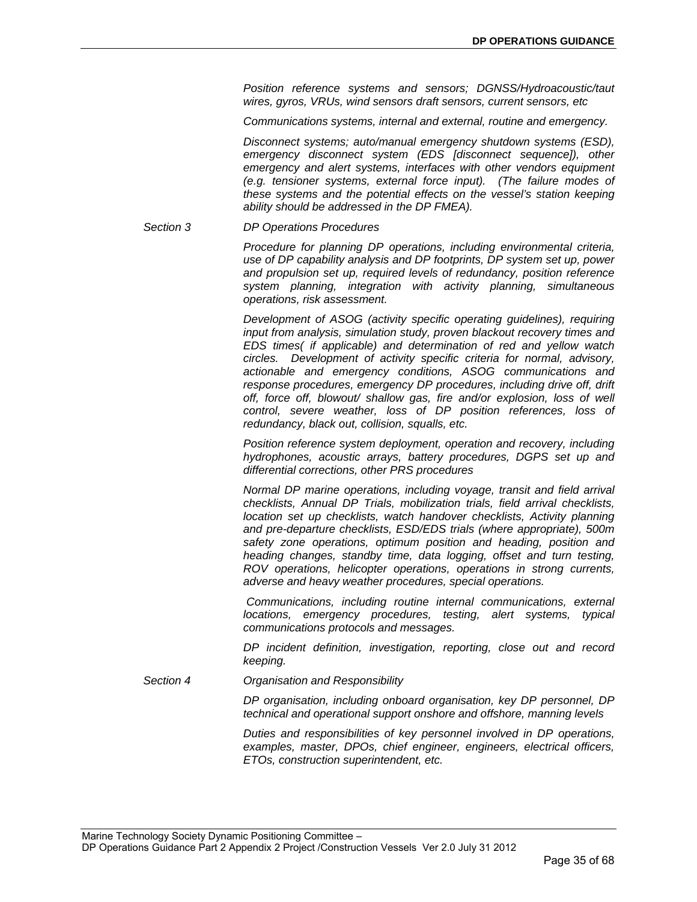*Position reference systems and sensors; DGNSS/Hydroacoustic/taut wires, gyros, VRUs, wind sensors draft sensors, current sensors, etc*

*Communications systems, internal and external, routine and emergency.*

*Disconnect systems; auto/manual emergency shutdown systems (ESD), emergency disconnect system (EDS [disconnect sequence]), other emergency and alert systems, interfaces with other vendors equipment (e.g. tensioner systems, external force input). (The failure modes of these systems and the potential effects on the vessel's station keeping ability should be addressed in the DP FMEA).*

*Section 3* *DP Operations Procedures*

*Procedure for planning DP operations, including environmental criteria, use of DP capability analysis and DP footprints, DP system set up, power and propulsion set up, required levels of redundancy, position reference system planning, integration with activity planning, simultaneous operations, risk assessment.*

*Development of ASOG (activity specific operating guidelines), requiring input from analysis, simulation study, proven blackout recovery times and EDS times( if applicable) and determination of red and yellow watch circles. Development of activity specific criteria for normal, advisory, actionable and emergency conditions, ASOG communications and response procedures, emergency DP procedures, including drive off, drift off, force off, blowout/ shallow gas, fire and/or explosion, loss of well control, severe weather, loss of DP position references, loss of redundancy, black out, collision, squalls, etc.*

*Position reference system deployment, operation and recovery, including hydrophones, acoustic arrays, battery procedures, DGPS set up and differential corrections, other PRS procedures*

*Normal DP marine operations, including voyage, transit and field arrival checklists, Annual DP Trials, mobilization trials, field arrival checklists, location set up checklists, watch handover checklists, Activity planning and pre-departure checklists, ESD/EDS trials (where appropriate), 500m safety zone operations, optimum position and heading, position and heading changes, standby time, data logging, offset and turn testing, ROV operations, helicopter operations, operations in strong currents, adverse and heavy weather procedures, special operations.*

*Communications, including routine internal communications, external locations, emergency procedures, testing, alert systems, typical communications protocols and messages.*

*DP incident definition, investigation, reporting, close out and record keeping.*

*Section 4* *Organisation and Responsibility*

*DP organisation, including onboard organisation, key DP personnel, DP technical and operational support onshore and offshore, manning levels*

*Duties and responsibilities of key personnel involved in DP operations, examples, master, DPOs, chief engineer, engineers, electrical officers, ETOs, construction superintendent, etc.*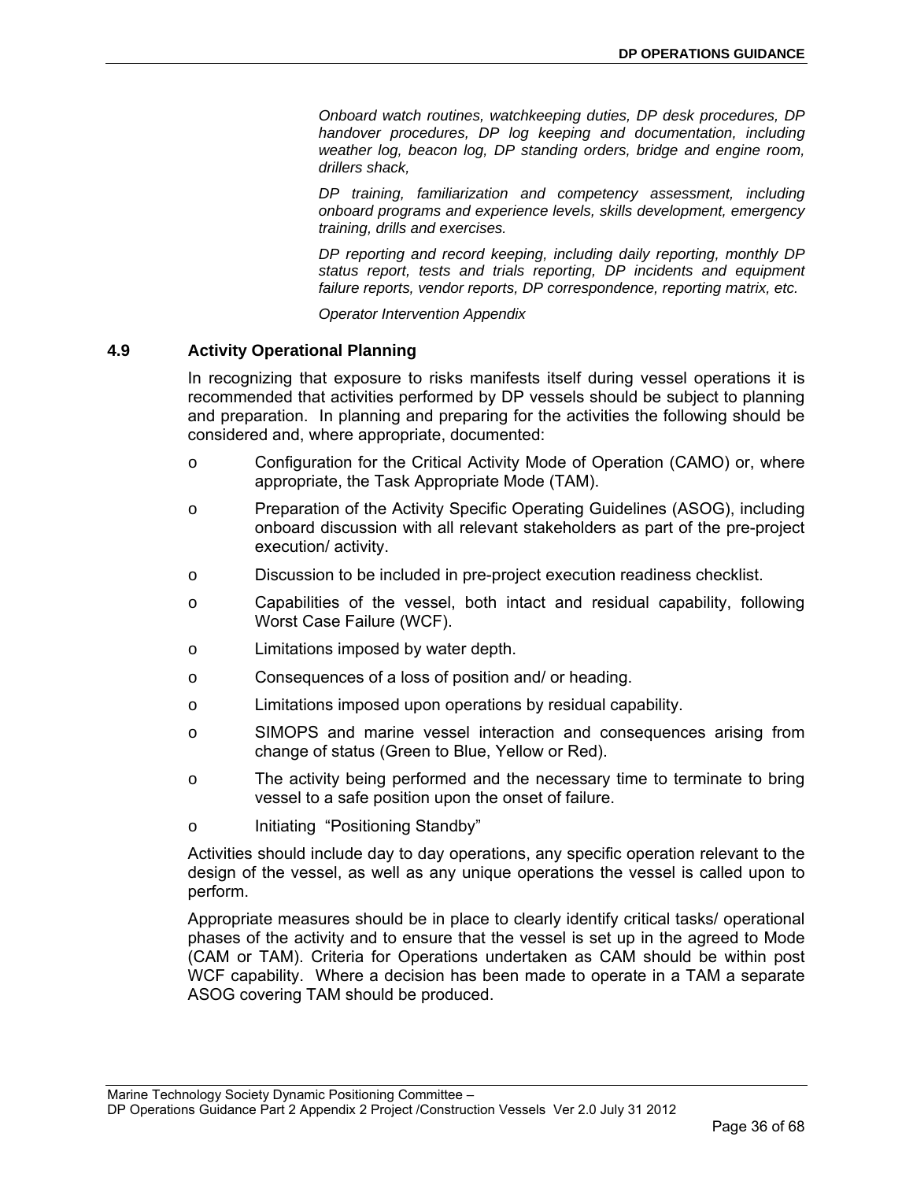*Onboard watch routines, watchkeeping duties, DP desk procedures, DP handover procedures, DP log keeping and documentation, including weather log, beacon log, DP standing orders, bridge and engine room, drillers shack,*

*DP training, familiarization and competency assessment, including onboard programs and experience levels, skills development, emergency training, drills and exercises.*

*DP reporting and record keeping, including daily reporting, monthly DP status report, tests and trials reporting, DP incidents and equipment failure reports, vendor reports, DP correspondence, reporting matrix, etc.*

*Operator Intervention Appendix*

### 4.9 Activity Operational Planning

In recognizing that exposure to risks manifests itself during vessel operations it is recommended that activities performed by DP vessels should be subject to planning and preparation. In planning and preparing for the activities the following should be considered and, where appropriate, documented:

- Configuration for the Critical Activity Mode of Operation (CAMO) or, where appropriate, the Task Appropriate Mode (TAM).
- Preparation of the Activity Specific Operating Guidelines (ASOG), including onboard discussion with all relevant stakeholders as part of the pre-project execution/ activity.
- Discussion to be included in pre-project execution readiness checklist.
- Capabilities of the vessel, both intact and residual capability, following Worst Case Failure (WCF).
- Limitations imposed by water depth.
- Consequences of a loss of position and/ or heading.
- Limitations imposed upon operations by residual capability.
- SIMOPS and marine vessel interaction and consequences arising from change of status (Green to Blue, Yellow or Red).
- The activity being performed and the necessary time to terminate to bring vessel to a safe position upon the onset of failure.
- Initiating "Positioning Standby"

Activities should include day to day operations, any specific operation relevant to the design of the vessel, as well as any unique operations the vessel is called upon to perform.

Appropriate measures should be in place to clearly identify critical tasks/ operational phases of the activity and to ensure that the vessel is set up in the agreed to Mode (CAM or TAM). Criteria for Operations undertaken as CAM should be within post WCF capability. Where a decision has been made to operate in a TAM a separate ASOG covering TAM should be produced.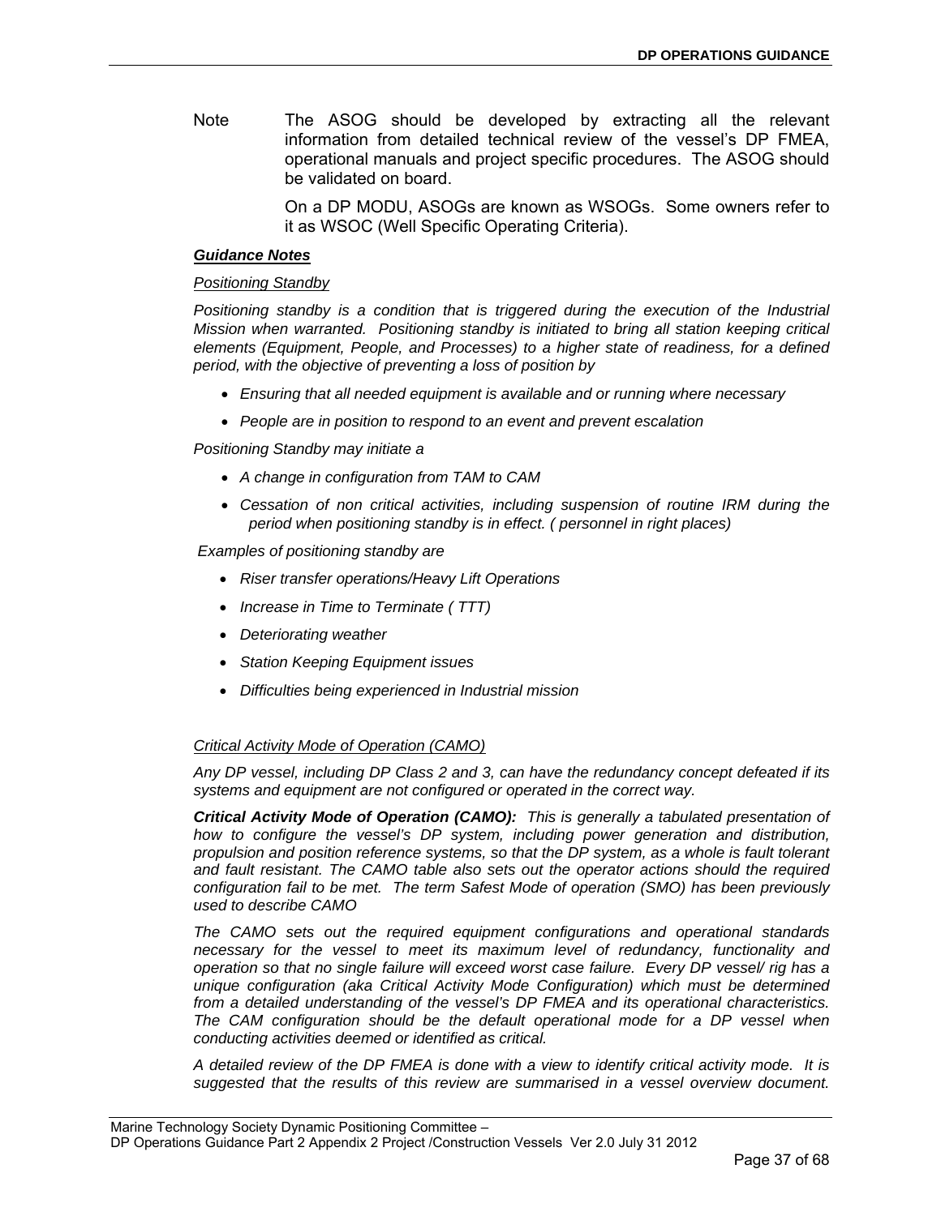Note The ASOG should be developed by extracting all the relevant information from detailed technical review of the vessel's DP FMEA, operational manuals and project specific procedures. The ASOG should be validated on board.

On a DP MODU, ASOGs are known as WSOGs. Some owners refer to it as WSOC (Well Specific Operating Criteria).

***Guidance Notes***

*Positioning Standby*

*Positioning standby is a condition that is triggered during the execution of the Industrial Mission when warranted. Positioning standby is initiated to bring all station keeping critical elements (Equipment, People, and Processes) to a higher state of readiness, for a defined period, with the objective of preventing a loss of position by*

- *Ensuring that all needed equipment is available and or running where necessary*
- *People are in position to respond to an event and prevent escalation*

*Positioning Standby may initiate a*

- *A change in configuration from TAM to CAM*
- *Cessation of non critical activities, including suspension of routine IRM during the period when positioning standby is in effect. ( personnel in right places)*

*Examples of positioning standby are*

- *Riser transfer operations/Heavy Lift Operations*
- *Increase in Time to Terminate ( TTT)*
- *Deteriorating weather*
- *Station Keeping Equipment issues*
- *Difficulties being experienced in Industrial mission*

*Critical Activity Mode of Operation (CAMO)*

*Any DP vessel, including DP Class 2 and 3, can have the redundancy concept defeated if its systems and equipment are not configured or operated in the correct way.*

***Critical Activity Mode of Operation (CAMO):*** *This is generally a tabulated presentation of how to configure the vessel's DP system, including power generation and distribution, propulsion and position reference systems, so that the DP system, as a whole is fault tolerant and fault resistant. The CAMO table also sets out the operator actions should the required configuration fail to be met. The term Safest Mode of operation (SMO) has been previously used to describe CAMO*

*The CAMO sets out the required equipment configurations and operational standards necessary for the vessel to meet its maximum level of redundancy, functionality and operation so that no single failure will exceed worst case failure. Every DP vessel/ rig has a unique configuration (aka Critical Activity Mode Configuration) which must be determined from a detailed understanding of the vessel's DP FMEA and its operational characteristics. The CAM configuration should be the default operational mode for a DP vessel when conducting activities deemed or identified as critical.*

*A detailed review of the DP FMEA is done with a view to identify critical activity mode. It is suggested that the results of this review are summarised in a vessel overview document.*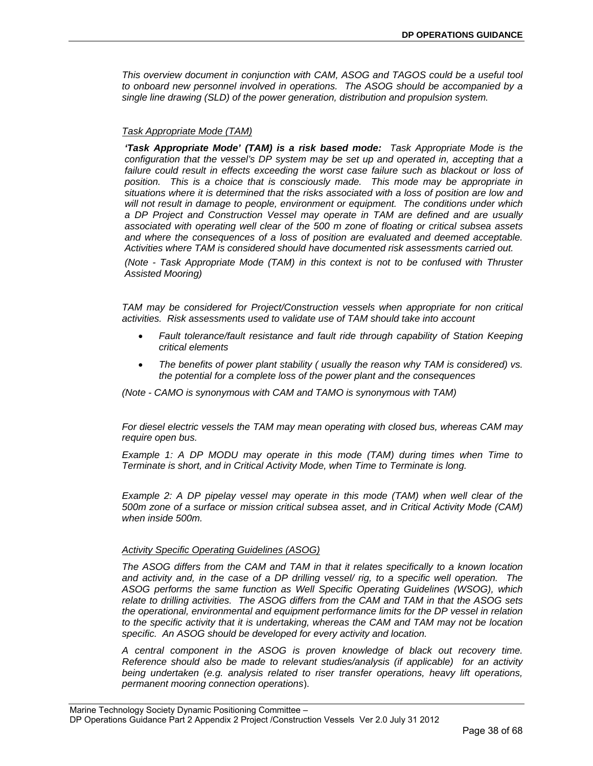*This overview document in conjunction with CAM, ASOG and TAGOS could be a useful tool to onboard new personnel involved in operations. The ASOG should be accompanied by a single line drawing (SLD) of the power generation, distribution and propulsion system.*

*Task Appropriate Mode (TAM)*

***'Task Appropriate Mode' (TAM) is a risk based mode:*** *Task Appropriate Mode is the configuration that the vessel's DP system may be set up and operated in, accepting that a failure could result in effects exceeding the worst case failure such as blackout or loss of position. This is a choice that is consciously made. This mode may be appropriate in situations where it is determined that the risks associated with a loss of position are low and will not result in damage to people, environment or equipment. The conditions under which a DP Project and Construction Vessel may operate in TAM are defined and are usually associated with operating well clear of the 500 m zone of floating or critical subsea assets and where the consequences of a loss of position are evaluated and deemed acceptable. Activities where TAM is considered should have documented risk assessments carried out.*

*(Note - Task Appropriate Mode (TAM) in this context is not to be confused with Thruster Assisted Mooring)*

*TAM may be considered for Project/Construction vessels when appropriate for non critical activities. Risk assessments used to validate use of TAM should take into account*

- *Fault tolerance/fault resistance and fault ride through capability of Station Keeping critical elements*
- *The benefits of power plant stability ( usually the reason why TAM is considered) vs. the potential for a complete loss of the power plant and the consequences*

*(Note - CAMO is synonymous with CAM and TAMO is synonymous with TAM)*

*For diesel electric vessels the TAM may mean operating with closed bus, whereas CAM may require open bus.*

*Example 1: A DP MODU may operate in this mode (TAM) during times when Time to Terminate is short, and in Critical Activity Mode, when Time to Terminate is long.*

*Example 2: A DP pipelay vessel may operate in this mode (TAM) when well clear of the 500m zone of a surface or mission critical subsea asset, and in Critical Activity Mode (CAM) when inside 500m.*

*Activity Specific Operating Guidelines (ASOG)*

*The ASOG differs from the CAM and TAM in that it relates specifically to a known location and activity and, in the case of a DP drilling vessel/ rig, to a specific well operation. The ASOG performs the same function as Well Specific Operating Guidelines (WSOG), which relate to drilling activities. The ASOG differs from the CAM and TAM in that the ASOG sets the operational, environmental and equipment performance limits for the DP vessel in relation to the specific activity that it is undertaking, whereas the CAM and TAM may not be location specific. An ASOG should be developed for every activity and location.*

*A central component in the ASOG is proven knowledge of black out recovery time. Reference should also be made to relevant studies/analysis (if applicable) for an activity being undertaken (e.g. analysis related to riser transfer operations, heavy lift operations, permanent mooring connection operations*).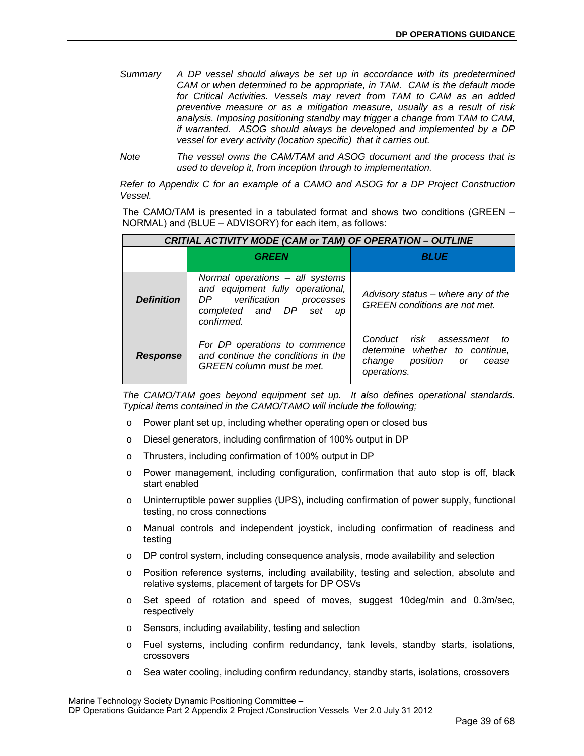*Summary* *A DP vessel should always be set up in accordance with its predetermined CAM or when determined to be appropriate, in TAM. CAM is the default mode for Critical Activities. Vessels may revert from TAM to CAM as an added preventive measure or as a mitigation measure, usually as a result of risk analysis. Imposing positioning standby may trigger a change from TAM to CAM, if warranted. ASOG should always be developed and implemented by a DP vessel for every activity (location specific) that it carries out.*

*Note* *The vessel owns the CAM/TAM and ASOG document and the process that is used to develop it, from inception through to implementation.*

*Refer to Appendix C for an example of a CAMO and ASOG for a DP Project Construction Vessel.*

The CAMO/TAM is presented in a tabulated format and shows two conditions (GREEN – NORMAL) and (BLUE – ADVISORY) for each item, as follows:

| ***CRITIAL ACTIVITY MODE (CAM or TAM) OF OPERATION – OUTLINE*** | | |
|---|---|---|
| | ***GREEN*** | ***BLUE*** |
| ***Definition*** | *Normal operations – all systems and equipment fully operational, DP verification processes completed and DP set up confirmed.* | *Advisory status – where any of the GREEN conditions are not met.* |
| ***Response*** | *For DP operations to commence and continue the conditions in the GREEN column must be met.* | *Conduct risk assessment to determine whether to continue, change position or cease operations.* |

*The CAMO/TAM goes beyond equipment set up. It also defines operational standards. Typical items contained in the CAMO/TAMO will include the following;*

- Power plant set up, including whether operating open or closed bus
- Diesel generators, including confirmation of 100% output in DP
- Thrusters, including confirmation of 100% output in DP
- Power management, including configuration, confirmation that auto stop is off, black start enabled
- Uninterruptible power supplies (UPS), including confirmation of power supply, functional testing, no cross connections
- Manual controls and independent joystick, including confirmation of readiness and testing
- DP control system, including consequence analysis, mode availability and selection
- Position reference systems, including availability, testing and selection, absolute and relative systems, placement of targets for DP OSVs
- Set speed of rotation and speed of moves, suggest 10deg/min and 0.3m/sec, respectively
- Sensors, including availability, testing and selection
- Fuel systems, including confirm redundancy, tank levels, standby starts, isolations, crossovers
- Sea water cooling, including confirm redundancy, standby starts, isolations, crossovers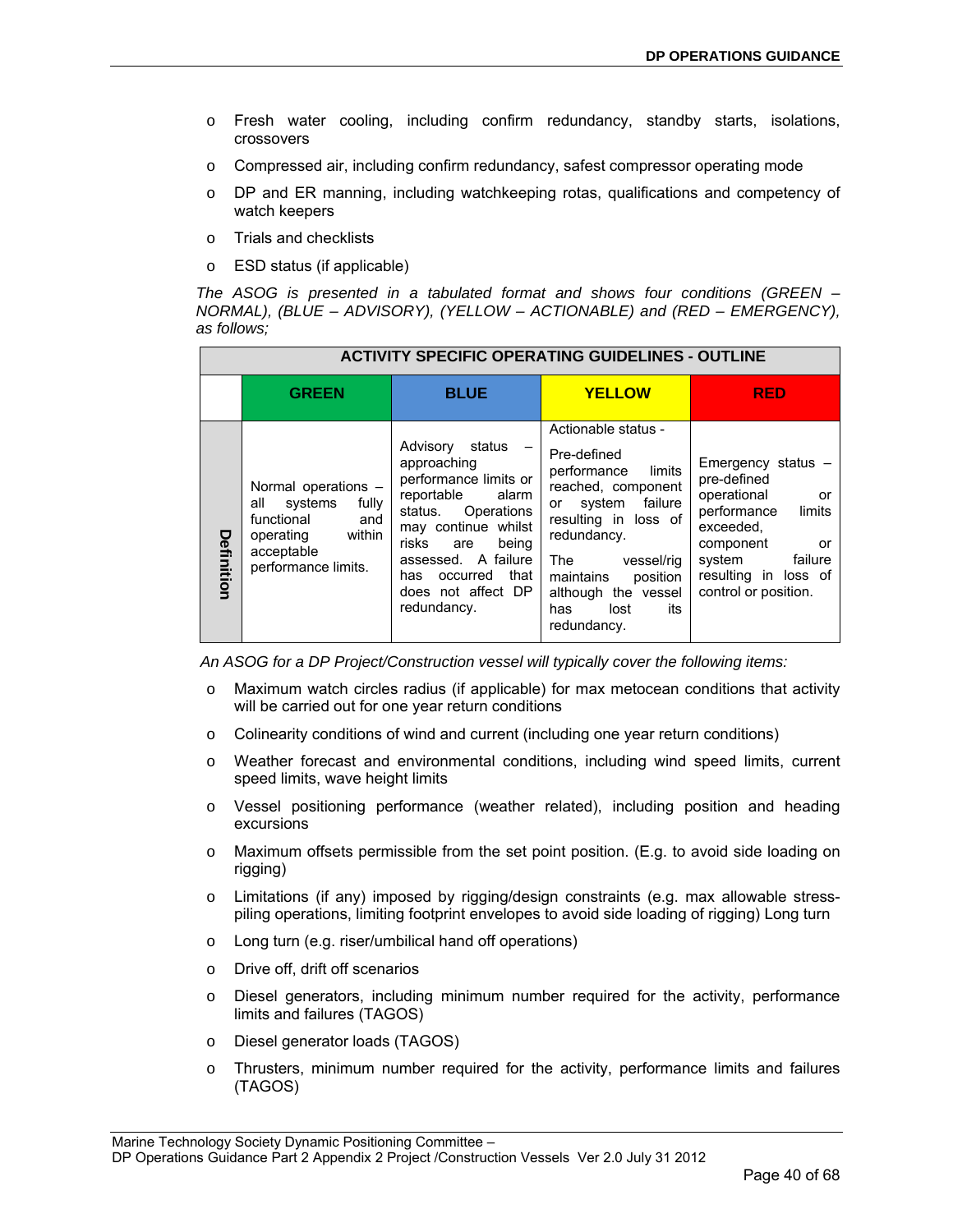- Fresh water cooling, including confirm redundancy, standby starts, isolations, crossovers
- Compressed air, including confirm redundancy, safest compressor operating mode
- DP and ER manning, including watchkeeping rotas, qualifications and competency of watch keepers
- Trials and checklists
- ESD status (if applicable)

*The ASOG is presented in a tabulated format and shows four conditions (GREEN – NORMAL), (BLUE – ADVISORY), (YELLOW – ACTIONABLE) and (RED – EMERGENCY), as follows;*

| ACTIVITY SPECIFIC OPERATING GUIDELINES - OUTLINE | | | | |
|---|---|---|---|---|
| | **GREEN** | **BLUE** | **YELLOW** | **RED** |
| **Definition** | Normal operations – all systems fully functional and operating within acceptable performance limits. | Advisory status – approaching performance limits or reportable alarm status. Operations may continue whilst risks are being assessed. A failure has occurred that does not affect DP redundancy. | Actionable status - Pre-defined performance limits reached, component or system failure resulting in loss of redundancy. The vessel/rig maintains position although the vessel has lost its redundancy. | Emergency status – pre-defined operational or performance limits exceeded, component or system failure resulting in loss of control or position. |

*An ASOG for a DP Project/Construction vessel will typically cover the following items:*

- Maximum watch circles radius (if applicable) for max metocean conditions that activity will be carried out for one year return conditions
- Colinearity conditions of wind and current (including one year return conditions)
- Weather forecast and environmental conditions, including wind speed limits, current speed limits, wave height limits
- Vessel positioning performance (weather related), including position and heading excursions
- Maximum offsets permissible from the set point position. (E.g. to avoid side loading on rigging)
- Limitations (if any) imposed by rigging/design constraints (e.g. max allowable stress-piling operations, limiting footprint envelopes to avoid side loading of rigging) Long turn
- Long turn (e.g. riser/umbilical hand off operations)
- Drive off, drift off scenarios
- Diesel generators, including minimum number required for the activity, performance limits and failures (TAGOS)
- Diesel generator loads (TAGOS)
- Thrusters, minimum number required for the activity, performance limits and failures (TAGOS)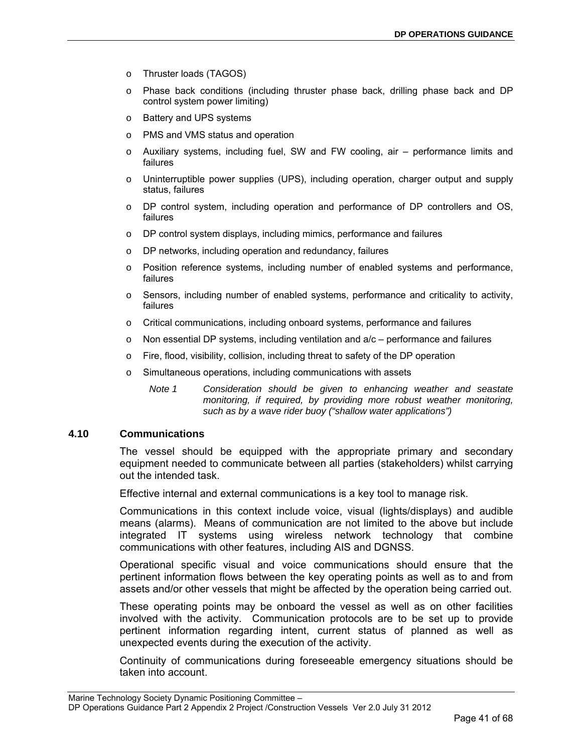- Thruster loads (TAGOS)
- Phase back conditions (including thruster phase back, drilling phase back and DP control system power limiting)
- Battery and UPS systems
- PMS and VMS status and operation
- Auxiliary systems, including fuel, SW and FW cooling, air – performance limits and failures
- Uninterruptible power supplies (UPS), including operation, charger output and supply status, failures
- DP control system, including operation and performance of DP controllers and OS, failures
- DP control system displays, including mimics, performance and failures
- DP networks, including operation and redundancy, failures
- Position reference systems, including number of enabled systems and performance, failures
- Sensors, including number of enabled systems, performance and criticality to activity, failures
- Critical communications, including onboard systems, performance and failures
- Non essential DP systems, including ventilation and a/c – performance and failures
- Fire, flood, visibility, collision, including threat to safety of the DP operation
- Simultaneous operations, including communications with assets

*Note 1 Consideration should be given to enhancing weather and seastate monitoring, if required, by providing more robust weather monitoring, such as by a wave rider buoy ("shallow water applications")*

## 4.10 Communications

The vessel should be equipped with the appropriate primary and secondary equipment needed to communicate between all parties (stakeholders) whilst carrying out the intended task.

Effective internal and external communications is a key tool to manage risk.

Communications in this context include voice, visual (lights/displays) and audible means (alarms). Means of communication are not limited to the above but include integrated IT systems using wireless network technology that combine communications with other features, including AIS and DGNSS.

Operational specific visual and voice communications should ensure that the pertinent information flows between the key operating points as well as to and from assets and/or other vessels that might be affected by the operation being carried out.

These operating points may be onboard the vessel as well as on other facilities involved with the activity. Communication protocols are to be set up to provide pertinent information regarding intent, current status of planned as well as unexpected events during the execution of the activity.

Continuity of communications during foreseeable emergency situations should be taken into account.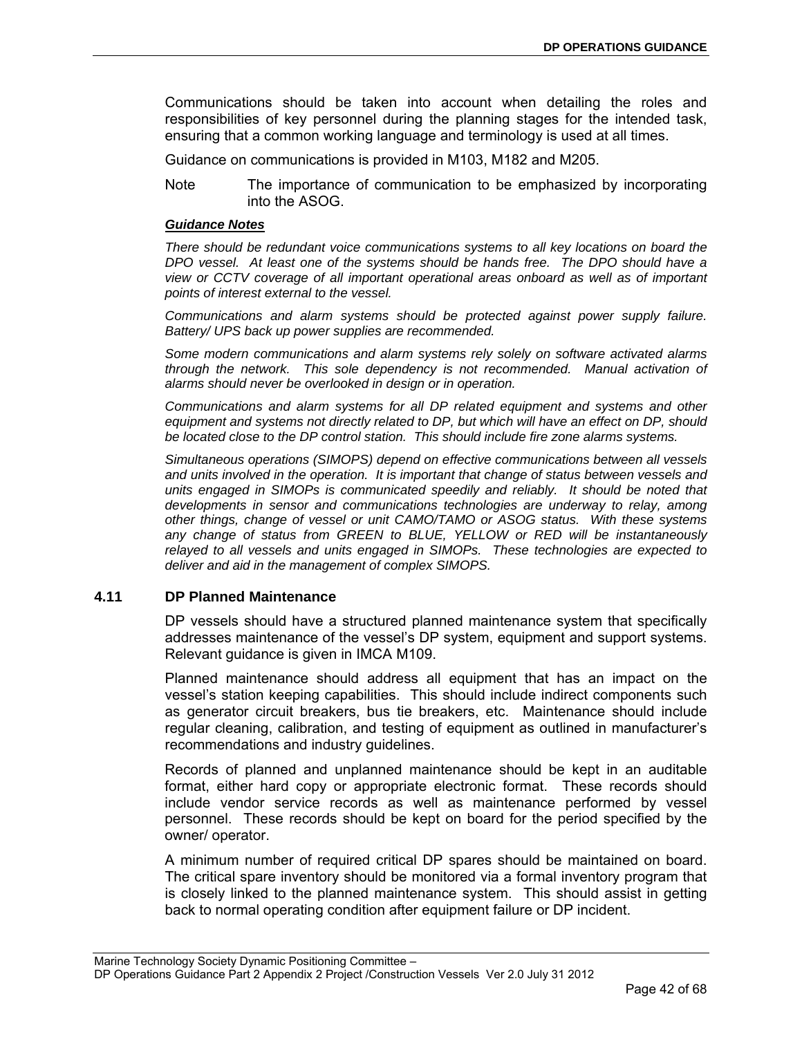Communications should be taken into account when detailing the roles and responsibilities of key personnel during the planning stages for the intended task, ensuring that a common working language and terminology is used at all times.

Guidance on communications is provided in M103, M182 and M205.

Note The importance of communication to be emphasized by incorporating into the ASOG.

***Guidance Notes***

*There should be redundant voice communications systems to all key locations on board the DPO vessel. At least one of the systems should be hands free. The DPO should have a view or CCTV coverage of all important operational areas onboard as well as of important points of interest external to the vessel.*

*Communications and alarm systems should be protected against power supply failure. Battery/ UPS back up power supplies are recommended.*

*Some modern communications and alarm systems rely solely on software activated alarms through the network. This sole dependency is not recommended. Manual activation of alarms should never be overlooked in design or in operation.*

*Communications and alarm systems for all DP related equipment and systems and other equipment and systems not directly related to DP, but which will have an effect on DP, should be located close to the DP control station. This should include fire zone alarms systems.*

*Simultaneous operations (SIMOPS) depend on effective communications between all vessels and units involved in the operation. It is important that change of status between vessels and units engaged in SIMOPs is communicated speedily and reliably. It should be noted that developments in sensor and communications technologies are underway to relay, among other things, change of vessel or unit CAMO/TAMO or ASOG status. With these systems any change of status from GREEN to BLUE, YELLOW or RED will be instantaneously relayed to all vessels and units engaged in SIMOPs. These technologies are expected to deliver and aid in the management of complex SIMOPS.*

## 4.11 DP Planned Maintenance

DP vessels should have a structured planned maintenance system that specifically addresses maintenance of the vessel's DP system, equipment and support systems. Relevant guidance is given in IMCA M109.

Planned maintenance should address all equipment that has an impact on the vessel's station keeping capabilities. This should include indirect components such as generator circuit breakers, bus tie breakers, etc. Maintenance should include regular cleaning, calibration, and testing of equipment as outlined in manufacturer's recommendations and industry guidelines.

Records of planned and unplanned maintenance should be kept in an auditable format, either hard copy or appropriate electronic format. These records should include vendor service records as well as maintenance performed by vessel personnel. These records should be kept on board for the period specified by the owner/ operator.

A minimum number of required critical DP spares should be maintained on board. The critical spare inventory should be monitored via a formal inventory program that is closely linked to the planned maintenance system. This should assist in getting back to normal operating condition after equipment failure or DP incident.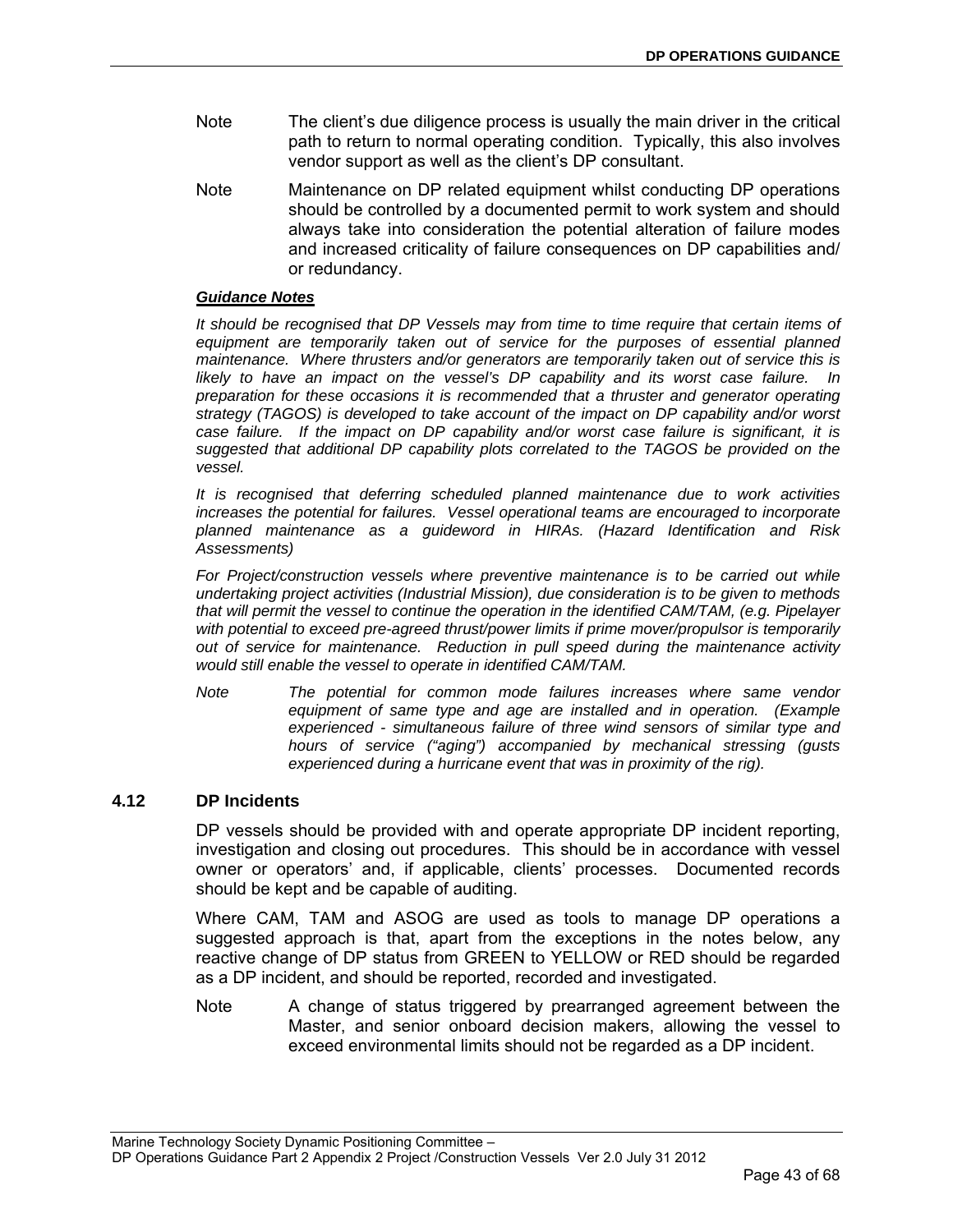Note The client's due diligence process is usually the main driver in the critical path to return to normal operating condition. Typically, this also involves vendor support as well as the client's DP consultant.

Note Maintenance on DP related equipment whilst conducting DP operations should be controlled by a documented permit to work system and should always take into consideration the potential alteration of failure modes and increased criticality of failure consequences on DP capabilities and/ or redundancy.

***Guidance Notes***

*It should be recognised that DP Vessels may from time to time require that certain items of equipment are temporarily taken out of service for the purposes of essential planned maintenance. Where thrusters and/or generators are temporarily taken out of service this is likely to have an impact on the vessel's DP capability and its worst case failure. In preparation for these occasions it is recommended that a thruster and generator operating strategy (TAGOS) is developed to take account of the impact on DP capability and/or worst case failure. If the impact on DP capability and/or worst case failure is significant, it is suggested that additional DP capability plots correlated to the TAGOS be provided on the vessel.*

*It is recognised that deferring scheduled planned maintenance due to work activities increases the potential for failures. Vessel operational teams are encouraged to incorporate planned maintenance as a guideword in HIRAs. (Hazard Identification and Risk Assessments)*

*For Project/construction vessels where preventive maintenance is to be carried out while undertaking project activities (Industrial Mission), due consideration is to be given to methods that will permit the vessel to continue the operation in the identified CAM/TAM, (e.g. Pipelayer with potential to exceed pre-agreed thrust/power limits if prime mover/propulsor is temporarily out of service for maintenance. Reduction in pull speed during the maintenance activity would still enable the vessel to operate in identified CAM/TAM.*

*Note The potential for common mode failures increases where same vendor equipment of same type and age are installed and in operation. (Example experienced - simultaneous failure of three wind sensors of similar type and hours of service ("aging") accompanied by mechanical stressing (gusts experienced during a hurricane event that was in proximity of the rig).*

## 4.12 DP Incidents

DP vessels should be provided with and operate appropriate DP incident reporting, investigation and closing out procedures. This should be in accordance with vessel owner or operators' and, if applicable, clients' processes. Documented records should be kept and be capable of auditing.

Where CAM, TAM and ASOG are used as tools to manage DP operations a suggested approach is that, apart from the exceptions in the notes below, any reactive change of DP status from GREEN to YELLOW or RED should be regarded as a DP incident, and should be reported, recorded and investigated.

Note A change of status triggered by prearranged agreement between the Master, and senior onboard decision makers, allowing the vessel to exceed environmental limits should not be regarded as a DP incident.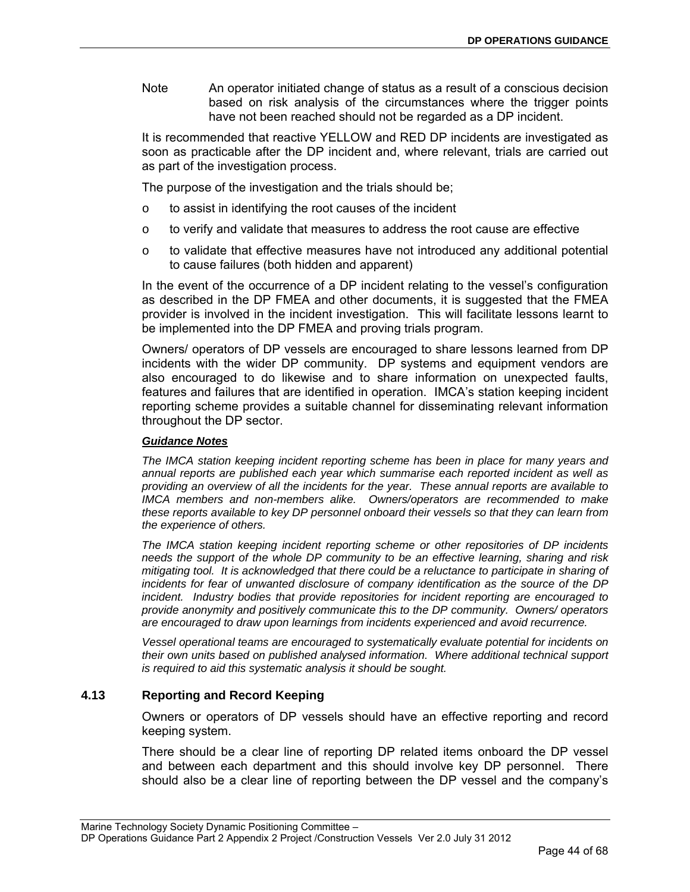Note An operator initiated change of status as a result of a conscious decision based on risk analysis of the circumstances where the trigger points have not been reached should not be regarded as a DP incident.

It is recommended that reactive YELLOW and RED DP incidents are investigated as soon as practicable after the DP incident and, where relevant, trials are carried out as part of the investigation process.

The purpose of the investigation and the trials should be;

- to assist in identifying the root causes of the incident
- to verify and validate that measures to address the root cause are effective
- to validate that effective measures have not introduced any additional potential to cause failures (both hidden and apparent)

In the event of the occurrence of a DP incident relating to the vessel's configuration as described in the DP FMEA and other documents, it is suggested that the FMEA provider is involved in the incident investigation. This will facilitate lessons learnt to be implemented into the DP FMEA and proving trials program.

Owners/ operators of DP vessels are encouraged to share lessons learned from DP incidents with the wider DP community. DP systems and equipment vendors are also encouraged to do likewise and to share information on unexpected faults, features and failures that are identified in operation. IMCA's station keeping incident reporting scheme provides a suitable channel for disseminating relevant information throughout the DP sector.

***Guidance Notes***

*The IMCA station keeping incident reporting scheme has been in place for many years and annual reports are published each year which summarise each reported incident as well as providing an overview of all the incidents for the year. These annual reports are available to IMCA members and non-members alike. Owners/operators are recommended to make these reports available to key DP personnel onboard their vessels so that they can learn from the experience of others.*

*The IMCA station keeping incident reporting scheme or other repositories of DP incidents needs the support of the whole DP community to be an effective learning, sharing and risk mitigating tool. It is acknowledged that there could be a reluctance to participate in sharing of incidents for fear of unwanted disclosure of company identification as the source of the DP incident. Industry bodies that provide repositories for incident reporting are encouraged to provide anonymity and positively communicate this to the DP community. Owners/ operators are encouraged to draw upon learnings from incidents experienced and avoid recurrence.*

*Vessel operational teams are encouraged to systematically evaluate potential for incidents on their own units based on published analysed information. Where additional technical support is required to aid this systematic analysis it should be sought.*

### 4.13 Reporting and Record Keeping

Owners or operators of DP vessels should have an effective reporting and record keeping system.

There should be a clear line of reporting DP related items onboard the DP vessel and between each department and this should involve key DP personnel. There should also be a clear line of reporting between the DP vessel and the company's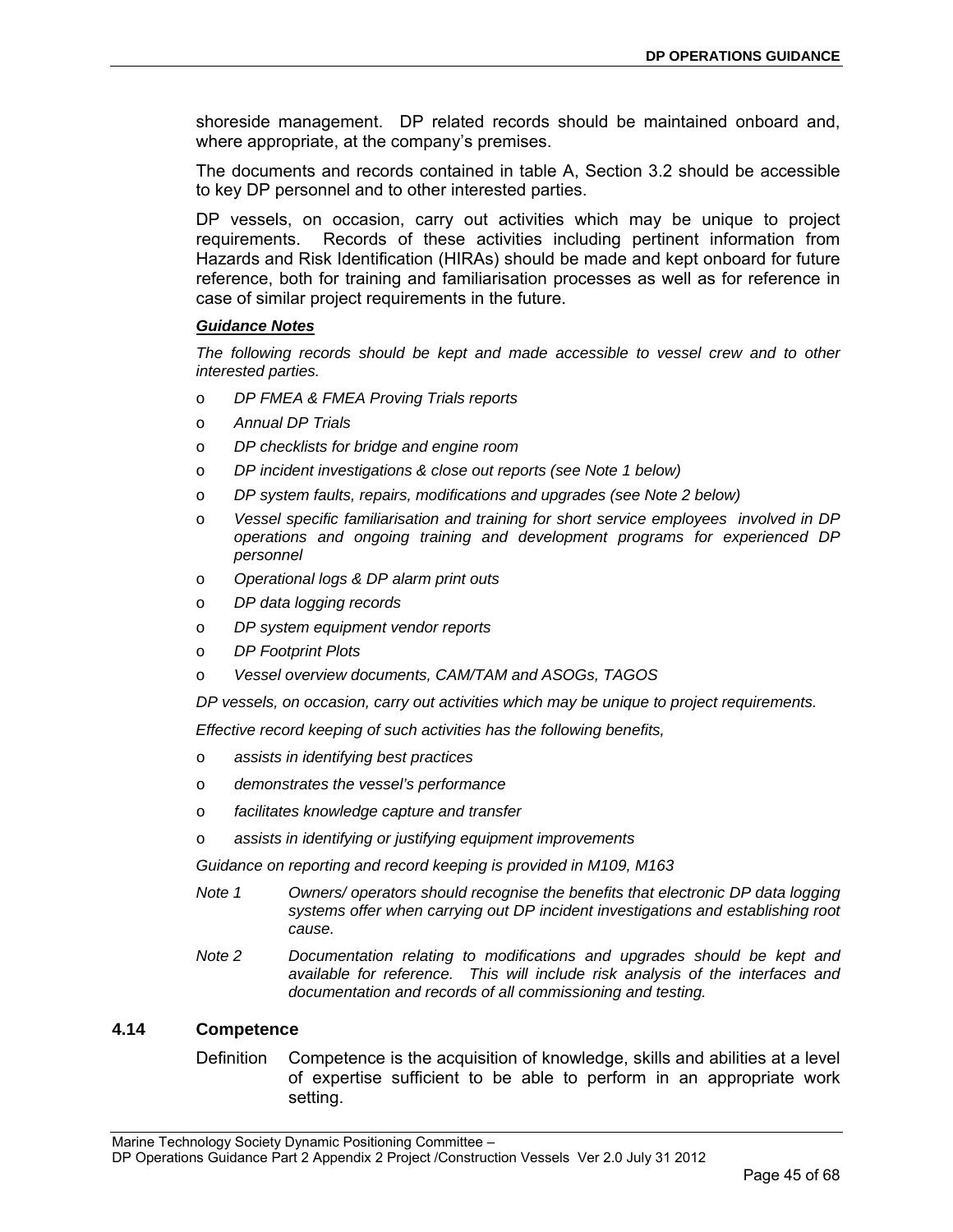shoreside management. DP related records should be maintained onboard and, where appropriate, at the company's premises.

The documents and records contained in table A, Section 3.2 should be accessible to key DP personnel and to other interested parties.

DP vessels, on occasion, carry out activities which may be unique to project requirements. Records of these activities including pertinent information from Hazards and Risk Identification (HIRAs) should be made and kept onboard for future reference, both for training and familiarisation processes as well as for reference in case of similar project requirements in the future.

***Guidance Notes***

*The following records should be kept and made accessible to vessel crew and to other interested parties.*

- *DP FMEA & FMEA Proving Trials reports*
- *Annual DP Trials*
- *DP checklists for bridge and engine room*
- *DP incident investigations & close out reports (see Note 1 below)*
- *DP system faults, repairs, modifications and upgrades (see Note 2 below)*
- *Vessel specific familiarisation and training for short service employees involved in DP operations and ongoing training and development programs for experienced DP personnel*
- *Operational logs & DP alarm print outs*
- *DP data logging records*
- *DP system equipment vendor reports*
- *DP Footprint Plots*
- *Vessel overview documents, CAM/TAM and ASOGs, TAGOS*

*DP vessels, on occasion, carry out activities which may be unique to project requirements.*

*Effective record keeping of such activities has the following benefits,*

- *assists in identifying best practices*
- *demonstrates the vessel's performance*
- *facilitates knowledge capture and transfer*
- *assists in identifying or justifying equipment improvements*

*Guidance on reporting and record keeping is provided in M109, M163*

*Note 1* *Owners/ operators should recognise the benefits that electronic DP data logging systems offer when carrying out DP incident investigations and establishing root cause.*

*Note 2* *Documentation relating to modifications and upgrades should be kept and available for reference. This will include risk analysis of the interfaces and documentation and records of all commissioning and testing.*

## 4.14 Competence

Definition Competence is the acquisition of knowledge, skills and abilities at a level of expertise sufficient to be able to perform in an appropriate work setting.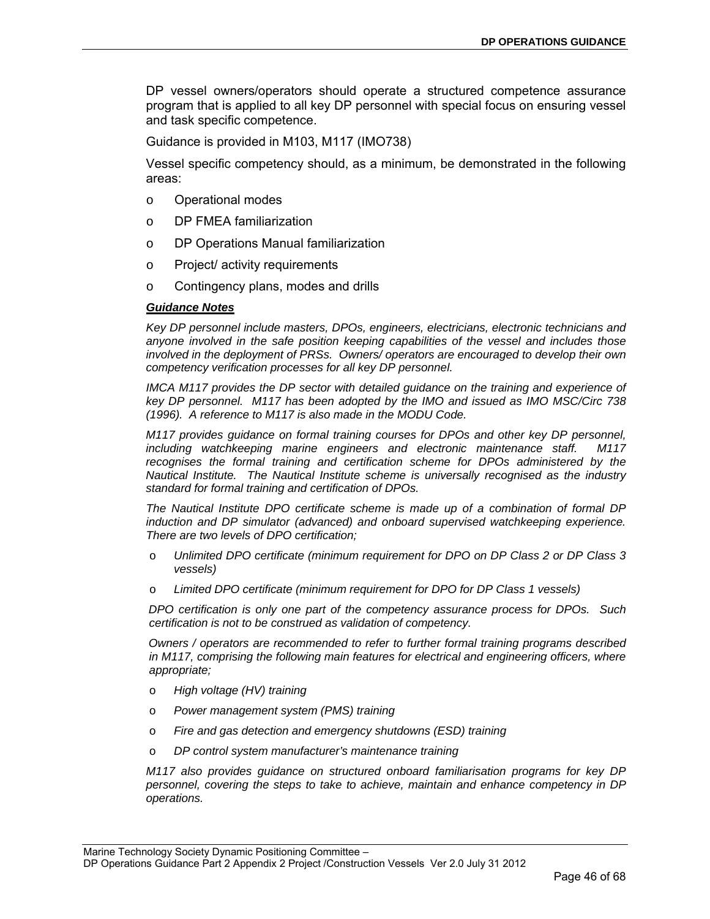DP vessel owners/operators should operate a structured competence assurance program that is applied to all key DP personnel with special focus on ensuring vessel and task specific competence.

Guidance is provided in M103, M117 (IMO738)

Vessel specific competency should, as a minimum, be demonstrated in the following areas:

- Operational modes
- DP FMEA familiarization
- DP Operations Manual familiarization
- Project/ activity requirements
- Contingency plans, modes and drills

***Guidance Notes***

*Key DP personnel include masters, DPOs, engineers, electricians, electronic technicians and anyone involved in the safe position keeping capabilities of the vessel and includes those involved in the deployment of PRSs. Owners/ operators are encouraged to develop their own competency verification processes for all key DP personnel.*

*IMCA M117 provides the DP sector with detailed guidance on the training and experience of key DP personnel. M117 has been adopted by the IMO and issued as IMO MSC/Circ 738 (1996). A reference to M117 is also made in the MODU Code.*

*M117 provides guidance on formal training courses for DPOs and other key DP personnel, including watchkeeping marine engineers and electronic maintenance staff. M117 recognises the formal training and certification scheme for DPOs administered by the Nautical Institute. The Nautical Institute scheme is universally recognised as the industry standard for formal training and certification of DPOs.*

*The Nautical Institute DPO certificate scheme is made up of a combination of formal DP induction and DP simulator (advanced) and onboard supervised watchkeeping experience. There are two levels of DPO certification;*

- *Unlimited DPO certificate (minimum requirement for DPO on DP Class 2 or DP Class 3 vessels)*
- *Limited DPO certificate (minimum requirement for DPO for DP Class 1 vessels)*

*DPO certification is only one part of the competency assurance process for DPOs. Such certification is not to be construed as validation of competency.*

*Owners / operators are recommended to refer to further formal training programs described in M117, comprising the following main features for electrical and engineering officers, where appropriate;*

- *High voltage (HV) training*
- *Power management system (PMS) training*
- *Fire and gas detection and emergency shutdowns (ESD) training*
- *DP control system manufacturer's maintenance training*

*M117 also provides guidance on structured onboard familiarisation programs for key DP personnel, covering the steps to take to achieve, maintain and enhance competency in DP operations.*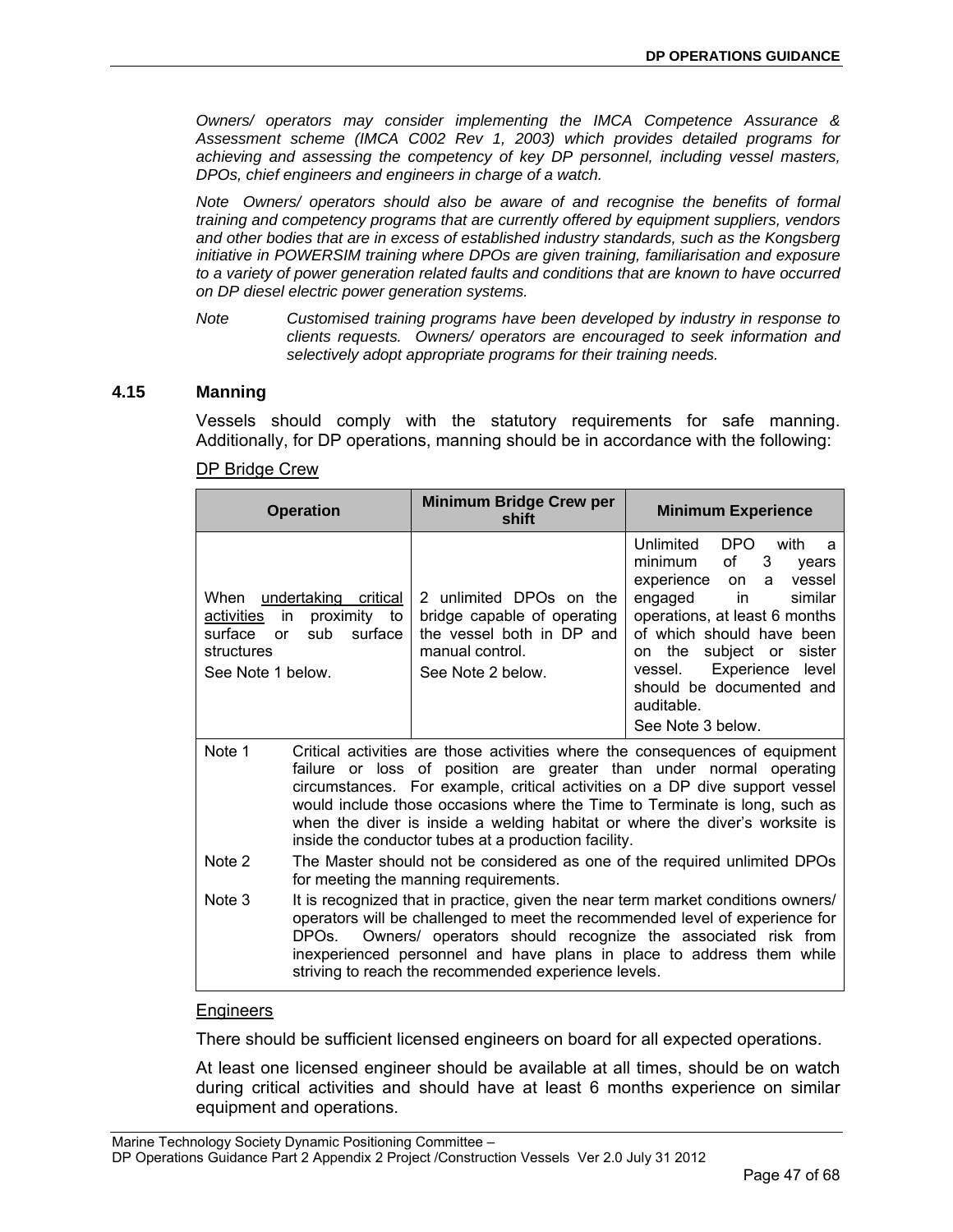*Owners/ operators may consider implementing the IMCA Competence Assurance & Assessment scheme (IMCA C002 Rev 1, 2003) which provides detailed programs for achieving and assessing the competency of key DP personnel, including vessel masters, DPOs, chief engineers and engineers in charge of a watch.*

*Note Owners/ operators should also be aware of and recognise the benefits of formal training and competency programs that are currently offered by equipment suppliers, vendors and other bodies that are in excess of established industry standards, such as the Kongsberg initiative in POWERSIM training where DPOs are given training, familiarisation and exposure to a variety of power generation related faults and conditions that are known to have occurred on DP diesel electric power generation systems.*

*Note Customised training programs have been developed by industry in response to clients requests. Owners/ operators are encouraged to seek information and selectively adopt appropriate programs for their training needs.*

## 4.15 Manning

Vessels should comply with the statutory requirements for safe manning. Additionally, for DP operations, manning should be in accordance with the following:

DP Bridge Crew

| Operation | Minimum Bridge Crew per shift | Minimum Experience |
|---|---|---|
| When undertaking critical activities in proximity to surface or sub surface structures<br>See Note 1 below. | 2 unlimited DPOs on the bridge capable of operating the vessel both in DP and manual control.<br>See Note 2 below. | Unlimited DPO with a minimum of 3 years experience on a vessel engaged in similar operations, at least 6 months of which should have been on the subject or sister vessel. Experience level should be documented and auditable.<br>See Note 3 below. |

Note 1 Critical activities are those activities where the consequences of equipment failure or loss of position are greater than under normal operating circumstances. For example, critical activities on a DP dive support vessel would include those occasions where the Time to Terminate is long, such as when the diver is inside a welding habitat or where the diver's worksite is inside the conductor tubes at a production facility.

Note 2 The Master should not be considered as one of the required unlimited DPOs for meeting the manning requirements.

Note 3 It is recognized that in practice, given the near term market conditions owners/ operators will be challenged to meet the recommended level of experience for DPOs. Owners/ operators should recognize the associated risk from inexperienced personnel and have plans in place to address them while striving to reach the recommended experience levels.

Engineers

There should be sufficient licensed engineers on board for all expected operations.

At least one licensed engineer should be available at all times, should be on watch during critical activities and should have at least 6 months experience on similar equipment and operations.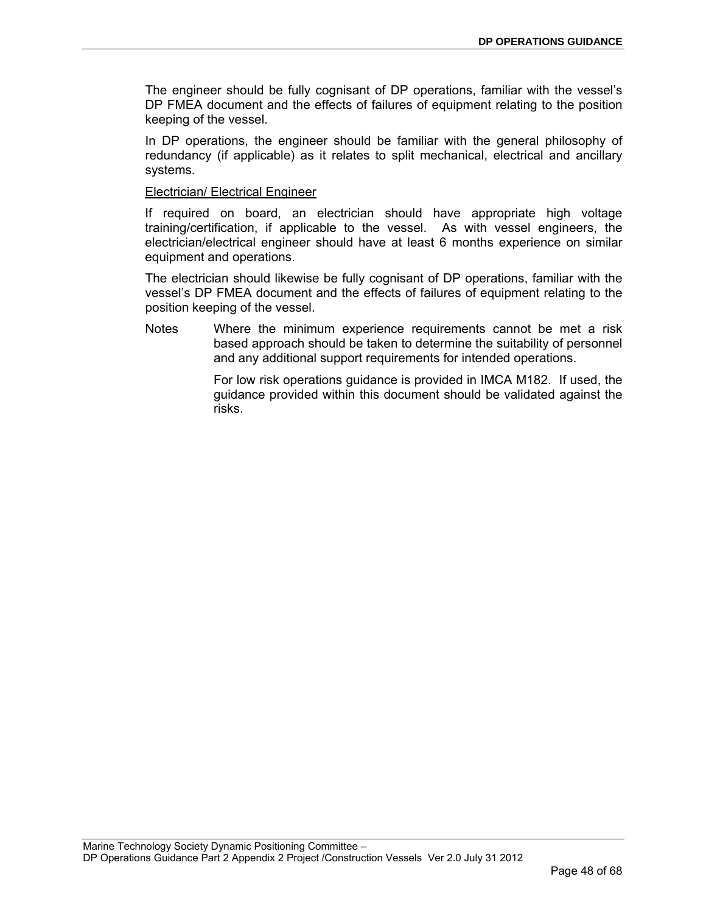The engineer should be fully cognisant of DP operations, familiar with the vessel's DP FMEA document and the effects of failures of equipment relating to the position keeping of the vessel.

In DP operations, the engineer should be familiar with the general philosophy of redundancy (if applicable) as it relates to split mechanical, electrical and ancillary systems.

<u>Electrician/ Electrical Engineer</u>

If required on board, an electrician should have appropriate high voltage training/certification, if applicable to the vessel. As with vessel engineers, the electrician/electrical engineer should have at least 6 months experience on similar equipment and operations.

The electrician should likewise be fully cognisant of DP operations, familiar with the vessel's DP FMEA document and the effects of failures of equipment relating to the position keeping of the vessel.

Notes Where the minimum experience requirements cannot be met a risk based approach should be taken to determine the suitability of personnel and any additional support requirements for intended operations.

For low risk operations guidance is provided in IMCA M182. If used, the guidance provided within this document should be validated against the risks.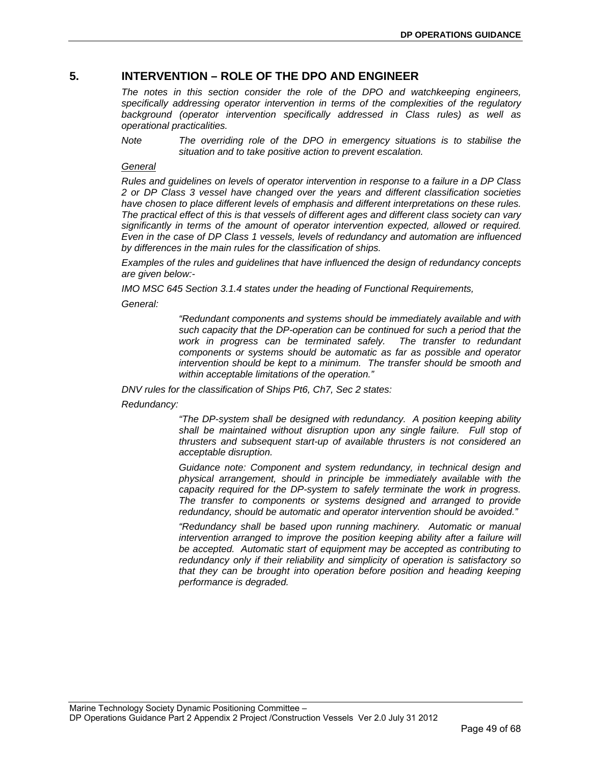# 5. INTERVENTION – ROLE OF THE DPO AND ENGINEER

*The notes in this section consider the role of the DPO and watchkeeping engineers, specifically addressing operator intervention in terms of the complexities of the regulatory background (operator intervention specifically addressed in Class rules) as well as operational practicalities.*

*Note The overriding role of the DPO in emergency situations is to stabilise the situation and to take positive action to prevent escalation.*

*General*

*Rules and guidelines on levels of operator intervention in response to a failure in a DP Class 2 or DP Class 3 vessel have changed over the years and different classification societies have chosen to place different levels of emphasis and different interpretations on these rules. The practical effect of this is that vessels of different ages and different class society can vary significantly in terms of the amount of operator intervention expected, allowed or required. Even in the case of DP Class 1 vessels, levels of redundancy and automation are influenced by differences in the main rules for the classification of ships.*

*Examples of the rules and guidelines that have influenced the design of redundancy concepts are given below:-*

*IMO MSC 645 Section 3.1.4 states under the heading of Functional Requirements,*

*General:*

> *"Redundant components and systems should be immediately available and with such capacity that the DP-operation can be continued for such a period that the work in progress can be terminated safely. The transfer to redundant components or systems should be automatic as far as possible and operator intervention should be kept to a minimum. The transfer should be smooth and within acceptable limitations of the operation."*

*DNV rules for the classification of Ships Pt6, Ch7, Sec 2 states:*

*Redundancy:*

> *"The DP-system shall be designed with redundancy. A position keeping ability shall be maintained without disruption upon any single failure. Full stop of thrusters and subsequent start-up of available thrusters is not considered an acceptable disruption.*
>
> *Guidance note: Component and system redundancy, in technical design and physical arrangement, should in principle be immediately available with the capacity required for the DP-system to safely terminate the work in progress. The transfer to components or systems designed and arranged to provide redundancy, should be automatic and operator intervention should be avoided."*
>
> *"Redundancy shall be based upon running machinery. Automatic or manual intervention arranged to improve the position keeping ability after a failure will be accepted. Automatic start of equipment may be accepted as contributing to redundancy only if their reliability and simplicity of operation is satisfactory so that they can be brought into operation before position and heading keeping performance is degraded.*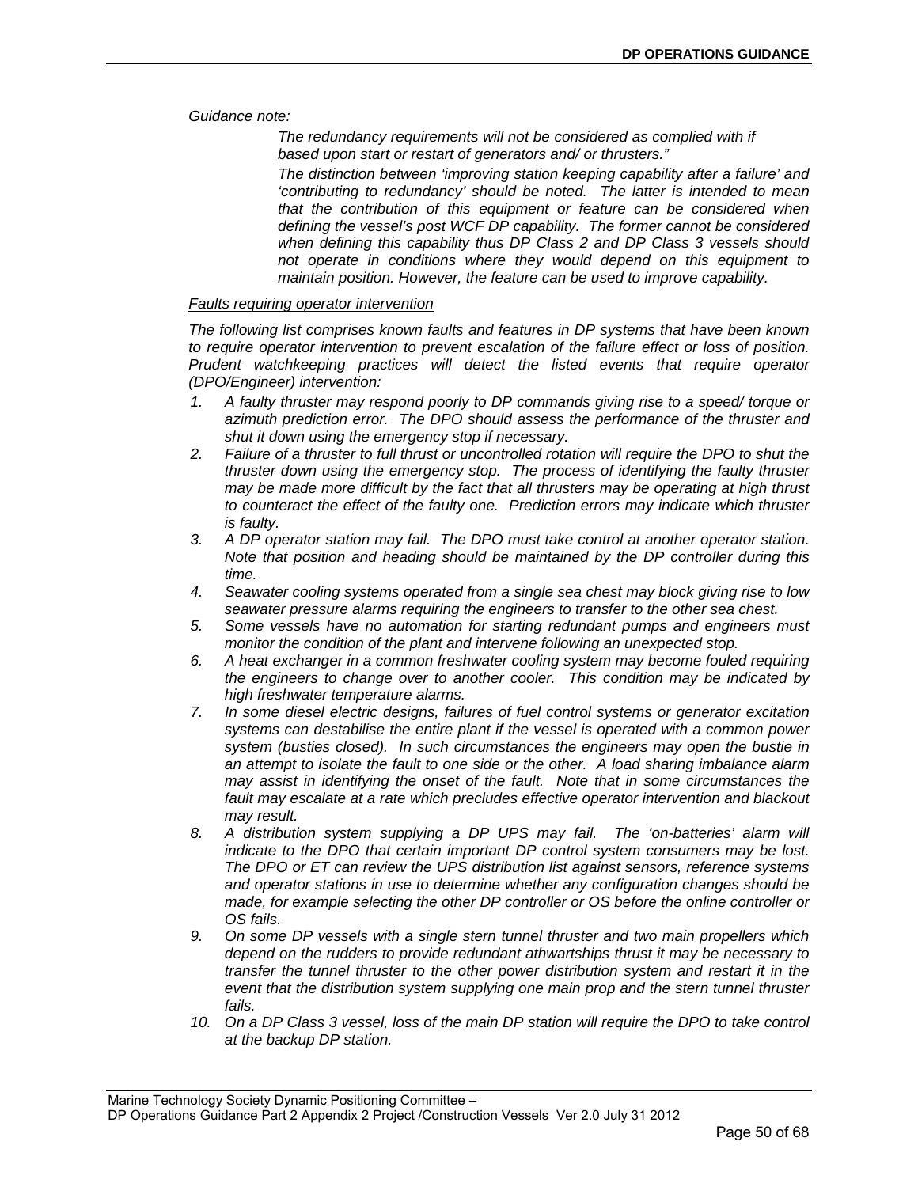*Guidance note:*

> *The redundancy requirements will not be considered as complied with if based upon start or restart of generators and/ or thrusters."*
>
> *The distinction between 'improving station keeping capability after a failure' and 'contributing to redundancy' should be noted. The latter is intended to mean that the contribution of this equipment or feature can be considered when defining the vessel's post WCF DP capability. The former cannot be considered when defining this capability thus DP Class 2 and DP Class 3 vessels should not operate in conditions where they would depend on this equipment to maintain position. However, the feature can be used to improve capability.*

*<u>Faults requiring operator intervention</u>*

*The following list comprises known faults and features in DP systems that have been known to require operator intervention to prevent escalation of the failure effect or loss of position. Prudent watchkeeping practices will detect the listed events that require operator (DPO/Engineer) intervention:*

1. *A faulty thruster may respond poorly to DP commands giving rise to a speed/ torque or azimuth prediction error. The DPO should assess the performance of the thruster and shut it down using the emergency stop if necessary.*
2. *Failure of a thruster to full thrust or uncontrolled rotation will require the DPO to shut the thruster down using the emergency stop. The process of identifying the faulty thruster may be made more difficult by the fact that all thrusters may be operating at high thrust to counteract the effect of the faulty one. Prediction errors may indicate which thruster is faulty.*
3. *A DP operator station may fail. The DPO must take control at another operator station. Note that position and heading should be maintained by the DP controller during this time.*
4. *Seawater cooling systems operated from a single sea chest may block giving rise to low seawater pressure alarms requiring the engineers to transfer to the other sea chest.*
5. *Some vessels have no automation for starting redundant pumps and engineers must monitor the condition of the plant and intervene following an unexpected stop.*
6. *A heat exchanger in a common freshwater cooling system may become fouled requiring the engineers to change over to another cooler. This condition may be indicated by high freshwater temperature alarms.*
7. *In some diesel electric designs, failures of fuel control systems or generator excitation systems can destabilise the entire plant if the vessel is operated with a common power system (busties closed). In such circumstances the engineers may open the bustie in an attempt to isolate the fault to one side or the other. A load sharing imbalance alarm may assist in identifying the onset of the fault. Note that in some circumstances the fault may escalate at a rate which precludes effective operator intervention and blackout may result.*
8. *A distribution system supplying a DP UPS may fail. The 'on-batteries' alarm will indicate to the DPO that certain important DP control system consumers may be lost. The DPO or ET can review the UPS distribution list against sensors, reference systems and operator stations in use to determine whether any configuration changes should be made, for example selecting the other DP controller or OS before the online controller or OS fails.*
9. *On some DP vessels with a single stern tunnel thruster and two main propellers which depend on the rudders to provide redundant athwartships thrust it may be necessary to transfer the tunnel thruster to the other power distribution system and restart it in the event that the distribution system supplying one main prop and the stern tunnel thruster fails.*
10. *On a DP Class 3 vessel, loss of the main DP station will require the DPO to take control at the backup DP station.*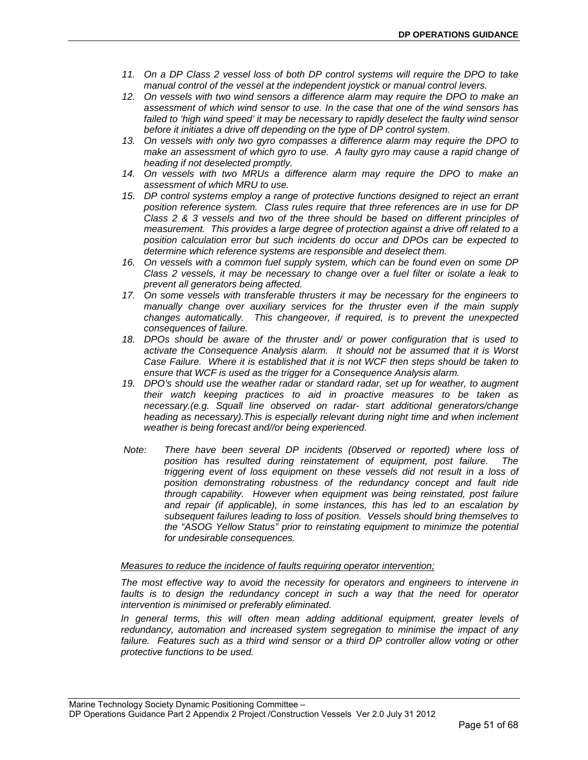11. *On a DP Class 2 vessel loss of both DP control systems will require the DPO to take manual control of the vessel at the independent joystick or manual control levers.*
12. *On vessels with two wind sensors a difference alarm may require the DPO to make an assessment of which wind sensor to use. In the case that one of the wind sensors has failed to 'high wind speed' it may be necessary to rapidly deselect the faulty wind sensor before it initiates a drive off depending on the type of DP control system.*
13. *On vessels with only two gyro compasses a difference alarm may require the DPO to make an assessment of which gyro to use. A faulty gyro may cause a rapid change of heading if not deselected promptly.*
14. *On vessels with two MRUs a difference alarm may require the DPO to make an assessment of which MRU to use.*
15. *DP control systems employ a range of protective functions designed to reject an errant position reference system. Class rules require that three references are in use for DP Class 2 & 3 vessels and two of the three should be based on different principles of measurement. This provides a large degree of protection against a drive off related to a position calculation error but such incidents do occur and DPOs can be expected to determine which reference systems are responsible and deselect them.*
16. *On vessels with a common fuel supply system, which can be found even on some DP Class 2 vessels, it may be necessary to change over a fuel filter or isolate a leak to prevent all generators being affected.*
17. *On some vessels with transferable thrusters it may be necessary for the engineers to manually change over auxiliary services for the thruster even if the main supply changes automatically. This changeover, if required, is to prevent the unexpected consequences of failure.*
18. *DPOs should be aware of the thruster and/ or power configuration that is used to activate the Consequence Analysis alarm. It should not be assumed that it is Worst Case Failure. Where it is established that it is not WCF then steps should be taken to ensure that WCF is used as the trigger for a Consequence Analysis alarm.*
19. *DPO's should use the weather radar or standard radar, set up for weather, to augment their watch keeping practices to aid in proactive measures to be taken as necessary.(e.g. Squall line observed on radar- start additional generators/change heading as necessary).This is especially relevant during night time and when inclement weather is being forecast and//or being experienced.*

*Note: There have been several DP incidents (0bserved or reported) where loss of position has resulted during reinstatement of equipment, post failure. The triggering event of loss equipment on these vessels did not result in a loss of position demonstrating robustness of the redundancy concept and fault ride through capability. However when equipment was being reinstated, post failure and repair (if applicable), in some instances, this has led to an escalation by subsequent failures leading to loss of position. Vessels should bring themselves to the "ASOG Yellow Status" prior to reinstating equipment to minimize the potential for undesirable consequences.*

*<u>Measures to reduce the incidence of faults requiring operator intervention;</u>*

*The most effective way to avoid the necessity for operators and engineers to intervene in faults is to design the redundancy concept in such a way that the need for operator intervention is minimised or preferably eliminated.*

*In general terms, this will often mean adding additional equipment, greater levels of redundancy, automation and increased system segregation to minimise the impact of any failure. Features such as a third wind sensor or a third DP controller allow voting or other protective functions to be used.*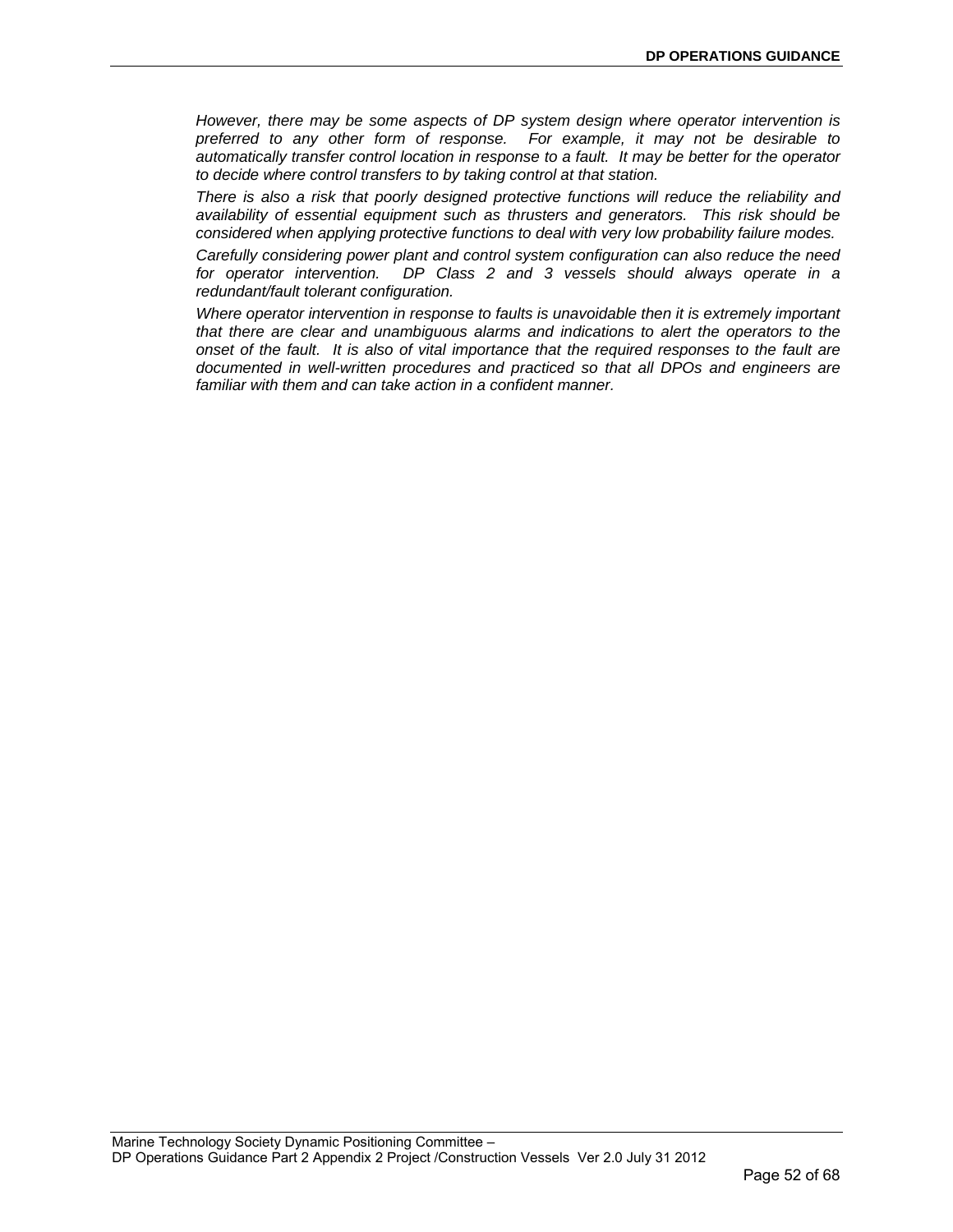*However, there may be some aspects of DP system design where operator intervention is preferred to any other form of response. For example, it may not be desirable to automatically transfer control location in response to a fault. It may be better for the operator to decide where control transfers to by taking control at that station.*

*There is also a risk that poorly designed protective functions will reduce the reliability and availability of essential equipment such as thrusters and generators. This risk should be considered when applying protective functions to deal with very low probability failure modes.*

*Carefully considering power plant and control system configuration can also reduce the need for operator intervention. DP Class 2 and 3 vessels should always operate in a redundant/fault tolerant configuration.*

*Where operator intervention in response to faults is unavoidable then it is extremely important that there are clear and unambiguous alarms and indications to alert the operators to the onset of the fault. It is also of vital importance that the required responses to the fault are documented in well-written procedures and practiced so that all DPOs and engineers are familiar with them and can take action in a confident manner.*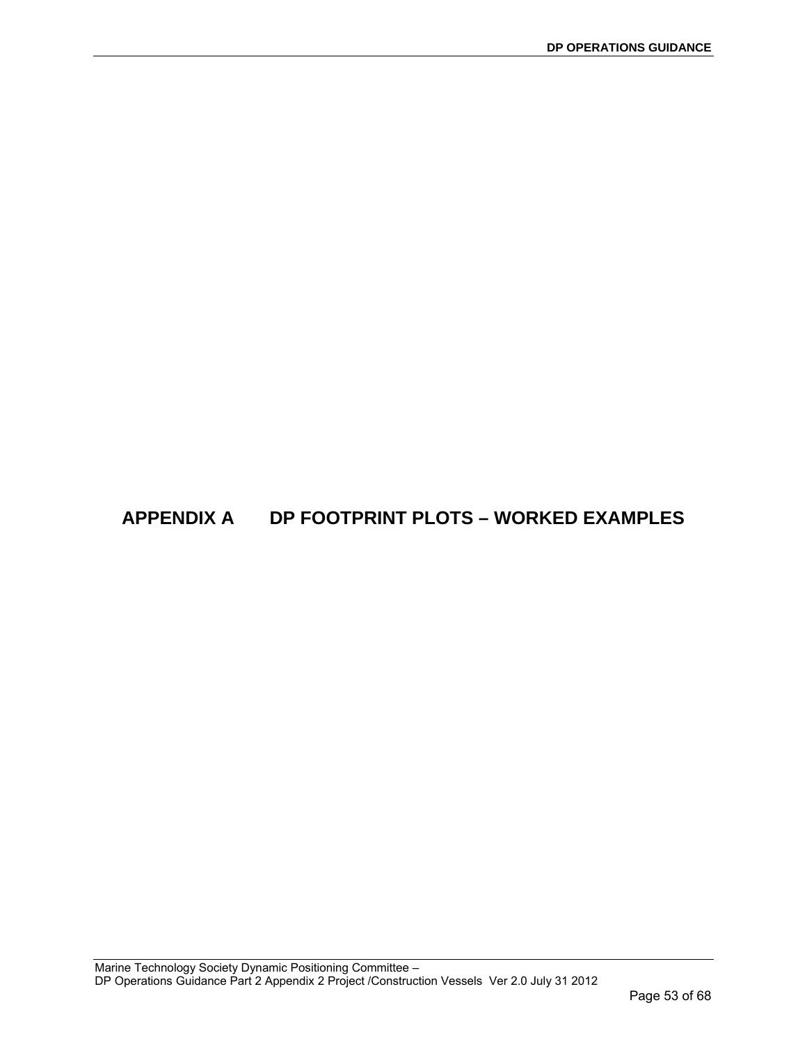# APPENDIX A DP FOOTPRINT PLOTS – WORKED EXAMPLES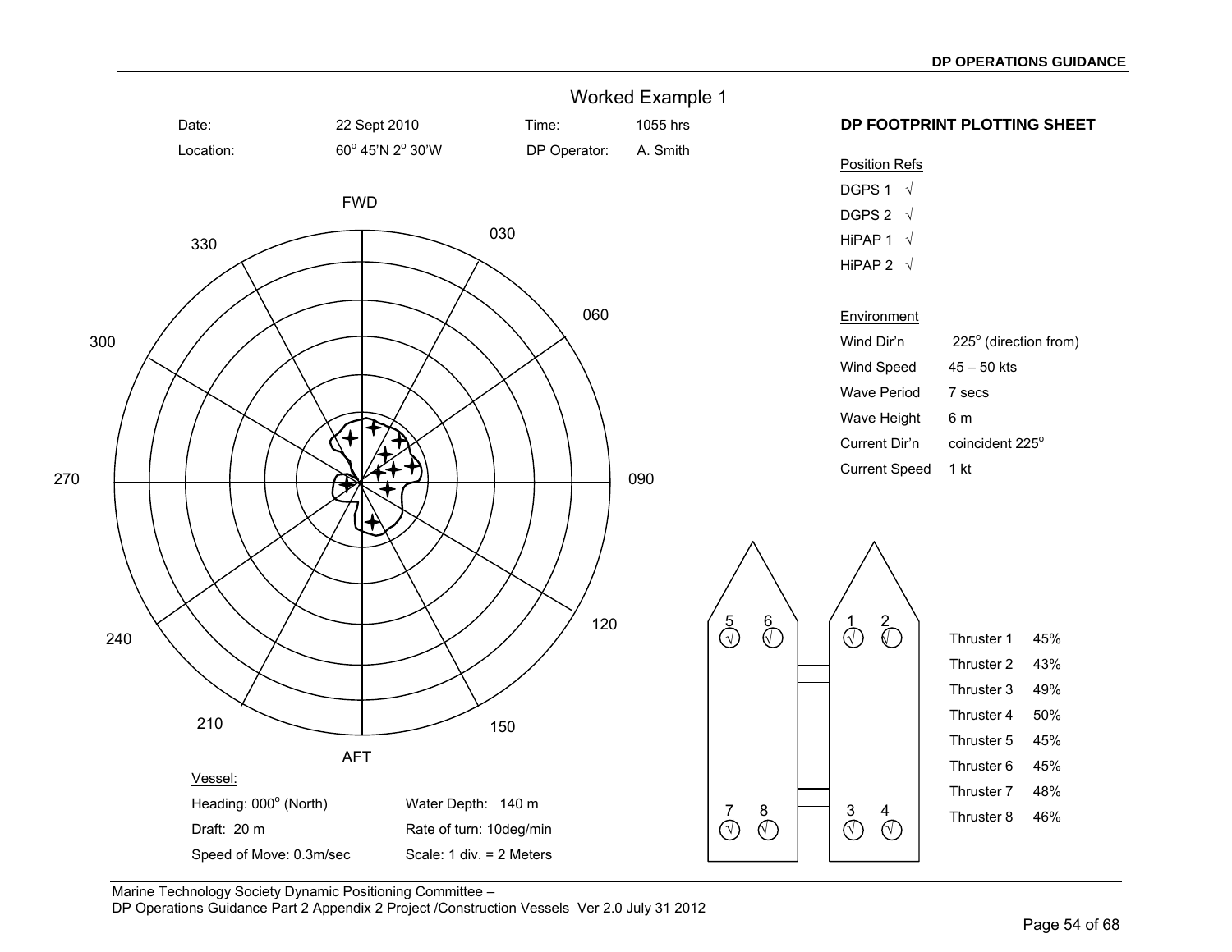## Worked Example 1

Date: 22 Sept 2010 Time: 1055 hrs

Location: 60° 45'N 2° 30'W DP Operator: A. Smith

### DP FOOTPRINT PLOTTING SHEET

FWD

330 030

300 060

270 090

240 120

210 150

AFT

Position Refs

- DGPS 1 √
- DGPS 2 √
- HiPAP 1 √
- HiPAP 2 √

Environment

| | |
|---|---|
| Wind Dir'n | 225° (direction from) |
| Wind Speed | 45 – 50 kts |
| Wave Period | 7 secs |
| Wave Height | 6 m |
| Current Dir'n | coincident 225° |
| Current Speed | 1 kt |

5 6 1 2

√ √ √ √

7 8 3 4

√ √ √ √

| | |
|---|---|
| Thruster 1 | 45% |
| Thruster 2 | 43% |
| Thruster 3 | 49% |
| Thruster 4 | 50% |
| Thruster 5 | 45% |
| Thruster 6 | 45% |
| Thruster 7 | 48% |
| Thruster 8 | 46% |

Vessel:

| | |
|---|---|
| Heading: 000° (North) | Water Depth: 140 m |
| Draft: 20 m | Rate of turn: 10deg/min |
| Speed of Move: 0.3m/sec | Scale: 1 div. = 2 Meters |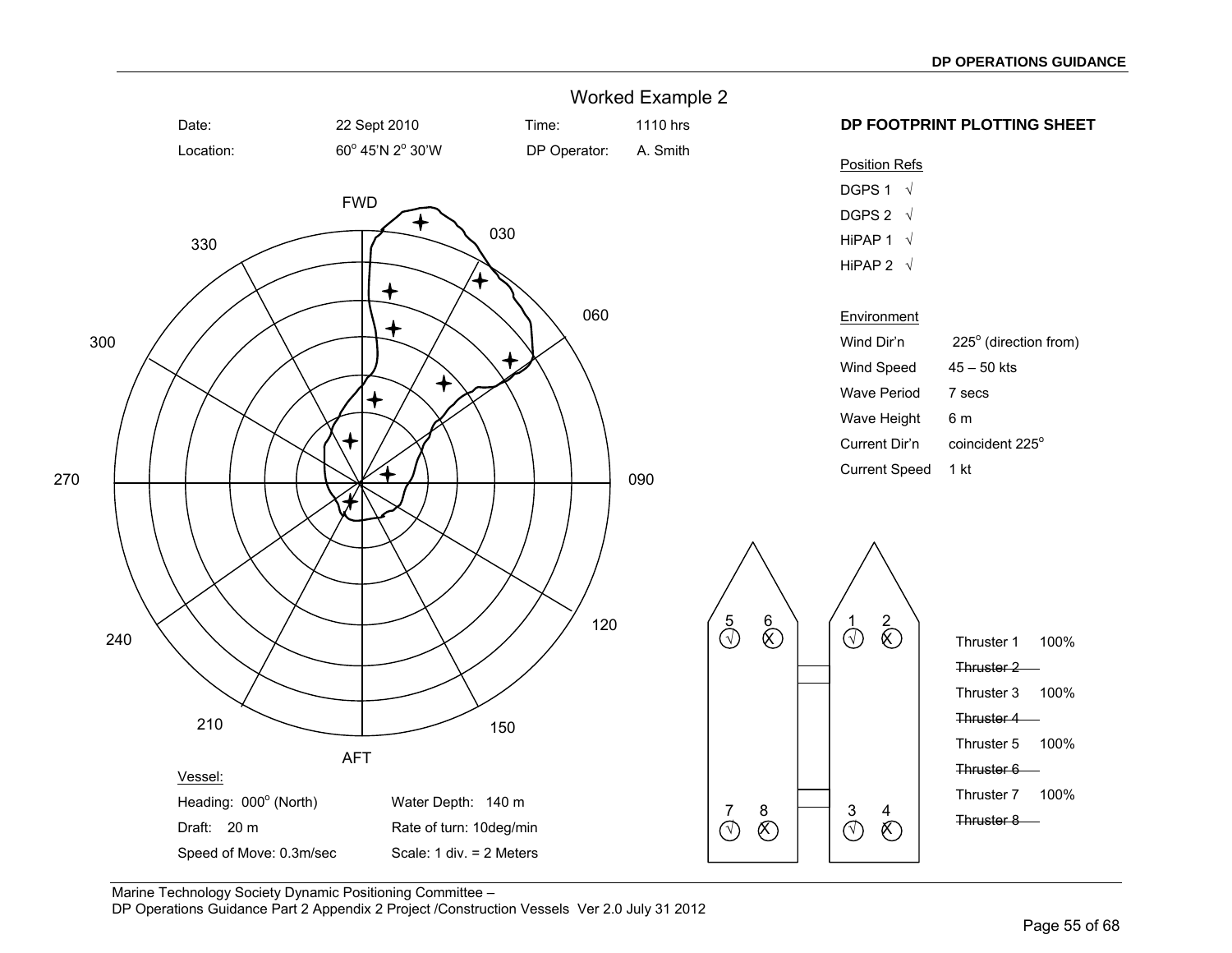DP OPERATIONS GUIDANCE

## Worked Example 2

Date: 22 Sept 2010 Time: 1110 hrs

Location: 60° 45'N 2° 30'W DP Operator: A. Smith

**DP FOOTPRINT PLOTTING SHEET**

Position Refs

- DGPS 1 √
- DGPS 2 √
- HiPAP 1 √
- HiPAP 2 √

Environment

| | |
|---|---|
| Wind Dir'n | 225° (direction from) |
| Wind Speed | 45 – 50 kts |
| Wave Period | 7 secs |
| Wave Height | 6 m |
| Current Dir'n | coincident 225° |
| Current Speed | 1 kt |

FWD 030 060 090 120 150 AFT 210 240 270 300 330

5 √ 6 X 1 √ 2 X

7 √ 8 X 3 √ 4 X

| | |
|---|---|
| Thruster 1 | 100% |
| ~~Thruster 2~~ | |
| Thruster 3 | 100% |
| ~~Thruster 4~~ | |
| Thruster 5 | 100% |
| ~~Thruster 6~~ | |
| Thruster 7 | 100% |
| ~~Thruster 8~~ | |

Vessel:

| | |
|---|---|
| Heading: 000° (North) | Water Depth: 140 m |
| Draft: 20 m | Rate of turn: 10deg/min |
| Speed of Move: 0.3m/sec | Scale: 1 div. = 2 Meters |

Marine Technology Society Dynamic Positioning Committee –
DP Operations Guidance Part 2 Appendix 2 Project /Construction Vessels Ver 2.0 July 31 2012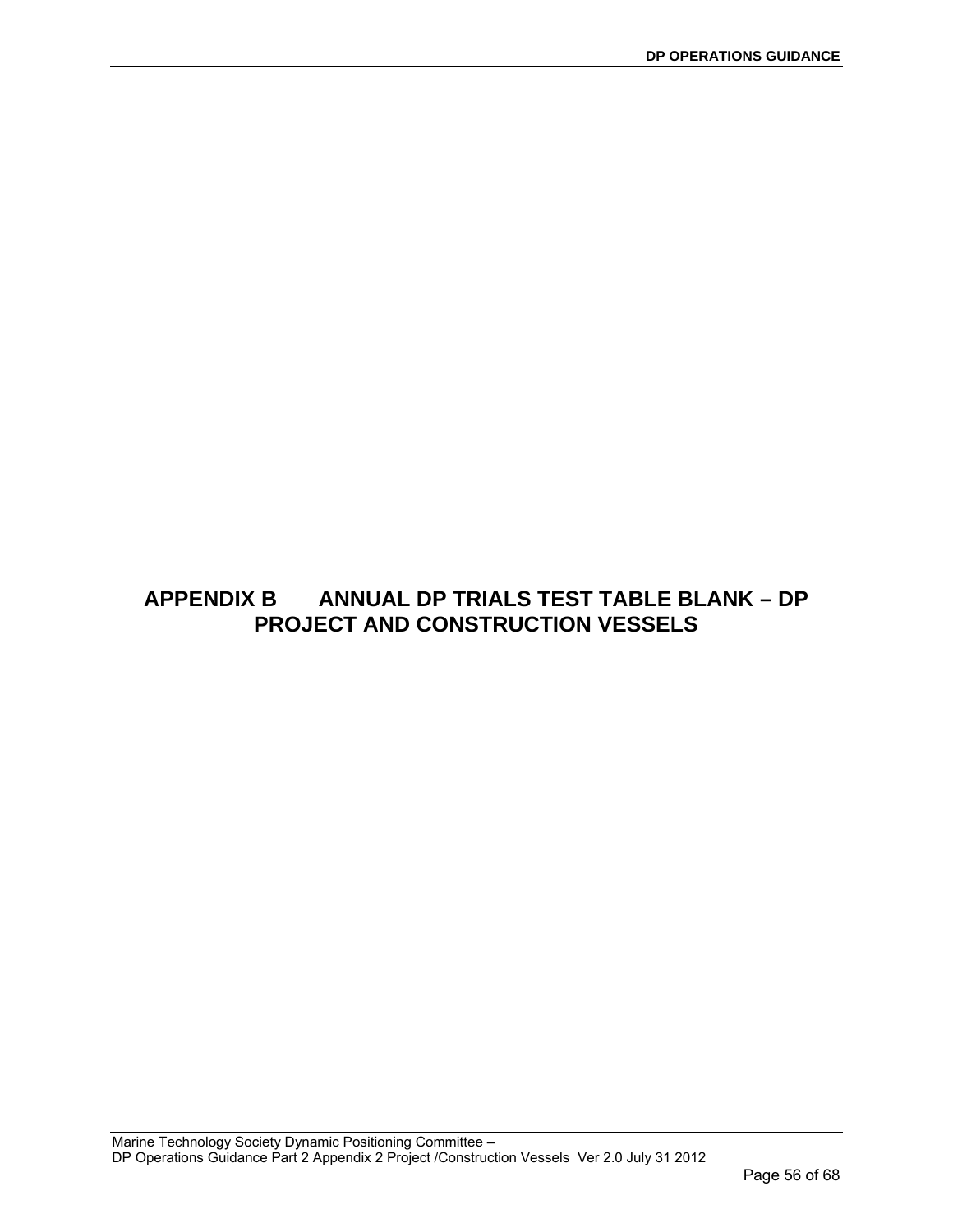# APPENDIX B ANNUAL DP TRIALS TEST TABLE BLANK – DP PROJECT AND CONSTRUCTION VESSELS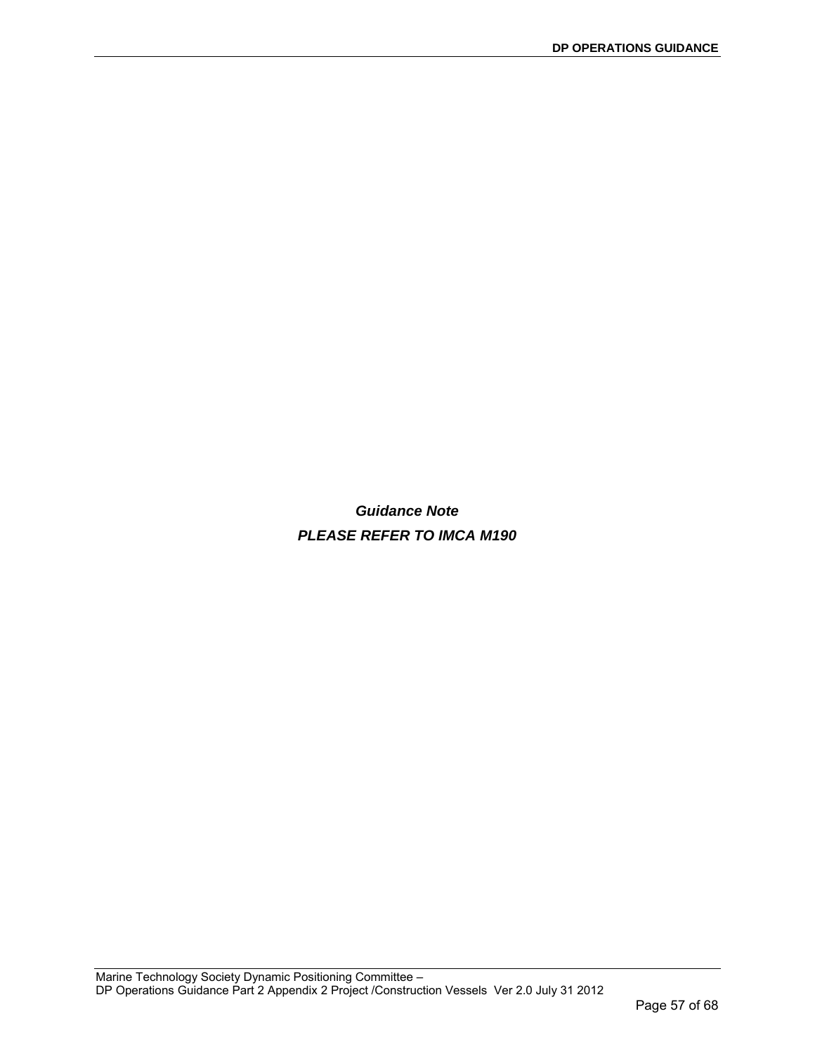***Guidance Note***

***PLEASE REFER TO IMCA M190***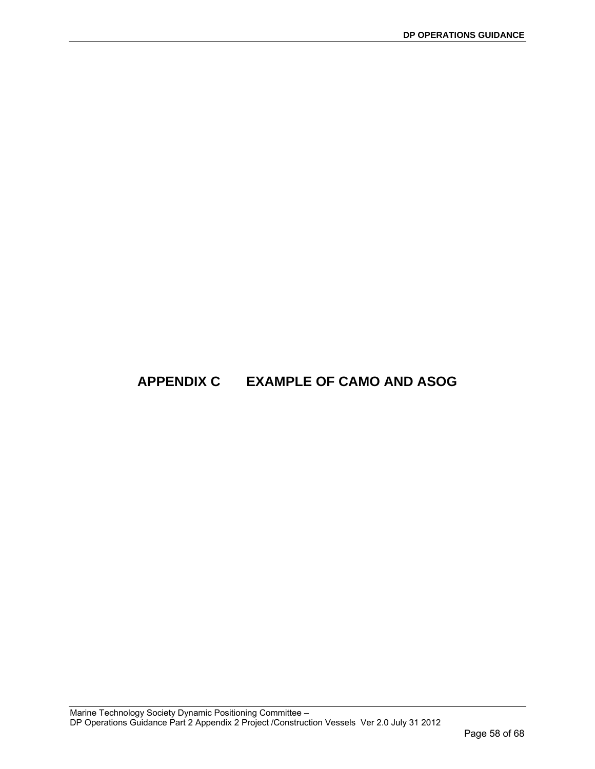# APPENDIX C EXAMPLE OF CAMO AND ASOG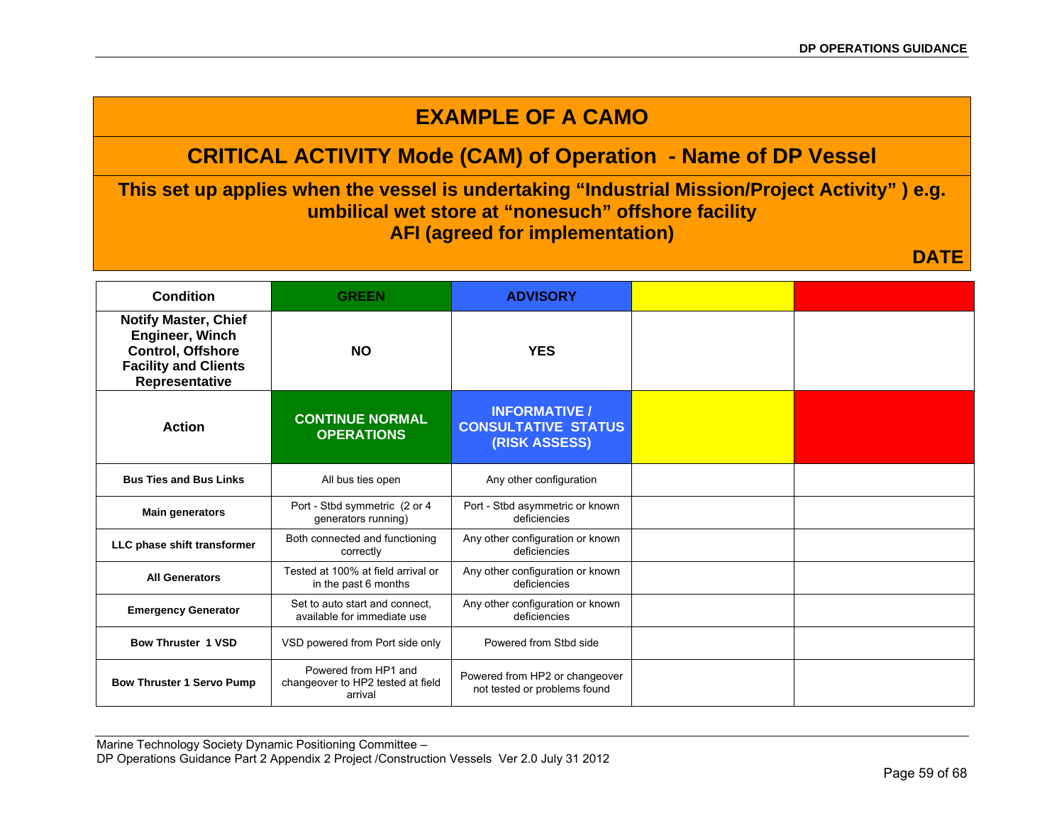# EXAMPLE OF A CAMO

## CRITICAL ACTIVITY Mode (CAM) of Operation - Name of DP Vessel

**This set up applies when the vessel is undertaking "Industrial Mission/Project Activity" ) e.g. umbilical wet store at "nonesuch" offshore facility**
**AFI (agreed for implementation)**

**DATE**

| Condition | GREEN | ADVISORY | | |
|---|---|---|---|---|
| **Notify Master, Chief Engineer, Winch Control, Offshore Facility and Clients Representative** | **NO** | **YES** | | |
| **Action** | **CONTINUE NORMAL OPERATIONS** | **INFORMATIVE / CONSULTATIVE STATUS (RISK ASSESS)** | | |
| **Bus Ties and Bus Links** | All bus ties open | Any other configuration | | |
| **Main generators** | Port - Stbd symmetric (2 or 4 generators running) | Port - Stbd asymmetric or known deficiencies | | |
| **LLC phase shift transformer** | Both connected and functioning correctly | Any other configuration or known deficiencies | | |
| **All Generators** | Tested at 100% at field arrival or in the past 6 months | Any other configuration or known deficiencies | | |
| **Emergency Generator** | Set to auto start and connect, available for immediate use | Any other configuration or known deficiencies | | |
| **Bow Thruster 1 VSD** | VSD powered from Port side only | Powered from Stbd side | | |
| **Bow Thruster 1 Servo Pump** | Powered from HP1 and changeover to HP2 tested at field arrival | Powered from HP2 or changeover not tested or problems found | | |

Marine Technology Society Dynamic Positioning Committee –
DP Operations Guidance Part 2 Appendix 2 Project /Construction Vessels Ver 2.0 July 31 2012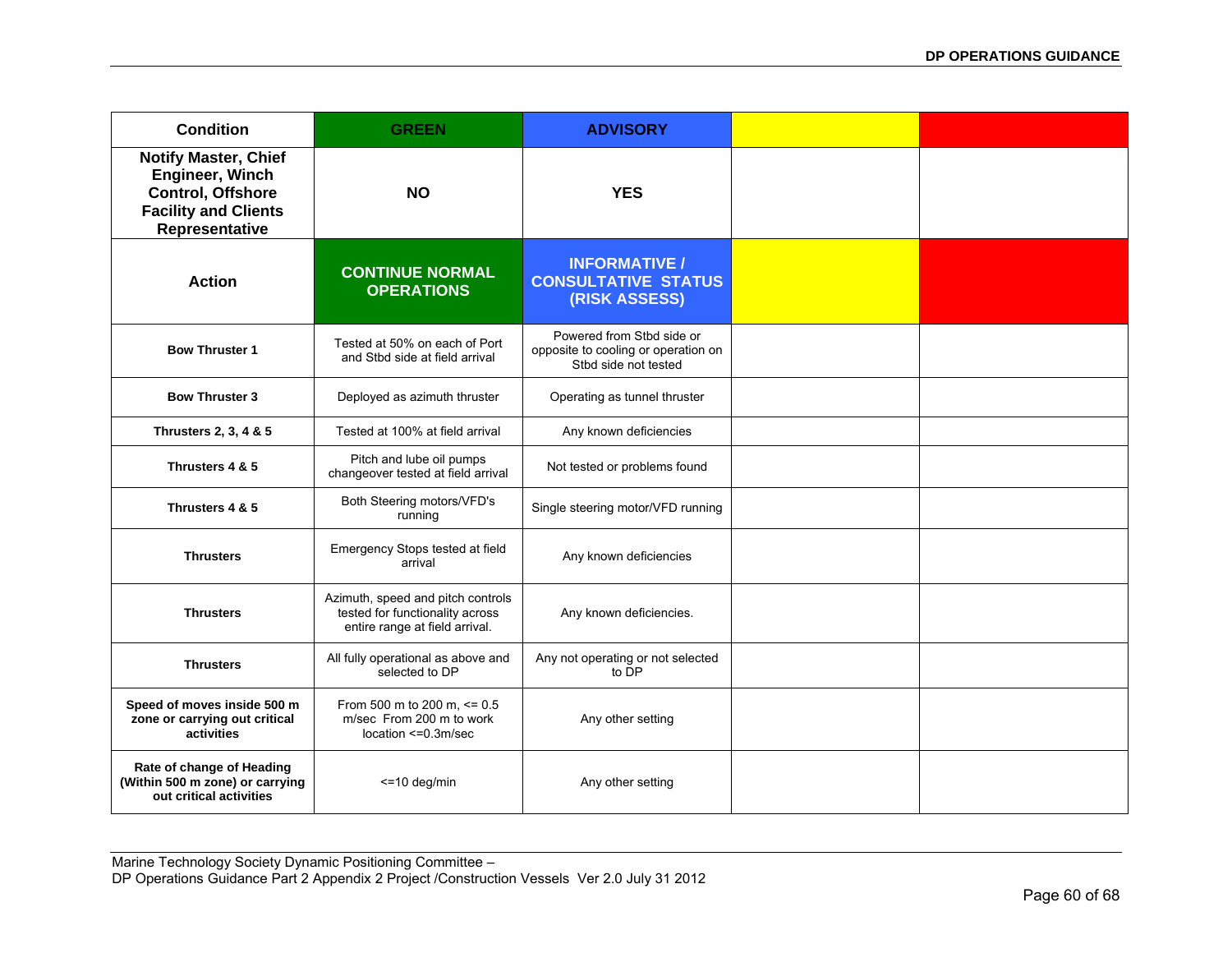| Condition | GREEN | ADVISORY | | |
|---|---|---|---|---|
| **Notify Master, Chief Engineer, Winch Control, Offshore Facility and Clients Representative** | **NO** | **YES** | | |
| **Action** | **CONTINUE NORMAL OPERATIONS** | **INFORMATIVE / CONSULTATIVE STATUS (RISK ASSESS)** | | |
| **Bow Thruster 1** | Tested at 50% on each of Port and Stbd side at field arrival | Powered from Stbd side or opposite to cooling or operation on Stbd side not tested | | |
| **Bow Thruster 3** | Deployed as azimuth thruster | Operating as tunnel thruster | | |
| **Thrusters 2, 3, 4 & 5** | Tested at 100% at field arrival | Any known deficiencies | | |
| **Thrusters 4 & 5** | Pitch and lube oil pumps changeover tested at field arrival | Not tested or problems found | | |
| **Thrusters 4 & 5** | Both Steering motors/VFD's running | Single steering motor/VFD running | | |
| **Thrusters** | Emergency Stops tested at field arrival | Any known deficiencies | | |
| **Thrusters** | Azimuth, speed and pitch controls tested for functionality across entire range at field arrival. | Any known deficiencies. | | |
| **Thrusters** | All fully operational as above and selected to DP | Any not operating or not selected to DP | | |
| **Speed of moves inside 500 m zone or carrying out critical activities** | From 500 m to 200 m, <= 0.5 m/sec From 200 m to work location <=0.3m/sec | Any other setting | | |
| **Rate of change of Heading (Within 500 m zone) or carrying out critical activities** | <=10 deg/min | Any other setting | | |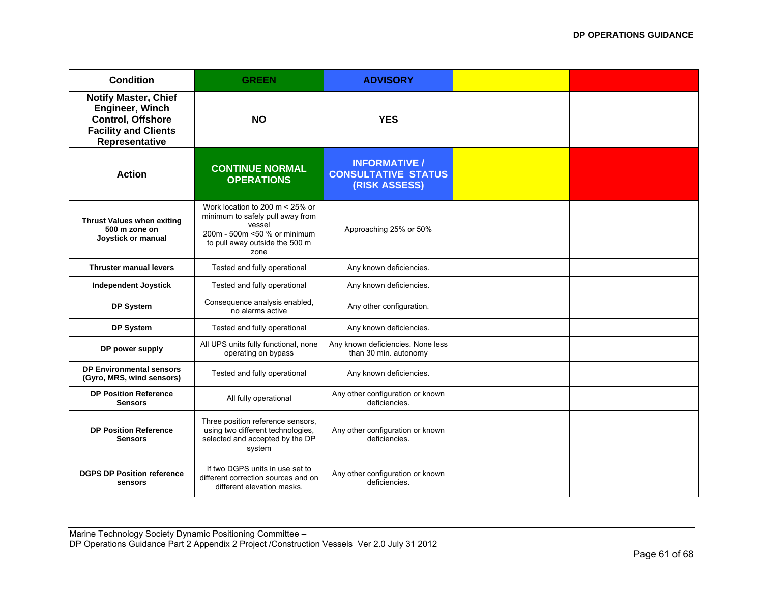| Condition | GREEN | ADVISORY | | |
|---|---|---|---|---|
| **Notify Master, Chief Engineer, Winch Control, Offshore Facility and Clients Representative** | **NO** | **YES** | | |
| **Action** | **CONTINUE NORMAL OPERATIONS** | **INFORMATIVE / CONSULTATIVE STATUS (RISK ASSESS)** | | |
| **Thrust Values when exiting 500 m zone on Joystick or manual** | Work location to 200 m < 25% or minimum to safely pull away from vessel<br>200m - 500m <50 % or minimum to pull away outside the 500 m zone | Approaching 25% or 50% | | |
| **Thruster manual levers** | Tested and fully operational | Any known deficiencies. | | |
| **Independent Joystick** | Tested and fully operational | Any known deficiencies. | | |
| **DP System** | Consequence analysis enabled, no alarms active | Any other configuration. | | |
| **DP System** | Tested and fully operational | Any known deficiencies. | | |
| **DP power supply** | All UPS units fully functional, none operating on bypass | Any known deficiencies. None less than 30 min. autonomy | | |
| **DP Environmental sensors (Gyro, MRS, wind sensors)** | Tested and fully operational | Any known deficiencies. | | |
| **DP Position Reference Sensors** | All fully operational | Any other configuration or known deficiencies. | | |
| **DP Position Reference Sensors** | Three position reference sensors, using two different technologies, selected and accepted by the DP system | Any other configuration or known deficiencies. | | |
| **DGPS DP Position reference sensors** | If two DGPS units in use set to different correction sources and on different elevation masks. | Any other configuration or known deficiencies. | | |

Marine Technology Society Dynamic Positioning Committee –
DP Operations Guidance Part 2 Appendix 2 Project /Construction Vessels Ver 2.0 July 31 2012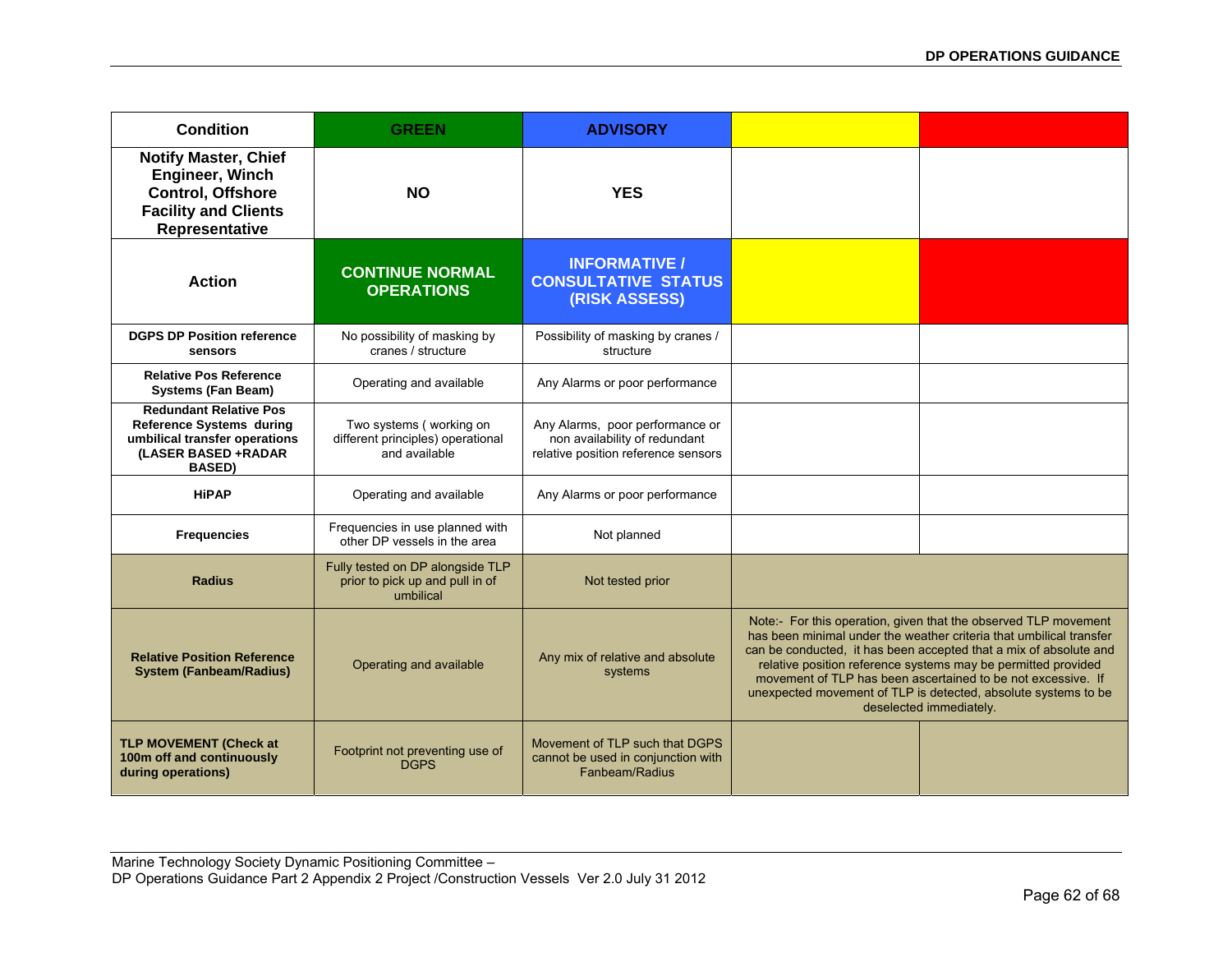| Condition | GREEN | ADVISORY | | |
|---|---|---|---|---|
| Notify Master, Chief Engineer, Winch Control, Offshore Facility and Clients Representative | NO | YES | | |
| Action | CONTINUE NORMAL OPERATIONS | INFORMATIVE / CONSULTATIVE STATUS (RISK ASSESS) | | |
| DGPS DP Position reference sensors | No possibility of masking by cranes / structure | Possibility of masking by cranes / structure | | |
| Relative Pos Reference Systems (Fan Beam) | Operating and available | Any Alarms or poor performance | | |
| Redundant Relative Pos Reference Systems during umbilical transfer operations (LASER BASED +RADAR BASED) | Two systems ( working on different principles) operational and available | Any Alarms, poor performance or non availability of redundant relative position reference sensors | | |
| HiPAP | Operating and available | Any Alarms or poor performance | | |
| Frequencies | Frequencies in use planned with other DP vessels in the area | Not planned | | |
| Radius | Fully tested on DP alongside TLP prior to pick up and pull in of umbilical | Not tested prior | | |
| Relative Position Reference System (Fanbeam/Radius) | Operating and available | Any mix of relative and absolute systems | Note:- For this operation, given that the observed TLP movement has been minimal under the weather criteria that umbilical transfer can be conducted, it has been accepted that a mix of absolute and relative position reference systems may be permitted provided movement of TLP has been ascertained to be not excessive. If unexpected movement of TLP is detected, absolute systems to be deselected immediately. | |
| TLP MOVEMENT (Check at 100m off and continuously during operations) | Footprint not preventing use of DGPS | Movement of TLP such that DGPS cannot be used in conjunction with Fanbeam/Radius | | |

Marine Technology Society Dynamic Positioning Committee –
DP Operations Guidance Part 2 Appendix 2 Project /Construction Vessels Ver 2.0 July 31 2012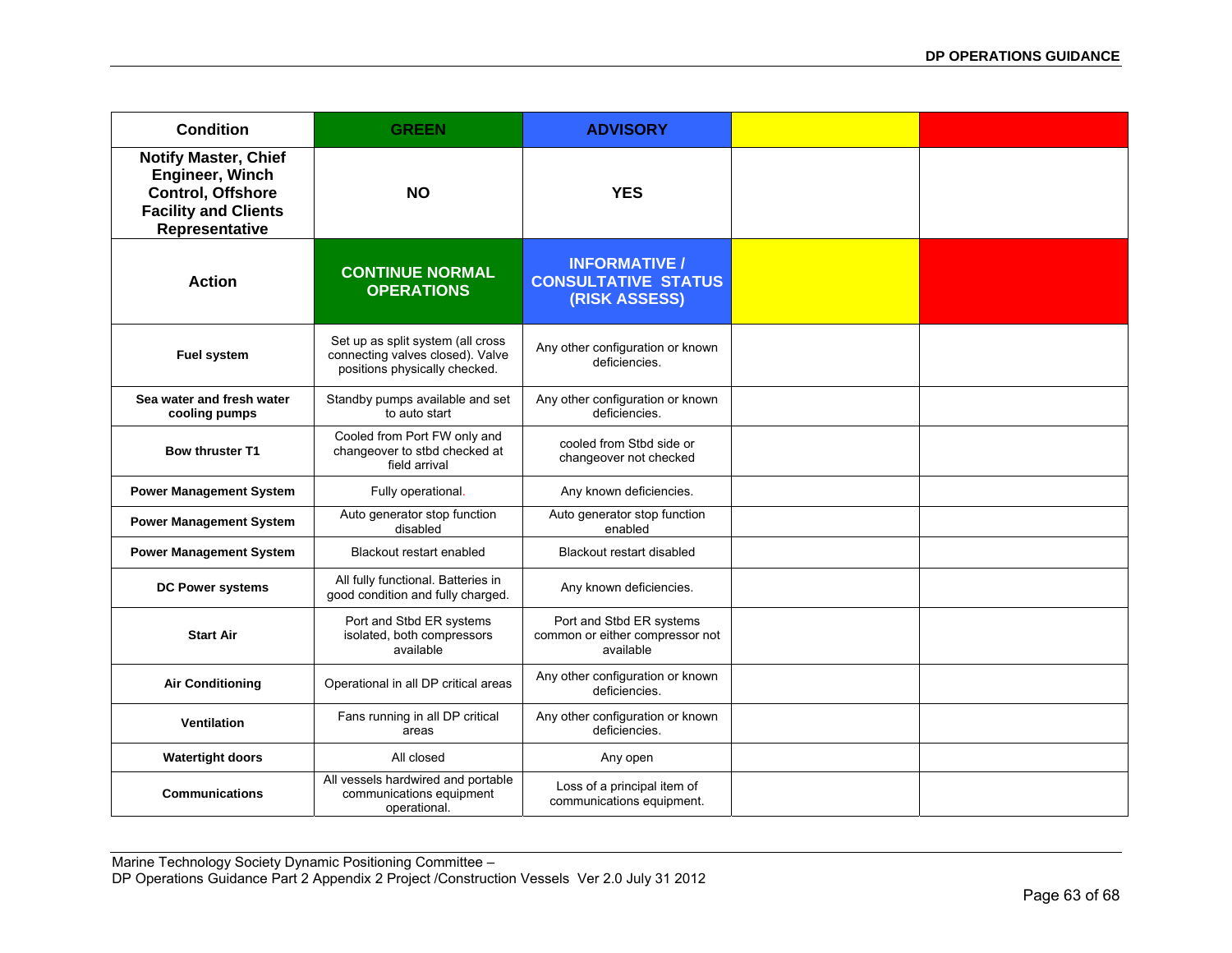| Condition | GREEN | ADVISORY | | |
|---|---|---|---|---|
| **Notify Master, Chief Engineer, Winch Control, Offshore Facility and Clients Representative** | **NO** | **YES** | | |
| **Action** | **CONTINUE NORMAL OPERATIONS** | **INFORMATIVE / CONSULTATIVE STATUS (RISK ASSESS)** | | |
| **Fuel system** | Set up as split system (all cross connecting valves closed). Valve positions physically checked. | Any other configuration or known deficiencies. | | |
| **Sea water and fresh water cooling pumps** | Standby pumps available and set to auto start | Any other configuration or known deficiencies. | | |
| **Bow thruster T1** | Cooled from Port FW only and changeover to stbd checked at field arrival | cooled from Stbd side or changeover not checked | | |
| **Power Management System** | Fully operational. | Any known deficiencies. | | |
| **Power Management System** | Auto generator stop function disabled | Auto generator stop function enabled | | |
| **Power Management System** | Blackout restart enabled | Blackout restart disabled | | |
| **DC Power systems** | All fully functional. Batteries in good condition and fully charged. | Any known deficiencies. | | |
| **Start Air** | Port and Stbd ER systems isolated, both compressors available | Port and Stbd ER systems common or either compressor not available | | |
| **Air Conditioning** | Operational in all DP critical areas | Any other configuration or known deficiencies. | | |
| **Ventilation** | Fans running in all DP critical areas | Any other configuration or known deficiencies. | | |
| **Watertight doors** | All closed | Any open | | |
| **Communications** | All vessels hardwired and portable communications equipment operational. | Loss of a principal item of communications equipment. | | |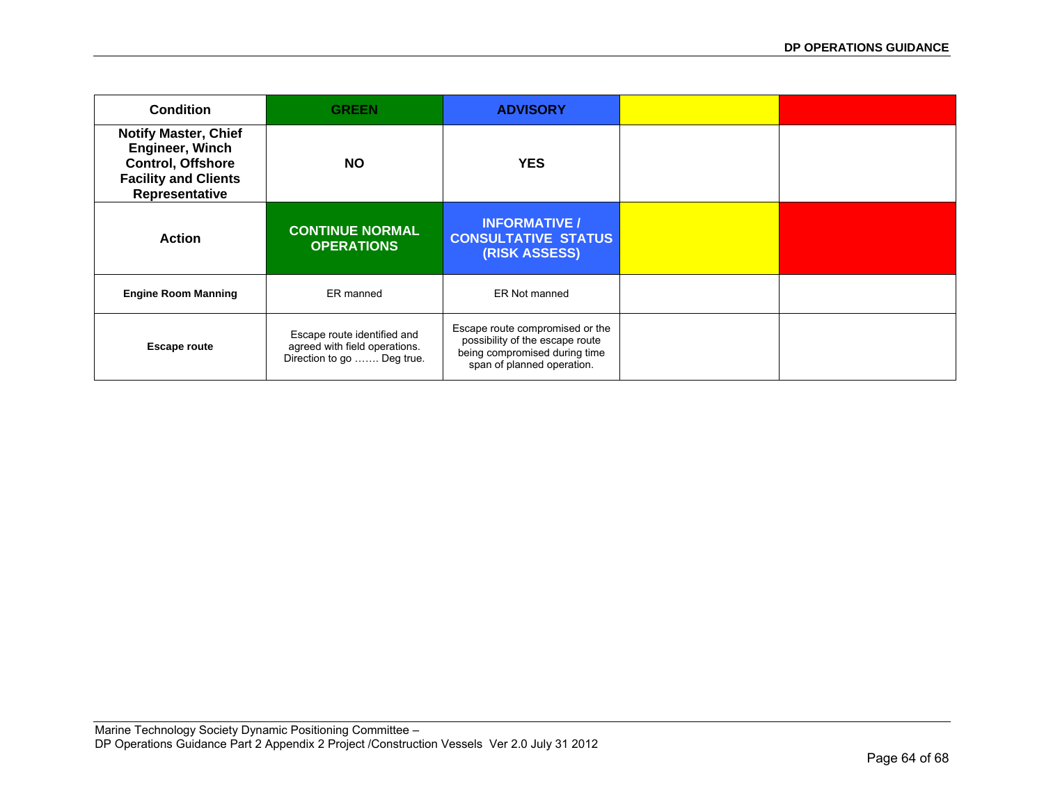| Condition | GREEN | ADVISORY | | |
|---|---|---|---|---|
| **Notify Master, Chief Engineer, Winch Control, Offshore Facility and Clients Representative** | **NO** | **YES** | | |
| **Action** | **CONTINUE NORMAL OPERATIONS** | **INFORMATIVE / CONSULTATIVE STATUS (RISK ASSESS)** | | |
| **Engine Room Manning** | ER manned | ER Not manned | | |
| **Escape route** | Escape route identified and agreed with field operations. Direction to go ……. Deg true. | Escape route compromised or the possibility of the escape route being compromised during time span of planned operation. | | |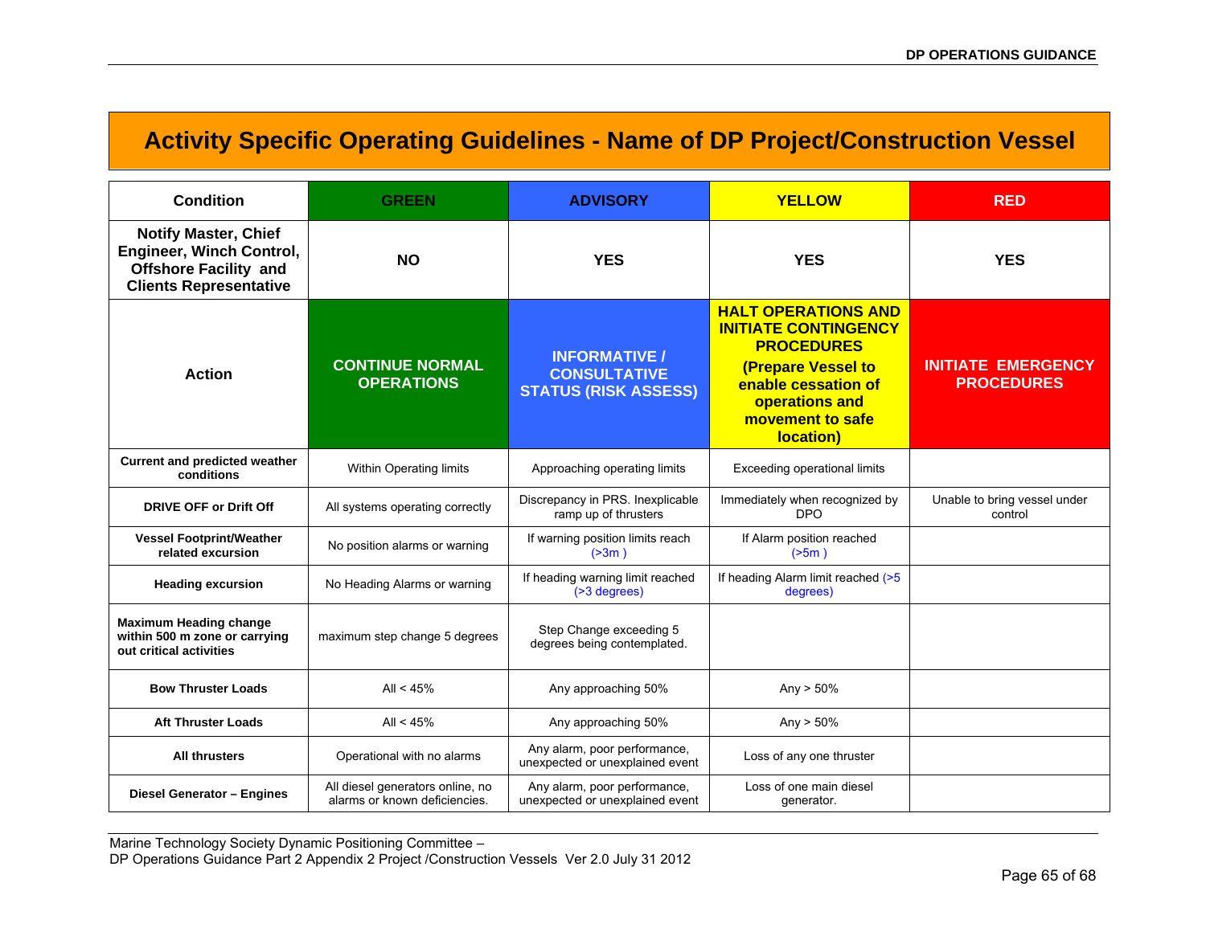## Activity Specific Operating Guidelines - Name of DP Project/Construction Vessel

| Condition | GREEN | ADVISORY | YELLOW | RED |
|---|---|---|---|---|
| **Notify Master, Chief Engineer, Winch Control, Offshore Facility and Clients Representative** | **NO** | **YES** | **YES** | **YES** |
| **Action** | **CONTINUE NORMAL OPERATIONS** | **INFORMATIVE / CONSULTATIVE STATUS (RISK ASSESS)** | **HALT OPERATIONS AND INITIATE CONTINGENCY PROCEDURES (Prepare Vessel to enable cessation of operations and movement to safe location)** | **INITIATE EMERGENCY PROCEDURES** |
| **Current and predicted weather conditions** | Within Operating limits | Approaching operating limits | Exceeding operational limits | |
| **DRIVE OFF or Drift Off** | All systems operating correctly | Discrepancy in PRS. Inexplicable ramp up of thrusters | Immediately when recognized by DPO | Unable to bring vessel under control |
| **Vessel Footprint/Weather related excursion** | No position alarms or warning | If warning position limits reach (>3m ) | If Alarm position reached (>5m ) | |
| **Heading excursion** | No Heading Alarms or warning | If heading warning limit reached (>3 degrees) | If heading Alarm limit reached (>5 degrees) | |
| **Maximum Heading change within 500 m zone or carrying out critical activities** | maximum step change 5 degrees | Step Change exceeding 5 degrees being contemplated. | | |
| **Bow Thruster Loads** | All < 45% | Any approaching 50% | Any > 50% | |
| **Aft Thruster Loads** | All < 45% | Any approaching 50% | Any > 50% | |
| **All thrusters** | Operational with no alarms | Any alarm, poor performance, unexpected or unexplained event | Loss of any one thruster | |
| **Diesel Generator – Engines** | All diesel generators online, no alarms or known deficiencies. | Any alarm, poor performance, unexpected or unexplained event | Loss of one main diesel generator. | |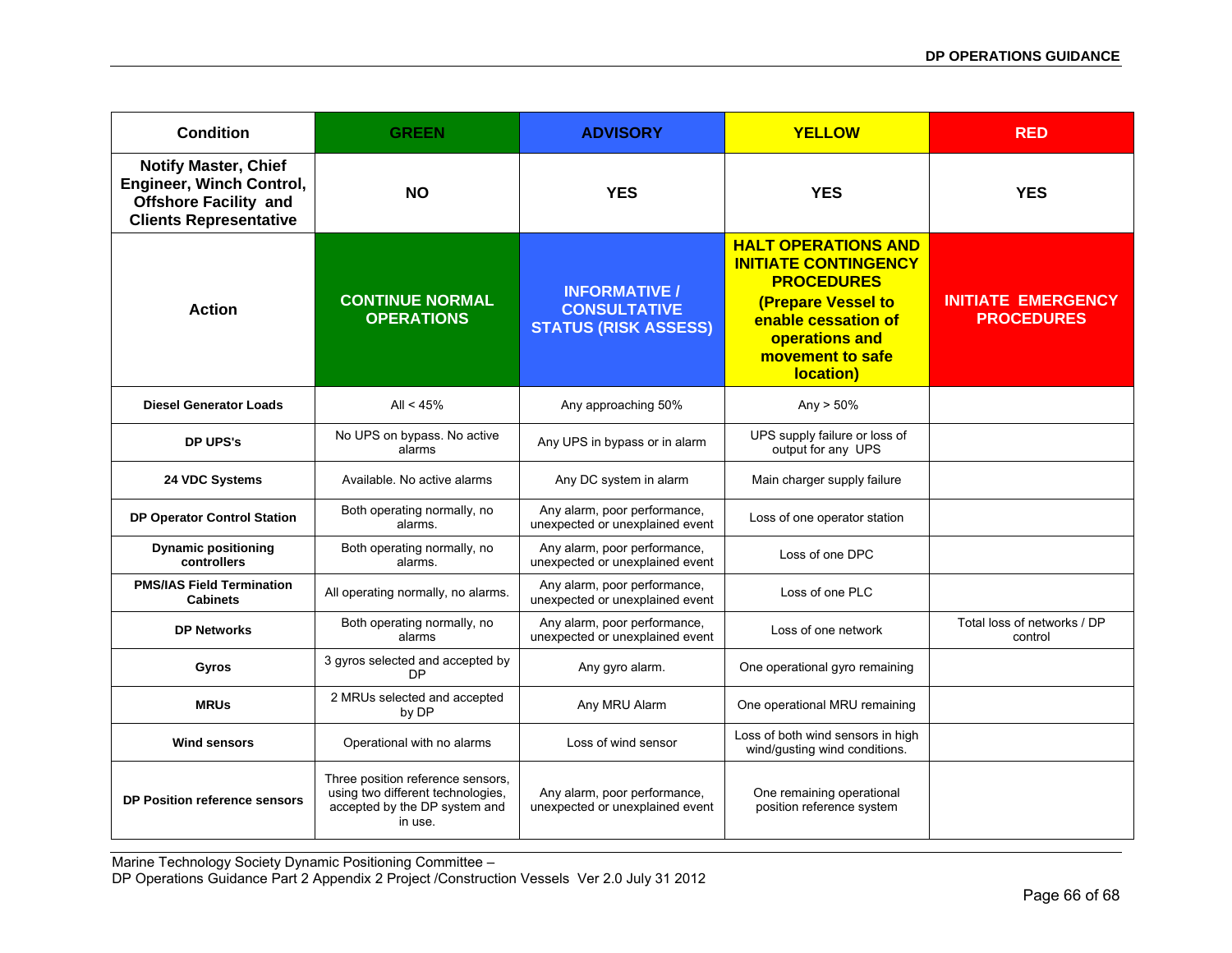| Condition | GREEN | ADVISORY | YELLOW | RED |
|---|---|---|---|---|
| **Notify Master, Chief Engineer, Winch Control, Offshore Facility and Clients Representative** | **NO** | **YES** | **YES** | **YES** |
| **Action** | **CONTINUE NORMAL OPERATIONS** | **INFORMATIVE / CONSULTATIVE STATUS (RISK ASSESS)** | **HALT OPERATIONS AND INITIATE CONTINGENCY PROCEDURES (Prepare Vessel to enable cessation of operations and movement to safe location)** | **INITIATE EMERGENCY PROCEDURES** |
| **Diesel Generator Loads** | All < 45% | Any approaching 50% | Any > 50% | |
| **DP UPS's** | No UPS on bypass. No active alarms | Any UPS in bypass or in alarm | UPS supply failure or loss of output for any UPS | |
| **24 VDC Systems** | Available. No active alarms | Any DC system in alarm | Main charger supply failure | |
| **DP Operator Control Station** | Both operating normally, no alarms. | Any alarm, poor performance, unexpected or unexplained event | Loss of one operator station | |
| **Dynamic positioning controllers** | Both operating normally, no alarms. | Any alarm, poor performance, unexpected or unexplained event | Loss of one DPC | |
| **PMS/IAS Field Termination Cabinets** | All operating normally, no alarms. | Any alarm, poor performance, unexpected or unexplained event | Loss of one PLC | |
| **DP Networks** | Both operating normally, no alarms | Any alarm, poor performance, unexpected or unexplained event | Loss of one network | Total loss of networks / DP control |
| **Gyros** | 3 gyros selected and accepted by DP | Any gyro alarm. | One operational gyro remaining | |
| **MRUs** | 2 MRUs selected and accepted by DP | Any MRU Alarm | One operational MRU remaining | |
| **Wind sensors** | Operational with no alarms | Loss of wind sensor | Loss of both wind sensors in high wind/gusting wind conditions. | |
| **DP Position reference sensors** | Three position reference sensors, using two different technologies, accepted by the DP system and in use. | Any alarm, poor performance, unexpected or unexplained event | One remaining operational position reference system | |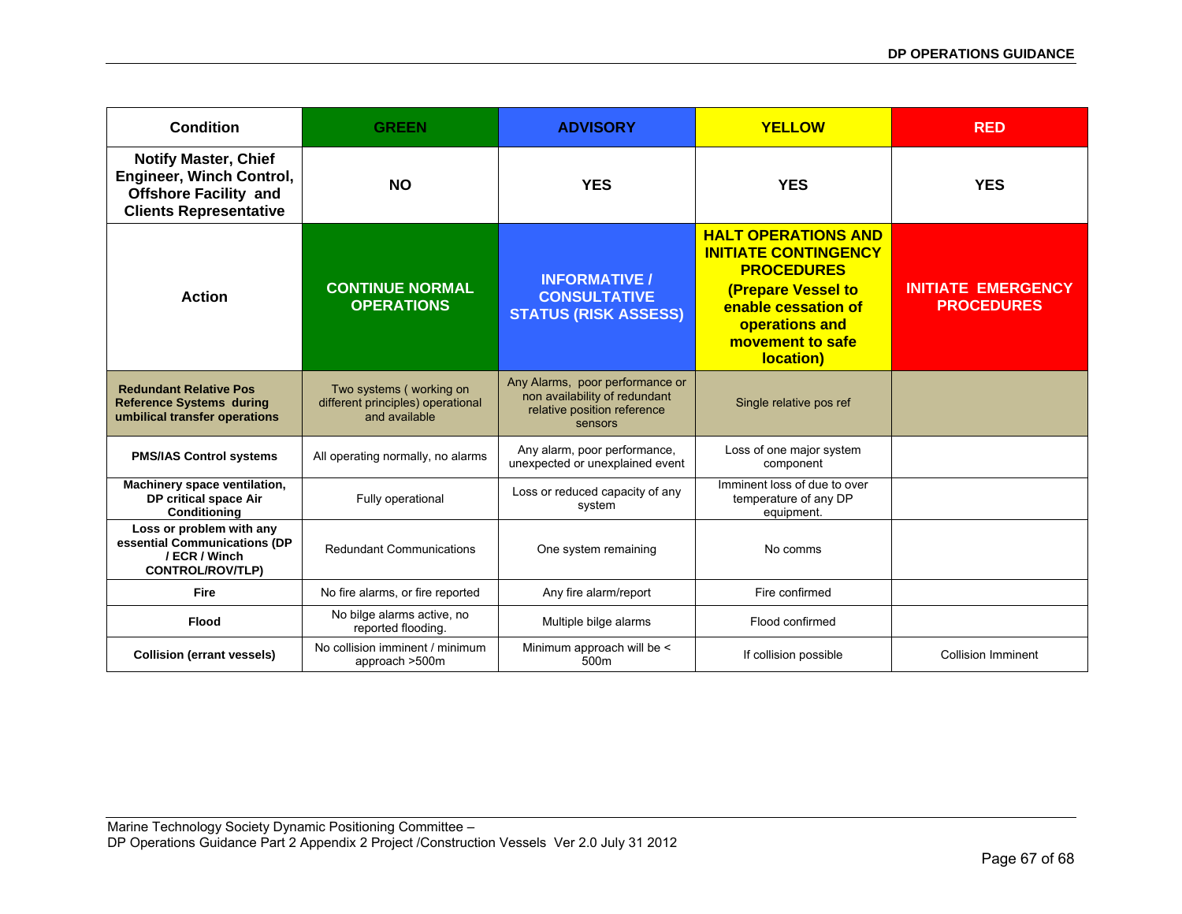| Condition | GREEN | ADVISORY | YELLOW | RED |
|---|---|---|---|---|
| **Notify Master, Chief Engineer, Winch Control, Offshore Facility and Clients Representative** | **NO** | **YES** | **YES** | **YES** |
| **Action** | **CONTINUE NORMAL OPERATIONS** | **INFORMATIVE / CONSULTATIVE STATUS (RISK ASSESS)** | **HALT OPERATIONS AND INITIATE CONTINGENCY PROCEDURES (Prepare Vessel to enable cessation of operations and movement to safe location)** | **INITIATE EMERGENCY PROCEDURES** |
| **Redundant Relative Pos Reference Systems during umbilical transfer operations** | Two systems ( working on different principles) operational and available | Any Alarms, poor performance or non availability of redundant relative position reference sensors | Single relative pos ref | |
| **PMS/IAS Control systems** | All operating normally, no alarms | Any alarm, poor performance, unexpected or unexplained event | Loss of one major system component | |
| **Machinery space ventilation, DP critical space Air Conditioning** | Fully operational | Loss or reduced capacity of any system | Imminent loss of due to over temperature of any DP equipment. | |
| **Loss or problem with any essential Communications (DP / ECR / Winch CONTROL/ROV/TLP)** | Redundant Communications | One system remaining | No comms | |
| **Fire** | No fire alarms, or fire reported | Any fire alarm/report | Fire confirmed | |
| **Flood** | No bilge alarms active, no reported flooding. | Multiple bilge alarms | Flood confirmed | |
| **Collision (errant vessels)** | No collision imminent / minimum approach >500m | Minimum approach will be < 500m | If collision possible | Collision Imminent |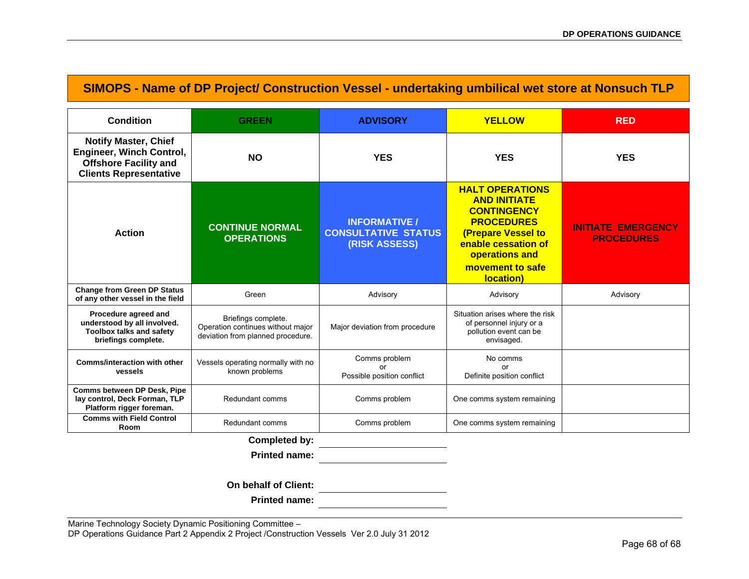## SIMOPS - Name of DP Project/ Construction Vessel - undertaking umbilical wet store at Nonsuch TLP

| Condition | GREEN | ADVISORY | YELLOW | RED |
|---|---|---|---|---|
| **Notify Master, Chief Engineer, Winch Control, Offshore Facility and Clients Representative** | **NO** | **YES** | **YES** | **YES** |
| **Action** | **CONTINUE NORMAL OPERATIONS** | **INFORMATIVE / CONSULTATIVE STATUS (RISK ASSESS)** | **HALT OPERATIONS AND INITIATE CONTINGENCY PROCEDURES (Prepare Vessel to enable cessation of operations and movement to safe location)** | **INITIATE EMERGENCY PROCEDURES** |
| **Change from Green DP Status of any other vessel in the field** | Green | Advisory | Advisory | Advisory |
| **Procedure agreed and understood by all involved. Toolbox talks and safety briefings complete.** | Briefings complete. Operation continues without major deviation from planned procedure. | Major deviation from procedure | Situation arises where the risk of personnel injury or a pollution event can be envisaged. | |
| **Comms/interaction with other vessels** | Vessels operating normally with no known problems | Comms problem or Possible position conflict | No comms or Definite position conflict | |
| **Comms between DP Desk, Pipe lay control, Deck Forman, TLP Platform rigger foreman.** | Redundant comms | Comms problem | One comms system remaining | |
| **Comms with Field Control Room** | Redundant comms | Comms problem | One comms system remaining | |

**Completed by:** \_\_\_\_\_\_\_\_\_\_\_\_\_\_\_\_\_\_\_\_

**Printed name:** \_\_\_\_\_\_\_\_\_\_\_\_\_\_\_\_\_\_\_\_

**On behalf of Client:** \_\_\_\_\_\_\_\_\_\_\_\_\_\_\_\_\_\_\_\_

**Printed name:** \_\_\_\_\_\_\_\_\_\_\_\_\_\_\_\_\_\_\_\_